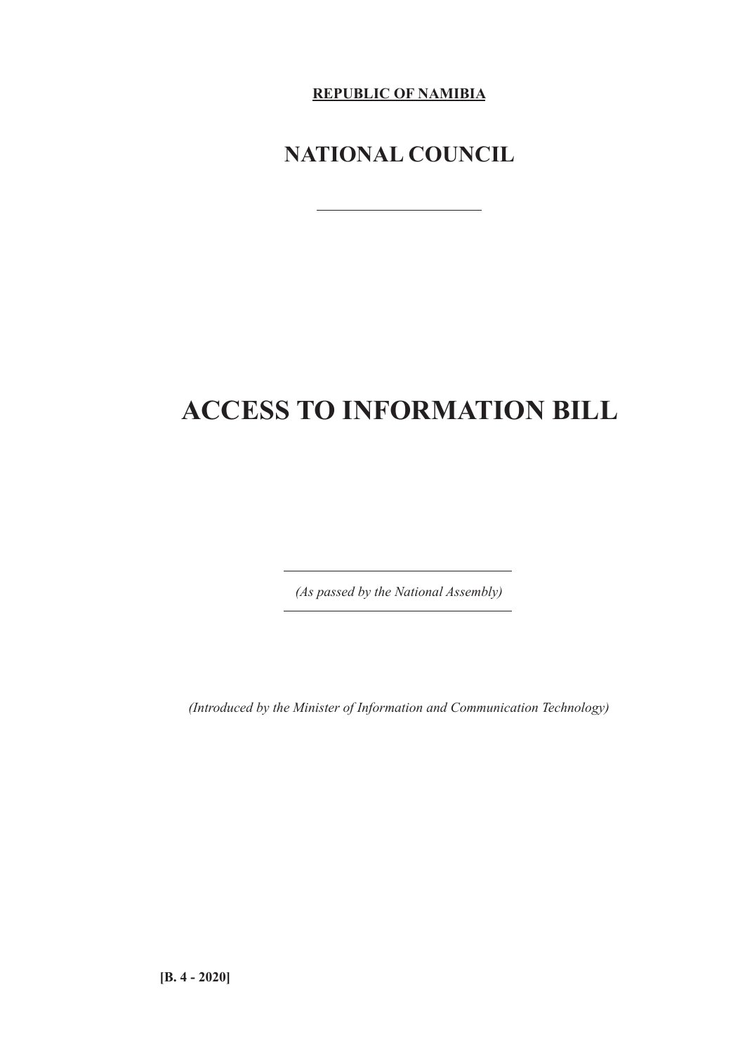**REPUBLIC OF NAMIBIA**

## NATIONAL COUNCIL

---

# ACCESS TO INFORMATION BILL

---

*(As passed by the National Assembly)*

---

*(Introduced by the Minister of Information and Communication Technology)*

**[B. 4 - 2020]**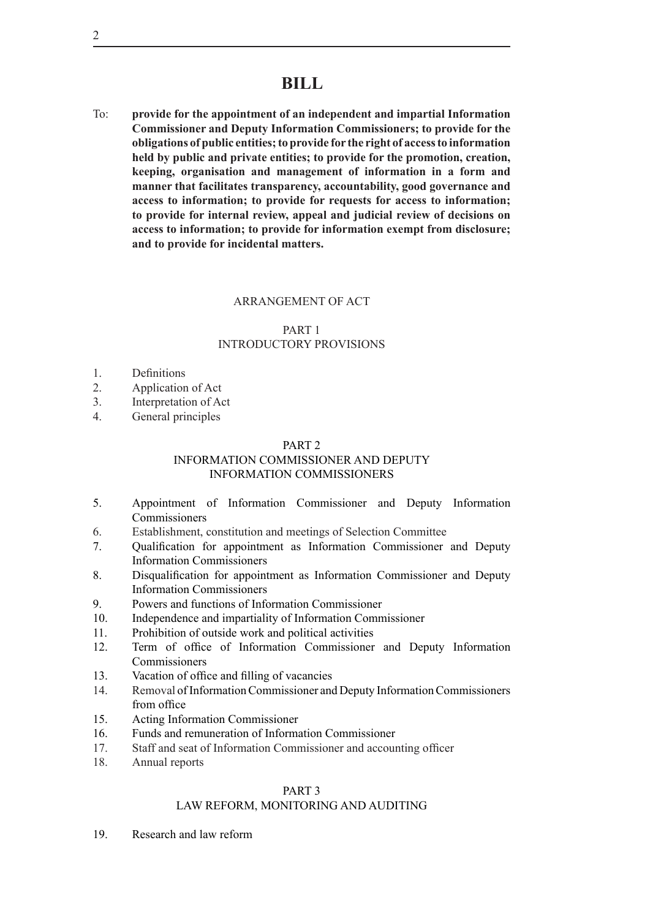# BILL

To: **provide for the appointment of an independent and impartial Information Commissioner and Deputy Information Commissioners; to provide for the obligations of public entities; to provide for the right of access to information held by public and private entities; to provide for the promotion, creation, keeping, organisation and management of information in a form and manner that facilitates transparency, accountability, good governance and access to information; to provide for requests for access to information; to provide for internal review, appeal and judicial review of decisions on access to information; to provide for information exempt from disclosure; and to provide for incidental matters.**

ARRANGEMENT OF ACT

PART 1
INTRODUCTORY PROVISIONS

1. Definitions
2. Application of Act
3. Interpretation of Act
4. General principles

PART 2
INFORMATION COMMISSIONER AND DEPUTY INFORMATION COMMISSIONERS

5. Appointment of Information Commissioner and Deputy Information Commissioners
6. Establishment, constitution and meetings of Selection Committee
7. Qualification for appointment as Information Commissioner and Deputy Information Commissioners
8. Disqualification for appointment as Information Commissioner and Deputy Information Commissioners
9. Powers and functions of Information Commissioner
10. Independence and impartiality of Information Commissioner
11. Prohibition of outside work and political activities
12. Term of office of Information Commissioner and Deputy Information Commissioners
13. Vacation of office and filling of vacancies
14. Removal of Information Commissioner and Deputy Information Commissioners from office
15. Acting Information Commissioner
16. Funds and remuneration of Information Commissioner
17. Staff and seat of Information Commissioner and accounting officer
18. Annual reports

PART 3
LAW REFORM, MONITORING AND AUDITING

19. Research and law reform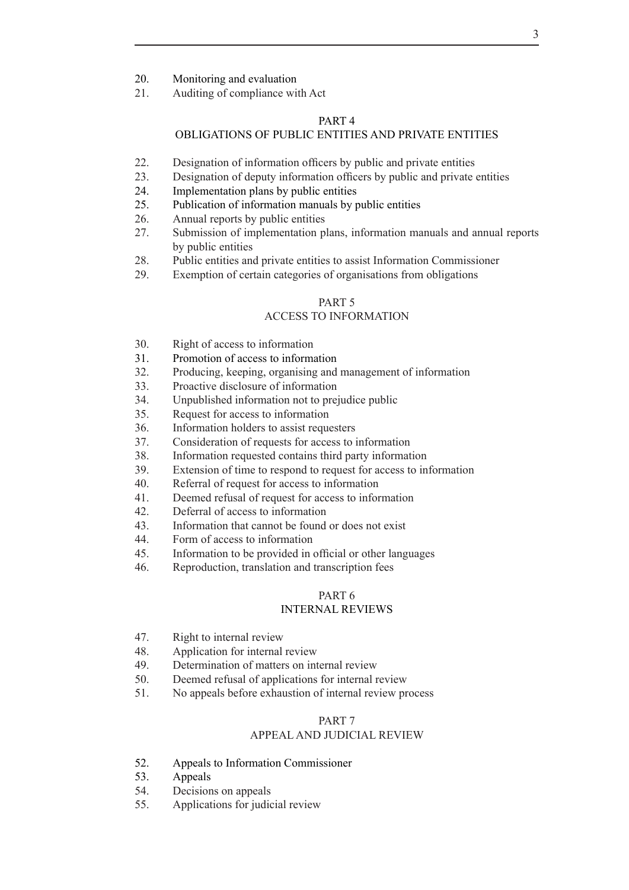20. Monitoring and evaluation
21. Auditing of compliance with Act

PART 4

OBLIGATIONS OF PUBLIC ENTITIES AND PRIVATE ENTITIES

22. Designation of information officers by public and private entities
23. Designation of deputy information officers by public and private entities
24. Implementation plans by public entities
25. Publication of information manuals by public entities
26. Annual reports by public entities
27. Submission of implementation plans, information manuals and annual reports by public entities
28. Public entities and private entities to assist Information Commissioner
29. Exemption of certain categories of organisations from obligations

PART 5

ACCESS TO INFORMATION

30. Right of access to information
31. Promotion of access to information
32. Producing, keeping, organising and management of information
33. Proactive disclosure of information
34. Unpublished information not to prejudice public
35. Request for access to information
36. Information holders to assist requesters
37. Consideration of requests for access to information
38. Information requested contains third party information
39. Extension of time to respond to request for access to information
40. Referral of request for access to information
41. Deemed refusal of request for access to information
42. Deferral of access to information
43. Information that cannot be found or does not exist
44. Form of access to information
45. Information to be provided in official or other languages
46. Reproduction, translation and transcription fees

PART 6

INTERNAL REVIEWS

47. Right to internal review
48. Application for internal review
49. Determination of matters on internal review
50. Deemed refusal of applications for internal review
51. No appeals before exhaustion of internal review process

PART 7

APPEAL AND JUDICIAL REVIEW

52. Appeals to Information Commissioner
53. Appeals
54. Decisions on appeals
55. Applications for judicial review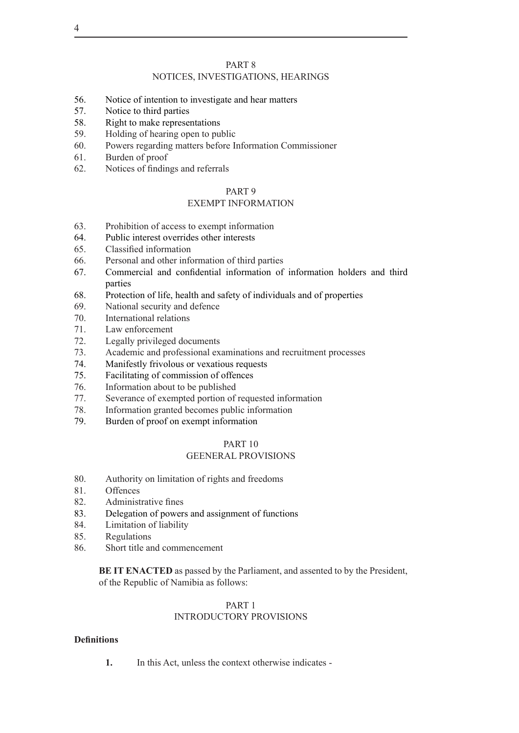PART 8
NOTICES, INVESTIGATIONS, HEARINGS

56. Notice of intention to investigate and hear matters
57. Notice to third parties
58. Right to make representations
59. Holding of hearing open to public
60. Powers regarding matters before Information Commissioner
61. Burden of proof
62. Notices of findings and referrals

PART 9
EXEMPT INFORMATION

63. Prohibition of access to exempt information
64. Public interest overrides other interests
65. Classified information
66. Personal and other information of third parties
67. Commercial and confidential information of information holders and third parties
68. Protection of life, health and safety of individuals and of properties
69. National security and defence
70. International relations
71. Law enforcement
72. Legally privileged documents
73. Academic and professional examinations and recruitment processes
74. Manifestly frivolous or vexatious requests
75. Facilitating of commission of offences
76. Information about to be published
77. Severance of exempted portion of requested information
78. Information granted becomes public information
79. Burden of proof on exempt information

PART 10
GEENERAL PROVISIONS

80. Authority on limitation of rights and freedoms
81. Offences
82. Administrative fines
83. Delegation of powers and assignment of functions
84. Limitation of liability
85. Regulations
86. Short title and commencement

**BE IT ENACTED** as passed by the Parliament, and assented to by the President, of the Republic of Namibia as follows:

PART 1
INTRODUCTORY PROVISIONS

**Definitions**

**1.** In this Act, unless the context otherwise indicates -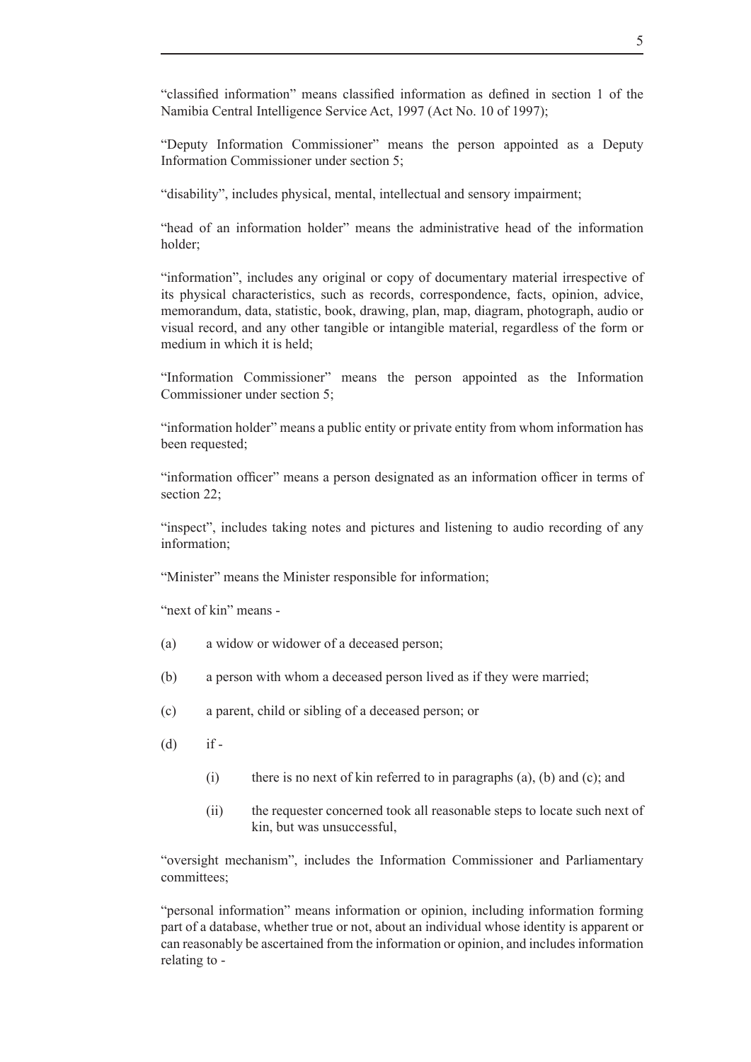"classified information" means classified information as defined in section 1 of the Namibia Central Intelligence Service Act, 1997 (Act No. 10 of 1997);

"Deputy Information Commissioner" means the person appointed as a Deputy Information Commissioner under section 5;

"disability", includes physical, mental, intellectual and sensory impairment;

"head of an information holder" means the administrative head of the information holder;

"information", includes any original or copy of documentary material irrespective of its physical characteristics, such as records, correspondence, facts, opinion, advice, memorandum, data, statistic, book, drawing, plan, map, diagram, photograph, audio or visual record, and any other tangible or intangible material, regardless of the form or medium in which it is held;

"Information Commissioner" means the person appointed as the Information Commissioner under section 5;

"information holder" means a public entity or private entity from whom information has been requested;

"information officer" means a person designated as an information officer in terms of section 22;

"inspect", includes taking notes and pictures and listening to audio recording of any information;

"Minister" means the Minister responsible for information;

"next of kin" means -

(a) a widow or widower of a deceased person;

(b) a person with whom a deceased person lived as if they were married;

(c) a parent, child or sibling of a deceased person; or

(d) if -

  (i) there is no next of kin referred to in paragraphs (a), (b) and (c); and

  (ii) the requester concerned took all reasonable steps to locate such next of kin, but was unsuccessful,

"oversight mechanism", includes the Information Commissioner and Parliamentary committees;

"personal information" means information or opinion, including information forming part of a database, whether true or not, about an individual whose identity is apparent or can reasonably be ascertained from the information or opinion, and includes information relating to -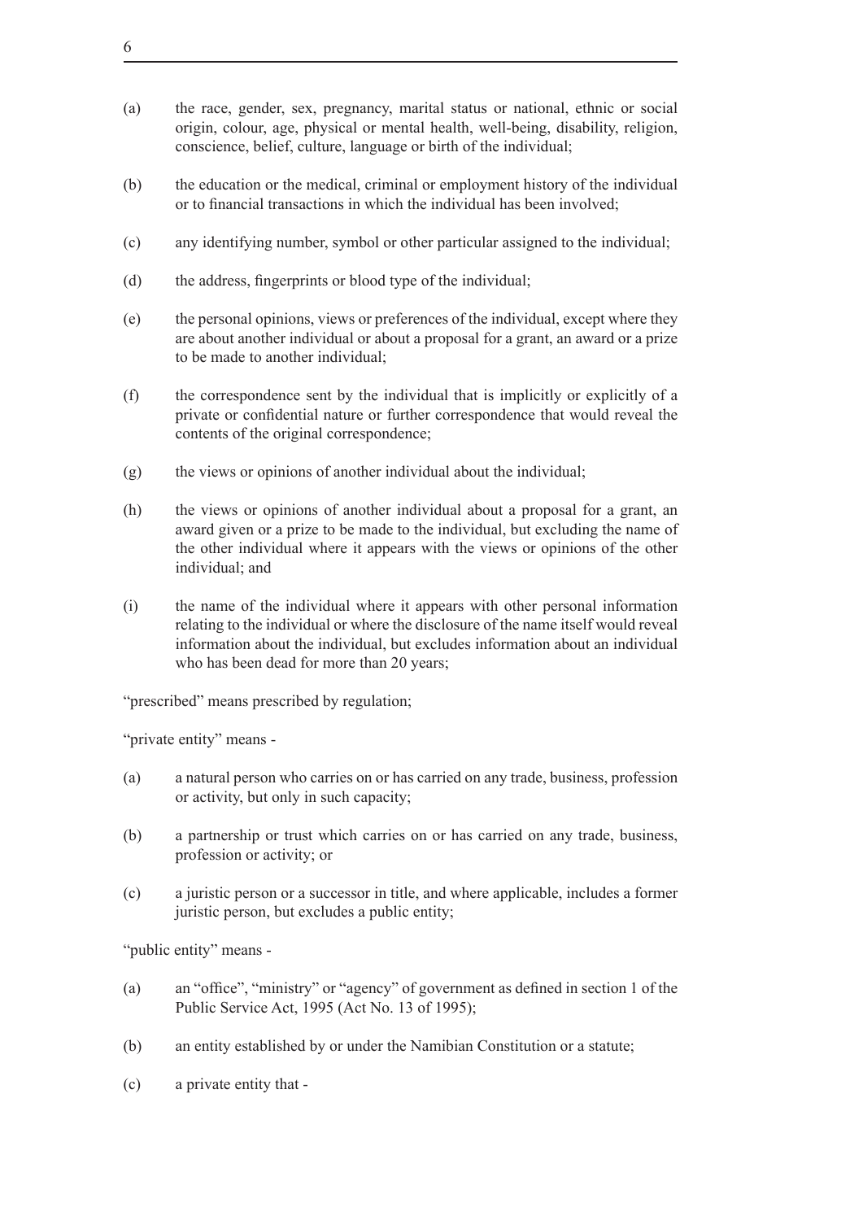(a) the race, gender, sex, pregnancy, marital status or national, ethnic or social origin, colour, age, physical or mental health, well-being, disability, religion, conscience, belief, culture, language or birth of the individual;

(b) the education or the medical, criminal or employment history of the individual or to financial transactions in which the individual has been involved;

(c) any identifying number, symbol or other particular assigned to the individual;

(d) the address, fingerprints or blood type of the individual;

(e) the personal opinions, views or preferences of the individual, except where they are about another individual or about a proposal for a grant, an award or a prize to be made to another individual;

(f) the correspondence sent by the individual that is implicitly or explicitly of a private or confidential nature or further correspondence that would reveal the contents of the original correspondence;

(g) the views or opinions of another individual about the individual;

(h) the views or opinions of another individual about a proposal for a grant, an award given or a prize to be made to the individual, but excluding the name of the other individual where it appears with the views or opinions of the other individual; and

(i) the name of the individual where it appears with other personal information relating to the individual or where the disclosure of the name itself would reveal information about the individual, but excludes information about an individual who has been dead for more than 20 years;

"prescribed" means prescribed by regulation;

"private entity" means -

(a) a natural person who carries on or has carried on any trade, business, profession or activity, but only in such capacity;

(b) a partnership or trust which carries on or has carried on any trade, business, profession or activity; or

(c) a juristic person or a successor in title, and where applicable, includes a former juristic person, but excludes a public entity;

"public entity" means -

(a) an "office", "ministry" or "agency" of government as defined in section 1 of the Public Service Act, 1995 (Act No. 13 of 1995);

(b) an entity established by or under the Namibian Constitution or a statute;

(c) a private entity that -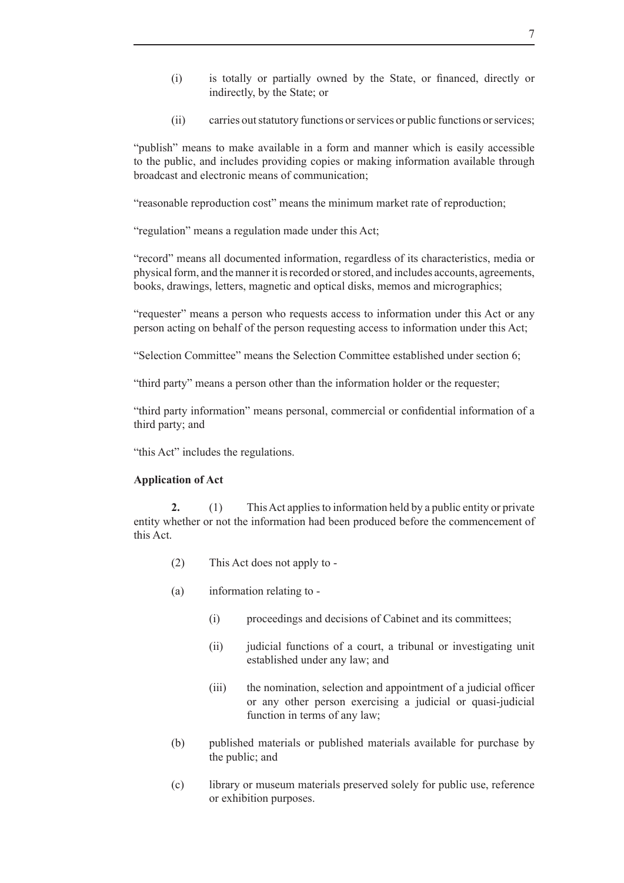(i) is totally or partially owned by the State, or financed, directly or indirectly, by the State; or

(ii) carries out statutory functions or services or public functions or services;

"publish" means to make available in a form and manner which is easily accessible to the public, and includes providing copies or making information available through broadcast and electronic means of communication;

"reasonable reproduction cost" means the minimum market rate of reproduction;

"regulation" means a regulation made under this Act;

"record" means all documented information, regardless of its characteristics, media or physical form, and the manner it is recorded or stored, and includes accounts, agreements, books, drawings, letters, magnetic and optical disks, memos and micrographics;

"requester" means a person who requests access to information under this Act or any person acting on behalf of the person requesting access to information under this Act;

"Selection Committee" means the Selection Committee established under section 6;

"third party" means a person other than the information holder or the requester;

"third party information" means personal, commercial or confidential information of a third party; and

"this Act" includes the regulations.

**Application of Act**

**2.** (1) This Act applies to information held by a public entity or private entity whether or not the information had been produced before the commencement of this Act.

(2) This Act does not apply to -

(a) information relating to -

(i) proceedings and decisions of Cabinet and its committees;

(ii) judicial functions of a court, a tribunal or investigating unit established under any law; and

(iii) the nomination, selection and appointment of a judicial officer or any other person exercising a judicial or quasi-judicial function in terms of any law;

(b) published materials or published materials available for purchase by the public; and

(c) library or museum materials preserved solely for public use, reference or exhibition purposes.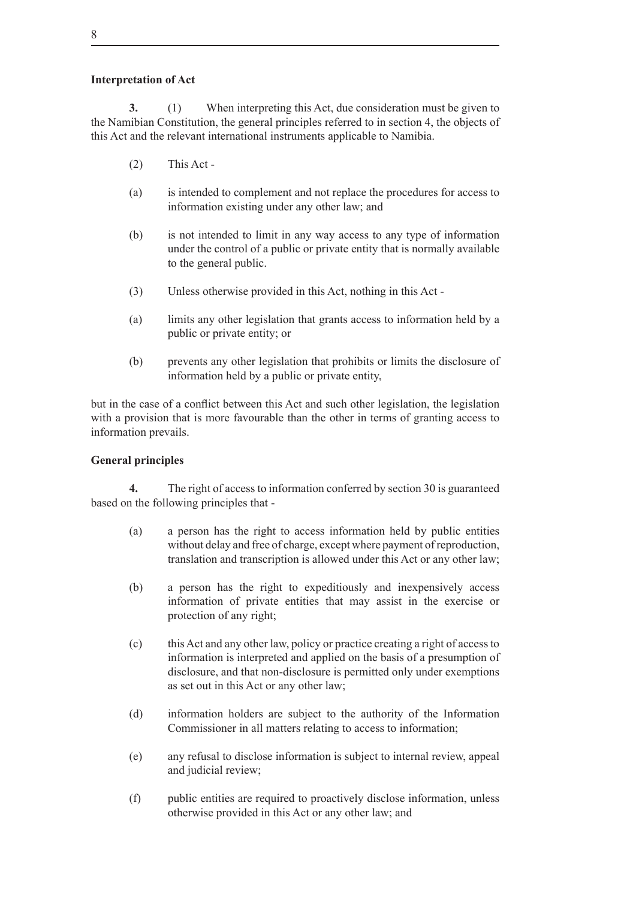**Interpretation of Act**

**3.** (1) When interpreting this Act, due consideration must be given to the Namibian Constitution, the general principles referred to in section 4, the objects of this Act and the relevant international instruments applicable to Namibia.

(2) This Act -

(a) is intended to complement and not replace the procedures for access to information existing under any other law; and

(b) is not intended to limit in any way access to any type of information under the control of a public or private entity that is normally available to the general public.

(3) Unless otherwise provided in this Act, nothing in this Act -

(a) limits any other legislation that grants access to information held by a public or private entity; or

(b) prevents any other legislation that prohibits or limits the disclosure of information held by a public or private entity,

but in the case of a conflict between this Act and such other legislation, the legislation with a provision that is more favourable than the other in terms of granting access to information prevails.

**General principles**

**4.** The right of access to information conferred by section 30 is guaranteed based on the following principles that -

(a) a person has the right to access information held by public entities without delay and free of charge, except where payment of reproduction, translation and transcription is allowed under this Act or any other law;

(b) a person has the right to expeditiously and inexpensively access information of private entities that may assist in the exercise or protection of any right;

(c) this Act and any other law, policy or practice creating a right of access to information is interpreted and applied on the basis of a presumption of disclosure, and that non-disclosure is permitted only under exemptions as set out in this Act or any other law;

(d) information holders are subject to the authority of the Information Commissioner in all matters relating to access to information;

(e) any refusal to disclose information is subject to internal review, appeal and judicial review;

(f) public entities are required to proactively disclose information, unless otherwise provided in this Act or any other law; and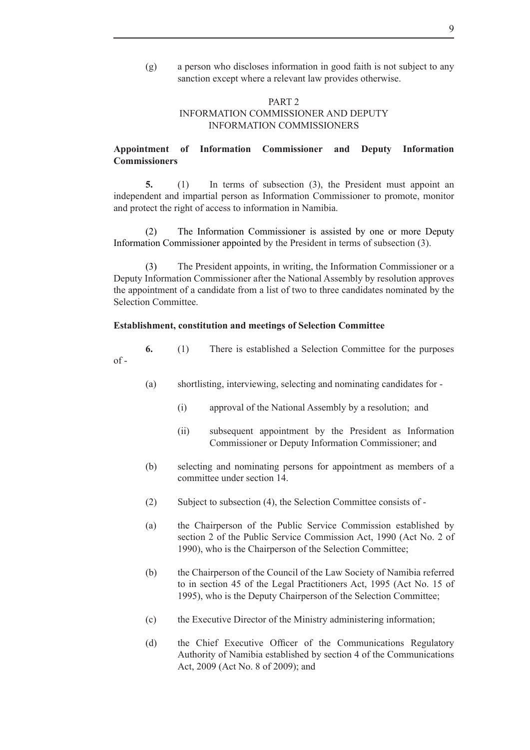(g) a person who discloses information in good faith is not subject to any sanction except where a relevant law provides otherwise.

## PART 2
## INFORMATION COMMISSIONER AND DEPUTY INFORMATION COMMISSIONERS

**Appointment of Information Commissioner and Deputy Information Commissioners**

**5.** (1) In terms of subsection (3), the President must appoint an independent and impartial person as Information Commissioner to promote, monitor and protect the right of access to information in Namibia.

(2) The Information Commissioner is assisted by one or more Deputy Information Commissioner appointed by the President in terms of subsection (3).

(3) The President appoints, in writing, the Information Commissioner or a Deputy Information Commissioner after the National Assembly by resolution approves the appointment of a candidate from a list of two to three candidates nominated by the Selection Committee.

**Establishment, constitution and meetings of Selection Committee**

**6.** (1) There is established a Selection Committee for the purposes of -

(a) shortlisting, interviewing, selecting and nominating candidates for -

(i) approval of the National Assembly by a resolution; and

(ii) subsequent appointment by the President as Information Commissioner or Deputy Information Commissioner; and

(b) selecting and nominating persons for appointment as members of a committee under section 14.

(2) Subject to subsection (4), the Selection Committee consists of -

(a) the Chairperson of the Public Service Commission established by section 2 of the Public Service Commission Act, 1990 (Act No. 2 of 1990), who is the Chairperson of the Selection Committee;

(b) the Chairperson of the Council of the Law Society of Namibia referred to in section 45 of the Legal Practitioners Act, 1995 (Act No. 15 of 1995), who is the Deputy Chairperson of the Selection Committee;

(c) the Executive Director of the Ministry administering information;

(d) the Chief Executive Officer of the Communications Regulatory Authority of Namibia established by section 4 of the Communications Act, 2009 (Act No. 8 of 2009); and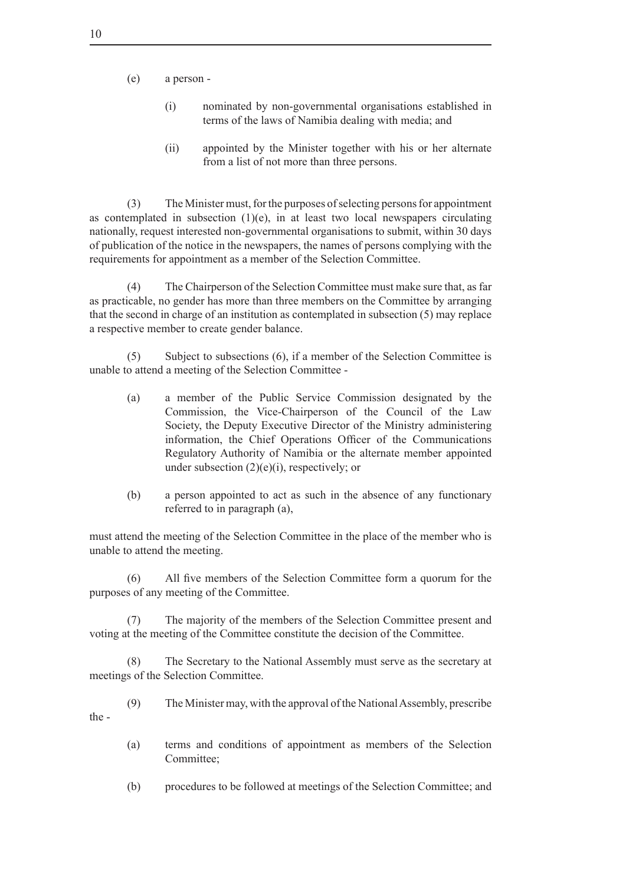(e) a person -

(i) nominated by non-governmental organisations established in terms of the laws of Namibia dealing with media; and

(ii) appointed by the Minister together with his or her alternate from a list of not more than three persons.

(3) The Minister must, for the purposes of selecting persons for appointment as contemplated in subsection (1)(e), in at least two local newspapers circulating nationally, request interested non-governmental organisations to submit, within 30 days of publication of the notice in the newspapers, the names of persons complying with the requirements for appointment as a member of the Selection Committee.

(4) The Chairperson of the Selection Committee must make sure that, as far as practicable, no gender has more than three members on the Committee by arranging that the second in charge of an institution as contemplated in subsection (5) may replace a respective member to create gender balance.

(5) Subject to subsections (6), if a member of the Selection Committee is unable to attend a meeting of the Selection Committee -

(a) a member of the Public Service Commission designated by the Commission, the Vice-Chairperson of the Council of the Law Society, the Deputy Executive Director of the Ministry administering information, the Chief Operations Officer of the Communications Regulatory Authority of Namibia or the alternate member appointed under subsection (2)(e)(i), respectively; or

(b) a person appointed to act as such in the absence of any functionary referred to in paragraph (a),

must attend the meeting of the Selection Committee in the place of the member who is unable to attend the meeting.

(6) All five members of the Selection Committee form a quorum for the purposes of any meeting of the Committee.

(7) The majority of the members of the Selection Committee present and voting at the meeting of the Committee constitute the decision of the Committee.

(8) The Secretary to the National Assembly must serve as the secretary at meetings of the Selection Committee.

(9) The Minister may, with the approval of the National Assembly, prescribe the -

(a) terms and conditions of appointment as members of the Selection Committee;

(b) procedures to be followed at meetings of the Selection Committee; and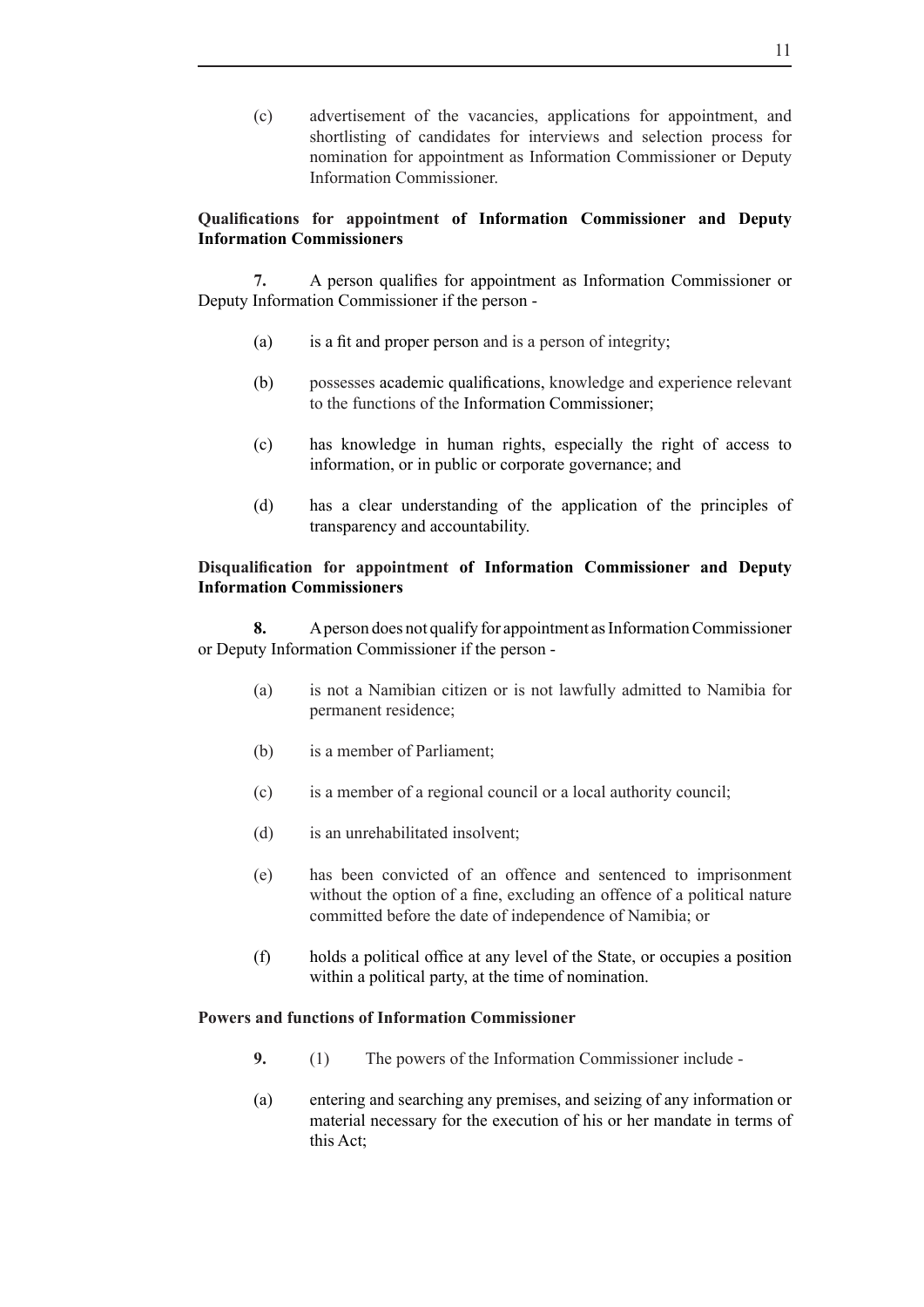(c) advertisement of the vacancies, applications for appointment, and shortlisting of candidates for interviews and selection process for nomination for appointment as Information Commissioner or Deputy Information Commissioner.

**Qualifications for appointment of Information Commissioner and Deputy Information Commissioners**

**7.** A person qualifies for appointment as Information Commissioner or Deputy Information Commissioner if the person -

(a) is a fit and proper person and is a person of integrity;

(b) possesses academic qualifications, knowledge and experience relevant to the functions of the Information Commissioner;

(c) has knowledge in human rights, especially the right of access to information, or in public or corporate governance; and

(d) has a clear understanding of the application of the principles of transparency and accountability.

**Disqualification for appointment of Information Commissioner and Deputy Information Commissioners**

**8.** A person does not qualify for appointment as Information Commissioner or Deputy Information Commissioner if the person -

(a) is not a Namibian citizen or is not lawfully admitted to Namibia for permanent residence;

(b) is a member of Parliament;

(c) is a member of a regional council or a local authority council;

(d) is an unrehabilitated insolvent;

(e) has been convicted of an offence and sentenced to imprisonment without the option of a fine, excluding an offence of a political nature committed before the date of independence of Namibia; or

(f) holds a political office at any level of the State, or occupies a position within a political party, at the time of nomination.

**Powers and functions of Information Commissioner**

**9.** (1) The powers of the Information Commissioner include -

(a) entering and searching any premises, and seizing of any information or material necessary for the execution of his or her mandate in terms of this Act;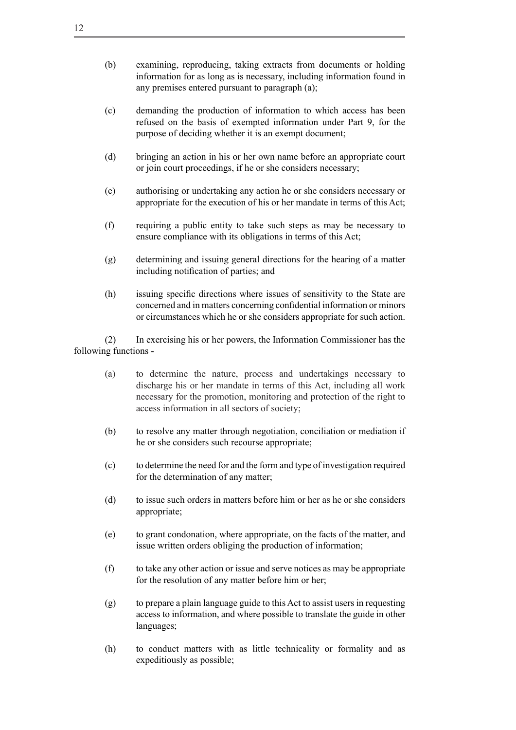(b) examining, reproducing, taking extracts from documents or holding information for as long as is necessary, including information found in any premises entered pursuant to paragraph (a);

(c) demanding the production of information to which access has been refused on the basis of exempted information under Part 9, for the purpose of deciding whether it is an exempt document;

(d) bringing an action in his or her own name before an appropriate court or join court proceedings, if he or she considers necessary;

(e) authorising or undertaking any action he or she considers necessary or appropriate for the execution of his or her mandate in terms of this Act;

(f) requiring a public entity to take such steps as may be necessary to ensure compliance with its obligations in terms of this Act;

(g) determining and issuing general directions for the hearing of a matter including notification of parties; and

(h) issuing specific directions where issues of sensitivity to the State are concerned and in matters concerning confidential information or minors or circumstances which he or she considers appropriate for such action.

(2) In exercising his or her powers, the Information Commissioner has the following functions -

(a) to determine the nature, process and undertakings necessary to discharge his or her mandate in terms of this Act, including all work necessary for the promotion, monitoring and protection of the right to access information in all sectors of society;

(b) to resolve any matter through negotiation, conciliation or mediation if he or she considers such recourse appropriate;

(c) to determine the need for and the form and type of investigation required for the determination of any matter;

(d) to issue such orders in matters before him or her as he or she considers appropriate;

(e) to grant condonation, where appropriate, on the facts of the matter, and issue written orders obliging the production of information;

(f) to take any other action or issue and serve notices as may be appropriate for the resolution of any matter before him or her;

(g) to prepare a plain language guide to this Act to assist users in requesting access to information, and where possible to translate the guide in other languages;

(h) to conduct matters with as little technicality or formality and as expeditiously as possible;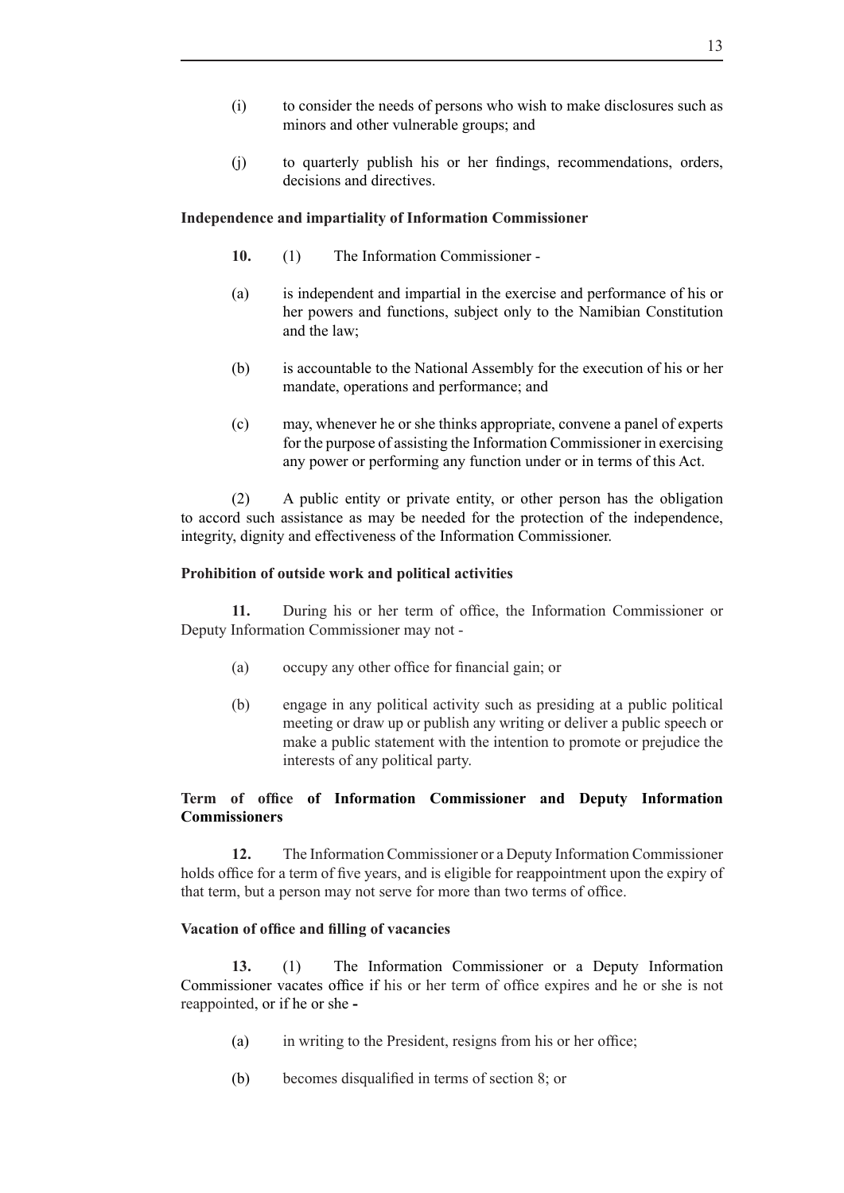(i) to consider the needs of persons who wish to make disclosures such as minors and other vulnerable groups; and

(j) to quarterly publish his or her findings, recommendations, orders, decisions and directives.

**Independence and impartiality of Information Commissioner**

**10.** (1) The Information Commissioner -

(a) is independent and impartial in the exercise and performance of his or her powers and functions, subject only to the Namibian Constitution and the law;

(b) is accountable to the National Assembly for the execution of his or her mandate, operations and performance; and

(c) may, whenever he or she thinks appropriate, convene a panel of experts for the purpose of assisting the Information Commissioner in exercising any power or performing any function under or in terms of this Act.

(2) A public entity or private entity, or other person has the obligation to accord such assistance as may be needed for the protection of the independence, integrity, dignity and effectiveness of the Information Commissioner.

**Prohibition of outside work and political activities**

**11.** During his or her term of office, the Information Commissioner or Deputy Information Commissioner may not -

(a) occupy any other office for financial gain; or

(b) engage in any political activity such as presiding at a public political meeting or draw up or publish any writing or deliver a public speech or make a public statement with the intention to promote or prejudice the interests of any political party.

**Term of office of Information Commissioner and Deputy Information Commissioners**

**12.** The Information Commissioner or a Deputy Information Commissioner holds office for a term of five years, and is eligible for reappointment upon the expiry of that term, but a person may not serve for more than two terms of office.

**Vacation of office and filling of vacancies**

**13.** (1) The Information Commissioner or a Deputy Information Commissioner vacates office if his or her term of office expires and he or she is not reappointed, or if he or she -

(a) in writing to the President, resigns from his or her office;

(b) becomes disqualified in terms of section 8; or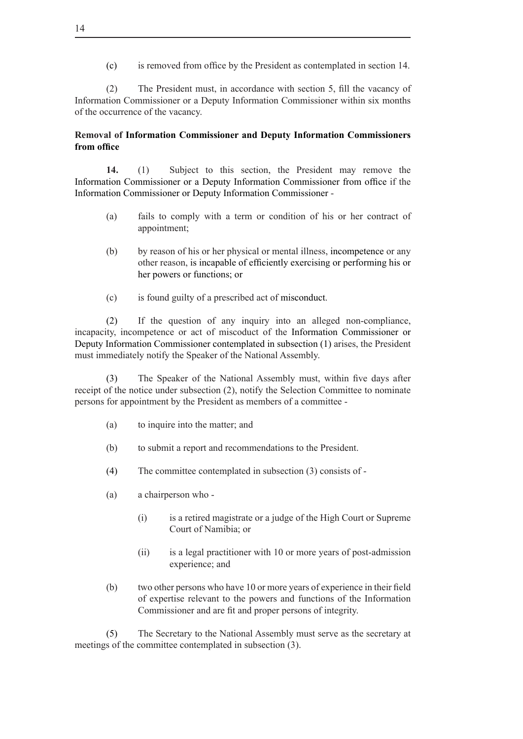(c) is removed from office by the President as contemplated in section 14.

(2) The President must, in accordance with section 5, fill the vacancy of Information Commissioner or a Deputy Information Commissioner within six months of the occurrence of the vacancy.

**Removal of Information Commissioner and Deputy Information Commissioners from office**

**14.** (1) Subject to this section, the President may remove the Information Commissioner or a Deputy Information Commissioner from office if the Information Commissioner or Deputy Information Commissioner -

(a) fails to comply with a term or condition of his or her contract of appointment;

(b) by reason of his or her physical or mental illness, incompetence or any other reason, is incapable of efficiently exercising or performing his or her powers or functions; or

(c) is found guilty of a prescribed act of misconduct.

(2) If the question of any inquiry into an alleged non-compliance, incapacity, incompetence or act of miscoduct of the Information Commissioner or Deputy Information Commissioner contemplated in subsection (1) arises, the President must immediately notify the Speaker of the National Assembly.

(3) The Speaker of the National Assembly must, within five days after receipt of the notice under subsection (2), notify the Selection Committee to nominate persons for appointment by the President as members of a committee -

(a) to inquire into the matter; and

(b) to submit a report and recommendations to the President.

(4) The committee contemplated in subsection (3) consists of -

(a) a chairperson who -

(i) is a retired magistrate or a judge of the High Court or Supreme Court of Namibia; or

(ii) is a legal practitioner with 10 or more years of post-admission experience; and

(b) two other persons who have 10 or more years of experience in their field of expertise relevant to the powers and functions of the Information Commissioner and are fit and proper persons of integrity.

(5) The Secretary to the National Assembly must serve as the secretary at meetings of the committee contemplated in subsection (3).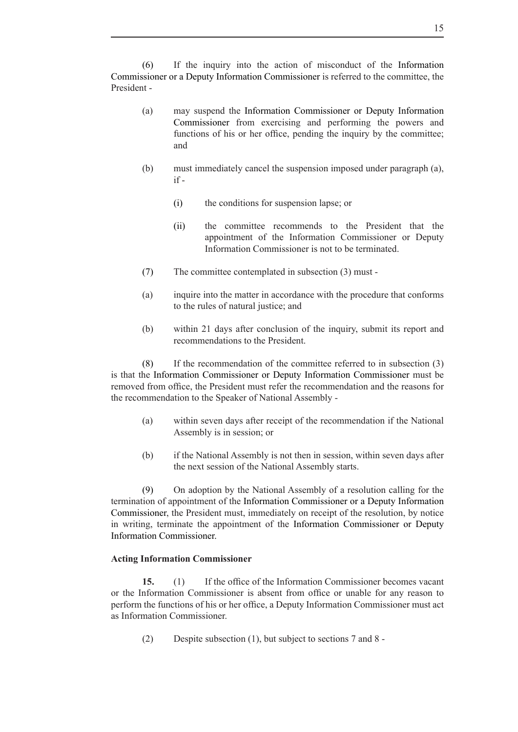(6) If the inquiry into the action of misconduct of the Information Commissioner or a Deputy Information Commissioner is referred to the committee, the President -

(a) may suspend the Information Commissioner or Deputy Information Commissioner from exercising and performing the powers and functions of his or her office, pending the inquiry by the committee; and

(b) must immediately cancel the suspension imposed under paragraph (a), if -

(i) the conditions for suspension lapse; or

(ii) the committee recommends to the President that the appointment of the Information Commissioner or Deputy Information Commissioner is not to be terminated.

(7) The committee contemplated in subsection (3) must -

(a) inquire into the matter in accordance with the procedure that conforms to the rules of natural justice; and

(b) within 21 days after conclusion of the inquiry, submit its report and recommendations to the President.

(8) If the recommendation of the committee referred to in subsection (3) is that the Information Commissioner or Deputy Information Commissioner must be removed from office, the President must refer the recommendation and the reasons for the recommendation to the Speaker of National Assembly -

(a) within seven days after receipt of the recommendation if the National Assembly is in session; or

(b) if the National Assembly is not then in session, within seven days after the next session of the National Assembly starts.

(9) On adoption by the National Assembly of a resolution calling for the termination of appointment of the Information Commissioner or a Deputy Information Commissioner, the President must, immediately on receipt of the resolution, by notice in writing, terminate the appointment of the Information Commissioner or Deputy Information Commissioner.

**Acting Information Commissioner**

**15.** (1) If the office of the Information Commissioner becomes vacant or the Information Commissioner is absent from office or unable for any reason to perform the functions of his or her office, a Deputy Information Commissioner must act as Information Commissioner.

(2) Despite subsection (1), but subject to sections 7 and 8 -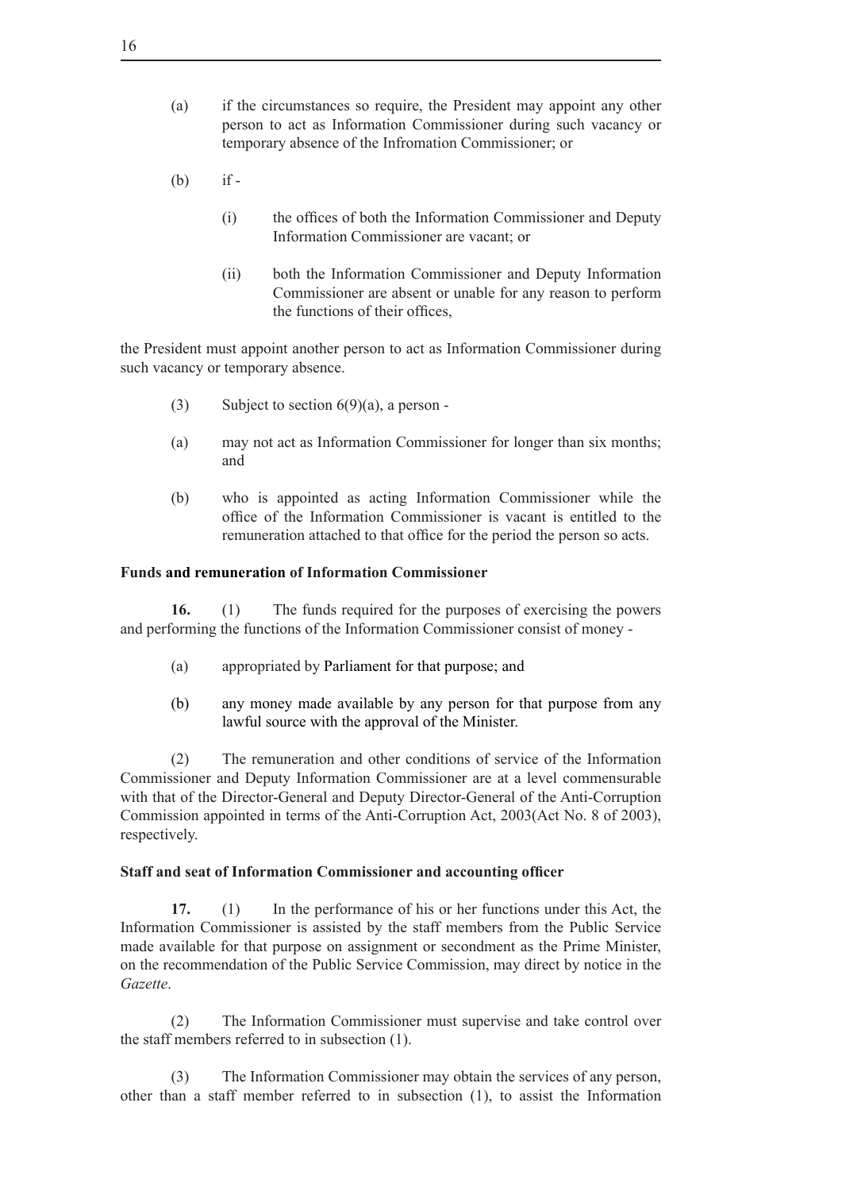(a) if the circumstances so require, the President may appoint any other person to act as Information Commissioner during such vacancy or temporary absence of the Infromation Commissioner; or

(b) if -

(i) the offices of both the Information Commissioner and Deputy Information Commissioner are vacant; or

(ii) both the Information Commissioner and Deputy Information Commissioner are absent or unable for any reason to perform the functions of their offices,

the President must appoint another person to act as Information Commissioner during such vacancy or temporary absence.

(3) Subject to section 6(9)(a), a person -

(a) may not act as Information Commissioner for longer than six months; and

(b) who is appointed as acting Information Commissioner while the office of the Information Commissioner is vacant is entitled to the remuneration attached to that office for the period the person so acts.

**Funds and remuneration of Information Commissioner**

**16.** (1) The funds required for the purposes of exercising the powers and performing the functions of the Information Commissioner consist of money -

(a) appropriated by Parliament for that purpose; and

(b) any money made available by any person for that purpose from any lawful source with the approval of the Minister.

(2) The remuneration and other conditions of service of the Information Commissioner and Deputy Information Commissioner are at a level commensurable with that of the Director-General and Deputy Director-General of the Anti-Corruption Commission appointed in terms of the Anti-Corruption Act, 2003(Act No. 8 of 2003), respectively.

**Staff and seat of Information Commissioner and accounting officer**

**17.** (1) In the performance of his or her functions under this Act, the Information Commissioner is assisted by the staff members from the Public Service made available for that purpose on assignment or secondment as the Prime Minister, on the recommendation of the Public Service Commission, may direct by notice in the *Gazette*.

(2) The Information Commissioner must supervise and take control over the staff members referred to in subsection (1).

(3) The Information Commissioner may obtain the services of any person, other than a staff member referred to in subsection (1), to assist the Information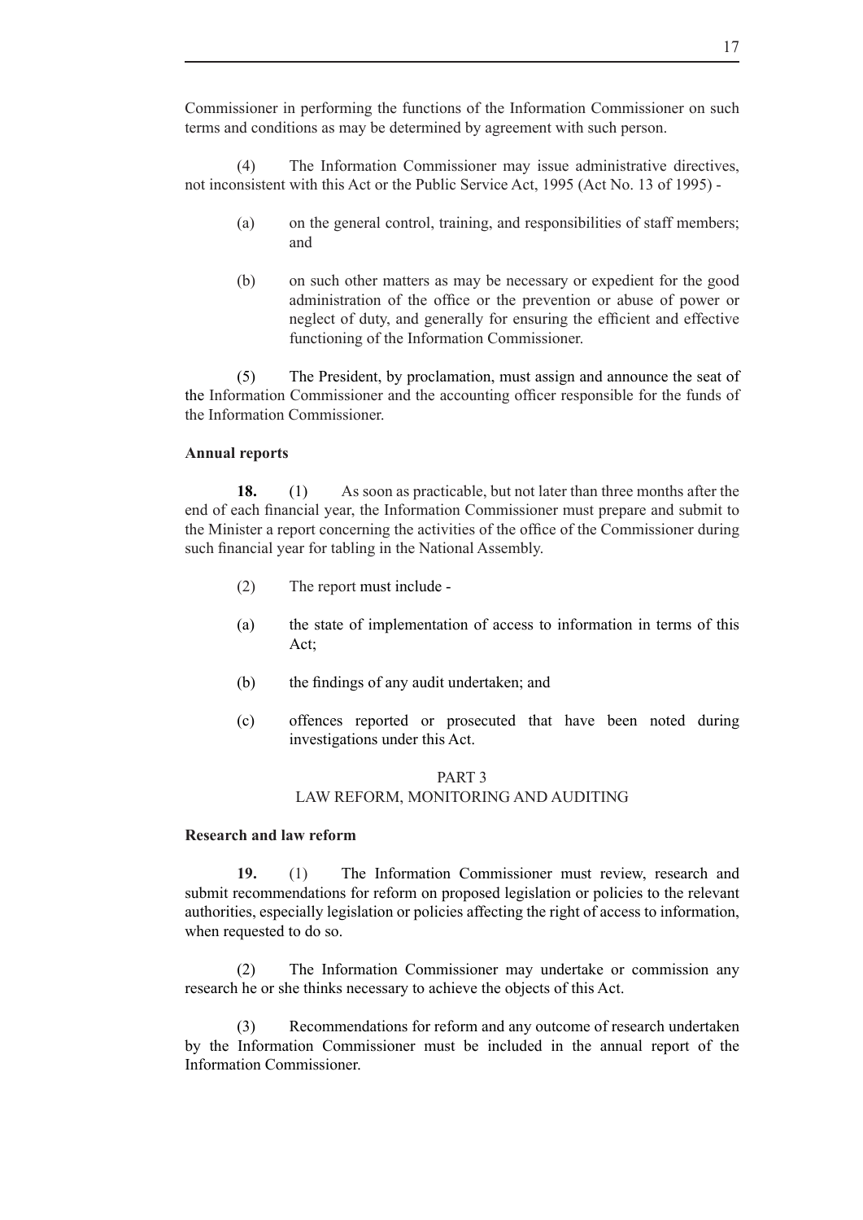Commissioner in performing the functions of the Information Commissioner on such terms and conditions as may be determined by agreement with such person.

(4) The Information Commissioner may issue administrative directives, not inconsistent with this Act or the Public Service Act, 1995 (Act No. 13 of 1995) -

(a) on the general control, training, and responsibilities of staff members; and

(b) on such other matters as may be necessary or expedient for the good administration of the office or the prevention or abuse of power or neglect of duty, and generally for ensuring the efficient and effective functioning of the Information Commissioner.

(5) The President, by proclamation, must assign and announce the seat of the Information Commissioner and the accounting officer responsible for the funds of the Information Commissioner.

**Annual reports**

**18.** (1) As soon as practicable, but not later than three months after the end of each financial year, the Information Commissioner must prepare and submit to the Minister a report concerning the activities of the office of the Commissioner during such financial year for tabling in the National Assembly.

(2) The report must include -

(a) the state of implementation of access to information in terms of this Act;

(b) the findings of any audit undertaken; and

(c) offences reported or prosecuted that have been noted during investigations under this Act.

PART 3
LAW REFORM, MONITORING AND AUDITING

**Research and law reform**

**19.** (1) The Information Commissioner must review, research and submit recommendations for reform on proposed legislation or policies to the relevant authorities, especially legislation or policies affecting the right of access to information, when requested to do so.

(2) The Information Commissioner may undertake or commission any research he or she thinks necessary to achieve the objects of this Act.

(3) Recommendations for reform and any outcome of research undertaken by the Information Commissioner must be included in the annual report of the Information Commissioner.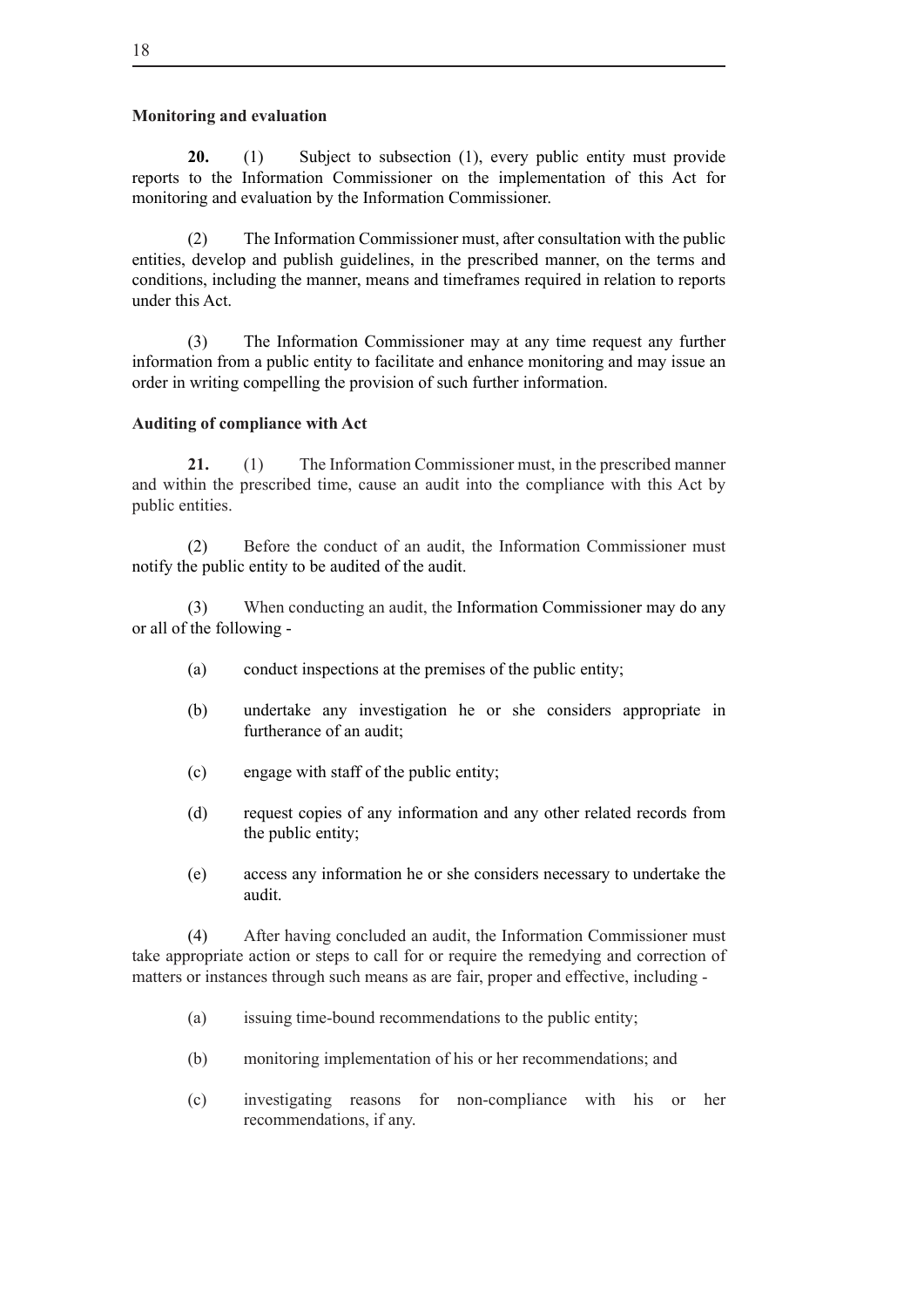**Monitoring and evaluation**

**20.** (1) Subject to subsection (1), every public entity must provide reports to the Information Commissioner on the implementation of this Act for monitoring and evaluation by the Information Commissioner.

(2) The Information Commissioner must, after consultation with the public entities, develop and publish guidelines, in the prescribed manner, on the terms and conditions, including the manner, means and timeframes required in relation to reports under this Act.

(3) The Information Commissioner may at any time request any further information from a public entity to facilitate and enhance monitoring and may issue an order in writing compelling the provision of such further information.

**Auditing of compliance with Act**

**21.** (1) The Information Commissioner must, in the prescribed manner and within the prescribed time, cause an audit into the compliance with this Act by public entities.

(2) Before the conduct of an audit, the Information Commissioner must notify the public entity to be audited of the audit.

(3) When conducting an audit, the Information Commissioner may do any or all of the following -

(a) conduct inspections at the premises of the public entity;

(b) undertake any investigation he or she considers appropriate in furtherance of an audit;

(c) engage with staff of the public entity;

(d) request copies of any information and any other related records from the public entity;

(e) access any information he or she considers necessary to undertake the audit.

(4) After having concluded an audit, the Information Commissioner must take appropriate action or steps to call for or require the remedying and correction of matters or instances through such means as are fair, proper and effective, including -

(a) issuing time-bound recommendations to the public entity;

(b) monitoring implementation of his or her recommendations; and

(c) investigating reasons for non-compliance with his or her recommendations, if any.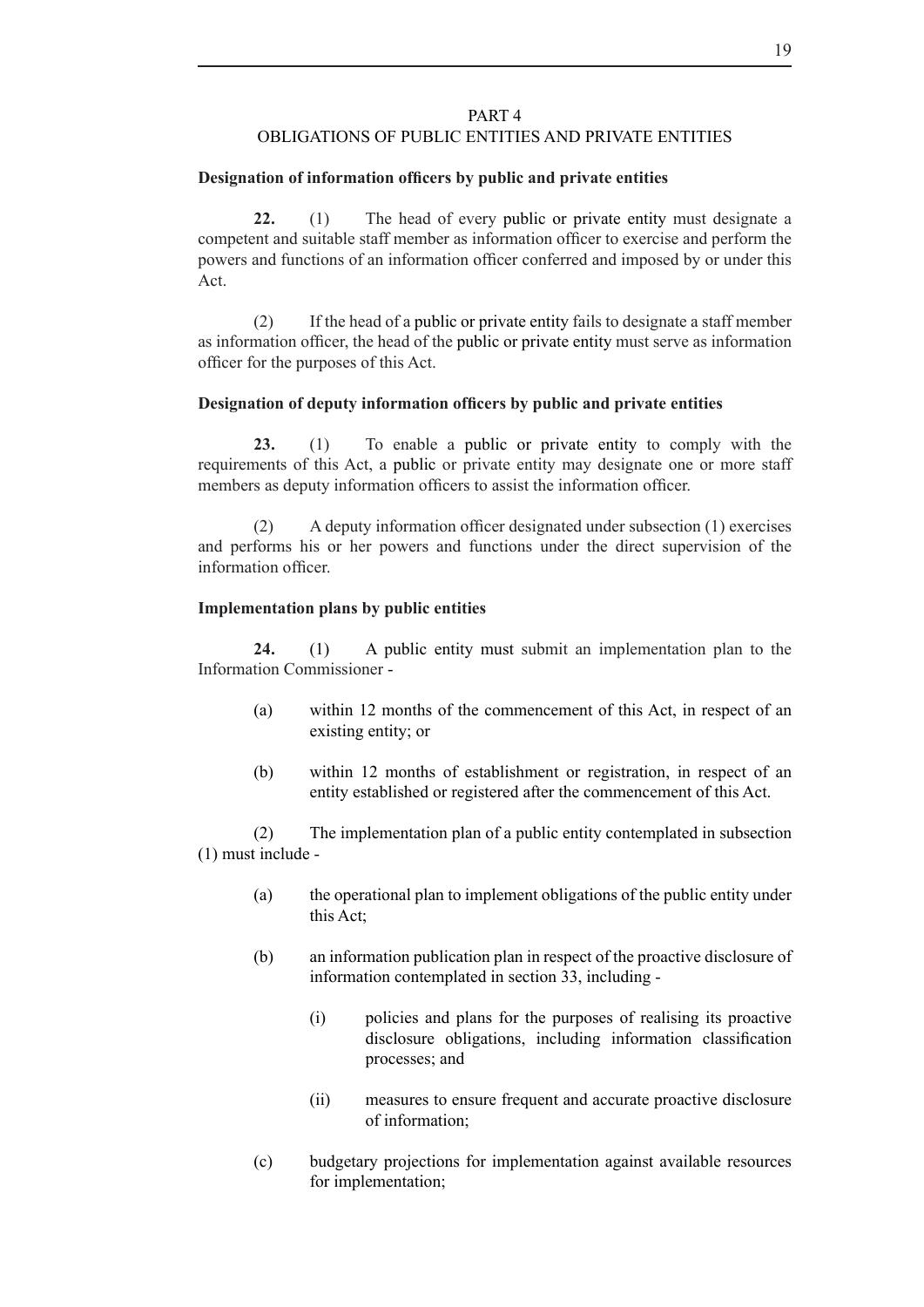PART 4

OBLIGATIONS OF PUBLIC ENTITIES AND PRIVATE ENTITIES

**Designation of information officers by public and private entities**

**22.** (1) The head of every public or private entity must designate a competent and suitable staff member as information officer to exercise and perform the powers and functions of an information officer conferred and imposed by or under this Act.

(2) If the head of a public or private entity fails to designate a staff member as information officer, the head of the public or private entity must serve as information officer for the purposes of this Act.

**Designation of deputy information officers by public and private entities**

**23.** (1) To enable a public or private entity to comply with the requirements of this Act, a public or private entity may designate one or more staff members as deputy information officers to assist the information officer.

(2) A deputy information officer designated under subsection (1) exercises and performs his or her powers and functions under the direct supervision of the information officer.

**Implementation plans by public entities**

**24.** (1) A public entity must submit an implementation plan to the Information Commissioner -

(a) within 12 months of the commencement of this Act, in respect of an existing entity; or

(b) within 12 months of establishment or registration, in respect of an entity established or registered after the commencement of this Act.

(2) The implementation plan of a public entity contemplated in subsection (1) must include -

(a) the operational plan to implement obligations of the public entity under this Act;

(b) an information publication plan in respect of the proactive disclosure of information contemplated in section 33, including -

(i) policies and plans for the purposes of realising its proactive disclosure obligations, including information classification processes; and

(ii) measures to ensure frequent and accurate proactive disclosure of information;

(c) budgetary projections for implementation against available resources for implementation;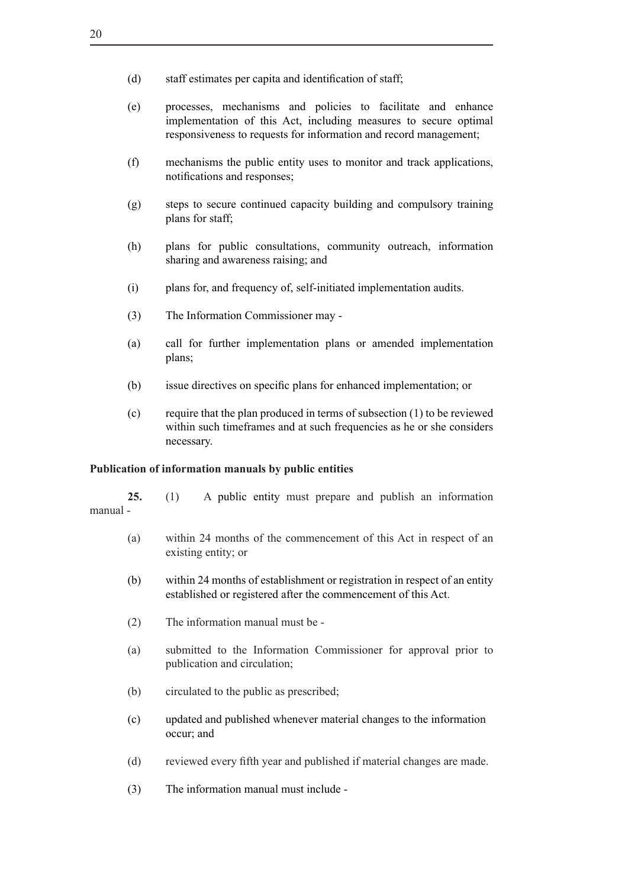(d) staff estimates per capita and identification of staff;

(e) processes, mechanisms and policies to facilitate and enhance implementation of this Act, including measures to secure optimal responsiveness to requests for information and record management;

(f) mechanisms the public entity uses to monitor and track applications, notifications and responses;

(g) steps to secure continued capacity building and compulsory training plans for staff;

(h) plans for public consultations, community outreach, information sharing and awareness raising; and

(i) plans for, and frequency of, self-initiated implementation audits.

(3) The Information Commissioner may -

(a) call for further implementation plans or amended implementation plans;

(b) issue directives on specific plans for enhanced implementation; or

(c) require that the plan produced in terms of subsection (1) to be reviewed within such timeframes and at such frequencies as he or she considers necessary.

**Publication of information manuals by public entities**

**25.** (1) A public entity must prepare and publish an information manual -

(a) within 24 months of the commencement of this Act in respect of an existing entity; or

(b) within 24 months of establishment or registration in respect of an entity established or registered after the commencement of this Act.

(2) The information manual must be -

(a) submitted to the Information Commissioner for approval prior to publication and circulation;

(b) circulated to the public as prescribed;

(c) updated and published whenever material changes to the information occur; and

(d) reviewed every fifth year and published if material changes are made.

(3) The information manual must include -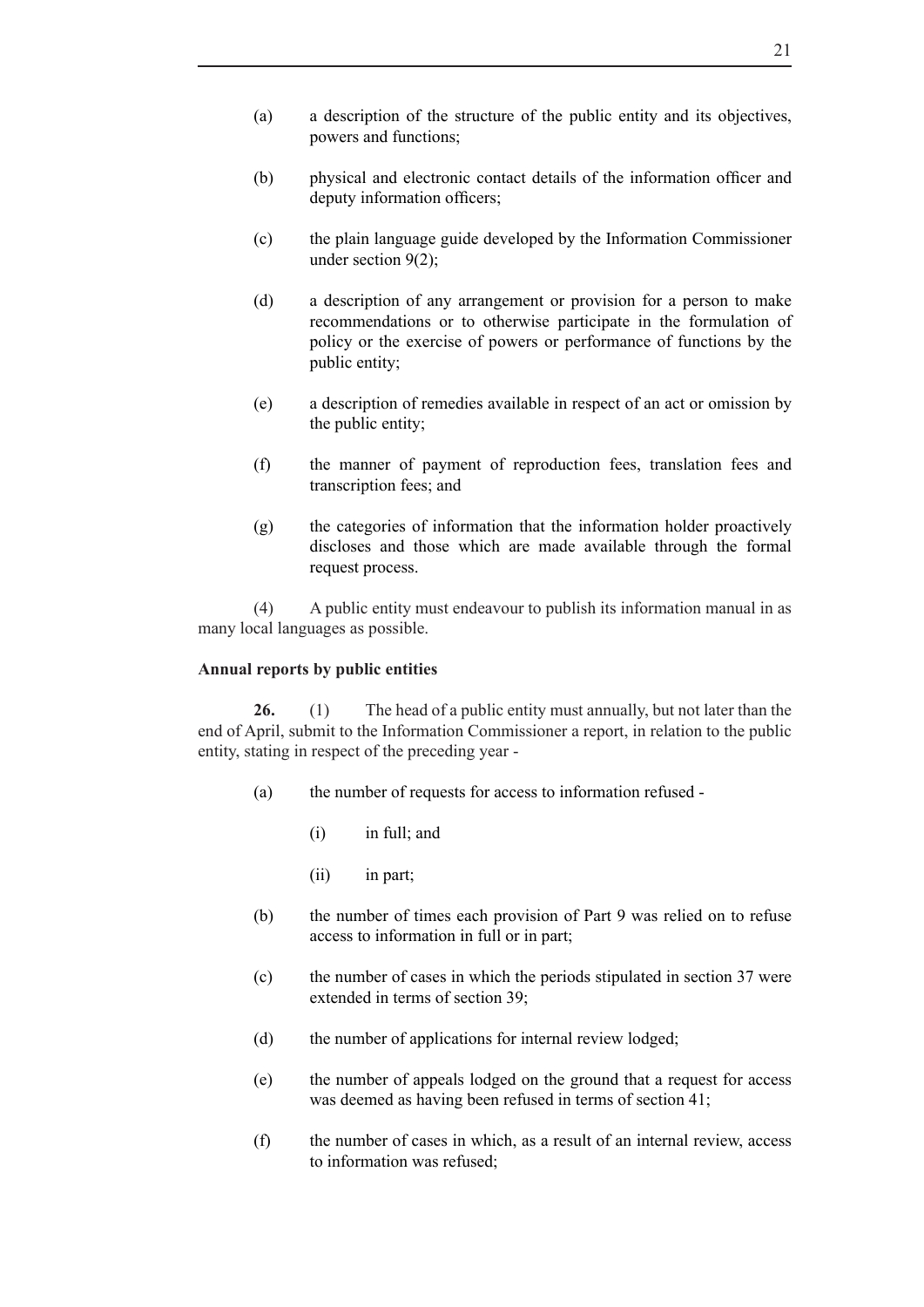(a) a description of the structure of the public entity and its objectives, powers and functions;

(b) physical and electronic contact details of the information officer and deputy information officers;

(c) the plain language guide developed by the Information Commissioner under section 9(2);

(d) a description of any arrangement or provision for a person to make recommendations or to otherwise participate in the formulation of policy or the exercise of powers or performance of functions by the public entity;

(e) a description of remedies available in respect of an act or omission by the public entity;

(f) the manner of payment of reproduction fees, translation fees and transcription fees; and

(g) the categories of information that the information holder proactively discloses and those which are made available through the formal request process.

(4) A public entity must endeavour to publish its information manual in as many local languages as possible.

**Annual reports by public entities**

**26.** (1) The head of a public entity must annually, but not later than the end of April, submit to the Information Commissioner a report, in relation to the public entity, stating in respect of the preceding year -

(a) the number of requests for access to information refused -

(i) in full; and

(ii) in part;

(b) the number of times each provision of Part 9 was relied on to refuse access to information in full or in part;

(c) the number of cases in which the periods stipulated in section 37 were extended in terms of section 39;

(d) the number of applications for internal review lodged;

(e) the number of appeals lodged on the ground that a request for access was deemed as having been refused in terms of section 41;

(f) the number of cases in which, as a result of an internal review, access to information was refused;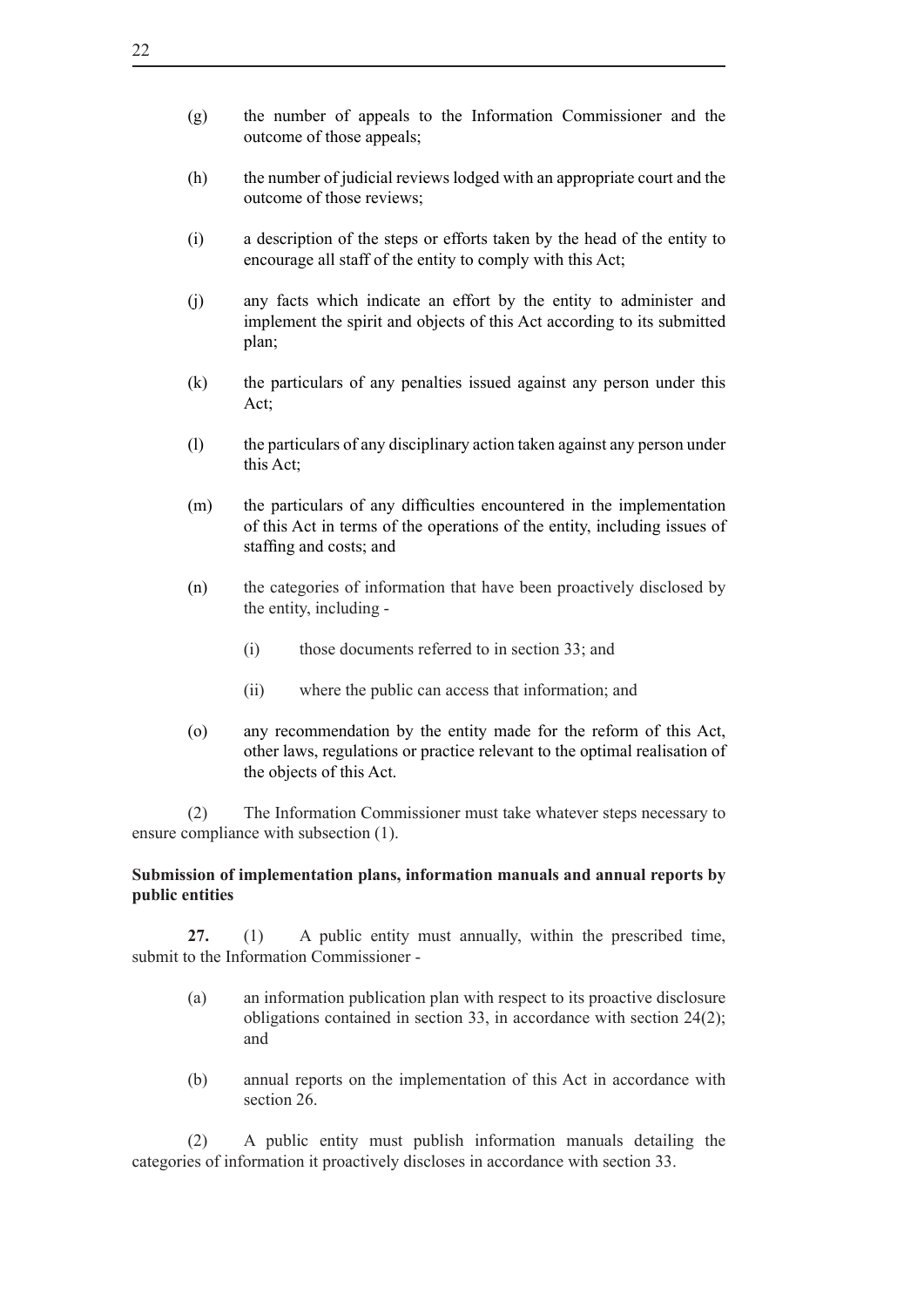(g) the number of appeals to the Information Commissioner and the outcome of those appeals;

(h) the number of judicial reviews lodged with an appropriate court and the outcome of those reviews;

(i) a description of the steps or efforts taken by the head of the entity to encourage all staff of the entity to comply with this Act;

(j) any facts which indicate an effort by the entity to administer and implement the spirit and objects of this Act according to its submitted plan;

(k) the particulars of any penalties issued against any person under this Act;

(l) the particulars of any disciplinary action taken against any person under this Act;

(m) the particulars of any difficulties encountered in the implementation of this Act in terms of the operations of the entity, including issues of staffing and costs; and

(n) the categories of information that have been proactively disclosed by the entity, including -

(i) those documents referred to in section 33; and

(ii) where the public can access that information; and

(o) any recommendation by the entity made for the reform of this Act, other laws, regulations or practice relevant to the optimal realisation of the objects of this Act.

(2) The Information Commissioner must take whatever steps necessary to ensure compliance with subsection (1).

**Submission of implementation plans, information manuals and annual reports by public entities**

**27.** (1) A public entity must annually, within the prescribed time, submit to the Information Commissioner -

(a) an information publication plan with respect to its proactive disclosure obligations contained in section 33, in accordance with section 24(2); and

(b) annual reports on the implementation of this Act in accordance with section 26.

(2) A public entity must publish information manuals detailing the categories of information it proactively discloses in accordance with section 33.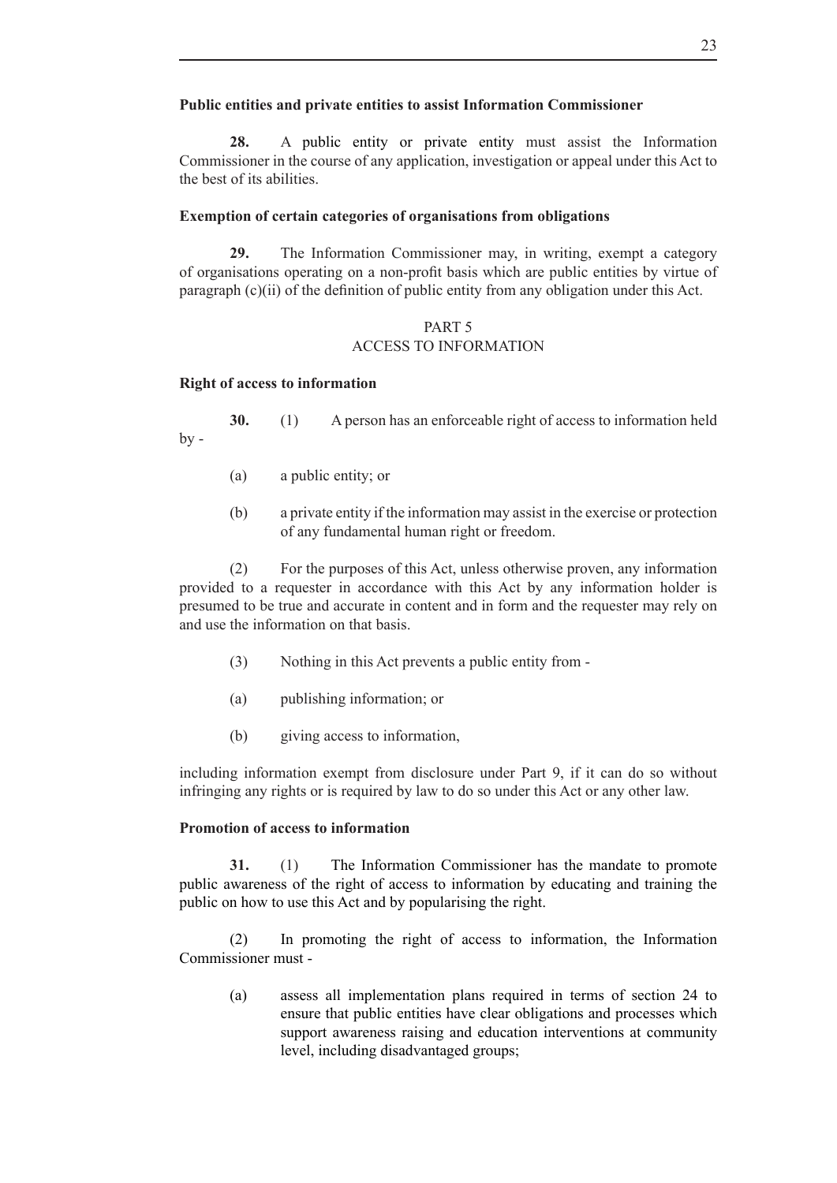**Public entities and private entities to assist Information Commissioner**

**28.** A public entity or private entity must assist the Information Commissioner in the course of any application, investigation or appeal under this Act to the best of its abilities.

**Exemption of certain categories of organisations from obligations**

**29.** The Information Commissioner may, in writing, exempt a category of organisations operating on a non-profit basis which are public entities by virtue of paragraph (c)(ii) of the definition of public entity from any obligation under this Act.

## PART 5
## ACCESS TO INFORMATION

**Right of access to information**

**30.** (1) A person has an enforceable right of access to information held by -

(a) a public entity; or

(b) a private entity if the information may assist in the exercise or protection of any fundamental human right or freedom.

(2) For the purposes of this Act, unless otherwise proven, any information provided to a requester in accordance with this Act by any information holder is presumed to be true and accurate in content and in form and the requester may rely on and use the information on that basis.

(3) Nothing in this Act prevents a public entity from -

(a) publishing information; or

(b) giving access to information,

including information exempt from disclosure under Part 9, if it can do so without infringing any rights or is required by law to do so under this Act or any other law.

**Promotion of access to information**

**31.** (1) The Information Commissioner has the mandate to promote public awareness of the right of access to information by educating and training the public on how to use this Act and by popularising the right.

(2) In promoting the right of access to information, the Information Commissioner must -

(a) assess all implementation plans required in terms of section 24 to ensure that public entities have clear obligations and processes which support awareness raising and education interventions at community level, including disadvantaged groups;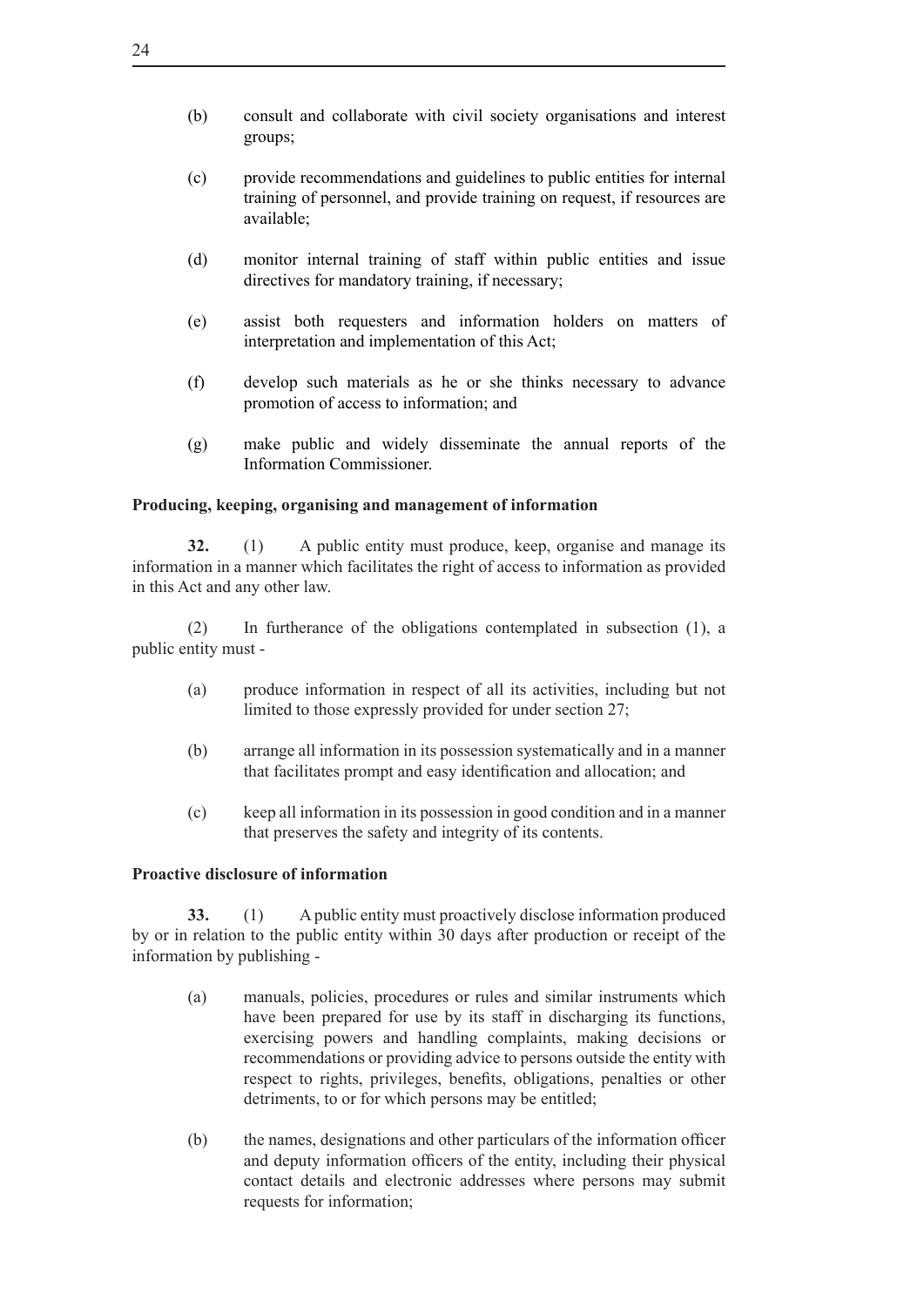(b) consult and collaborate with civil society organisations and interest groups;

(c) provide recommendations and guidelines to public entities for internal training of personnel, and provide training on request, if resources are available;

(d) monitor internal training of staff within public entities and issue directives for mandatory training, if necessary;

(e) assist both requesters and information holders on matters of interpretation and implementation of this Act;

(f) develop such materials as he or she thinks necessary to advance promotion of access to information; and

(g) make public and widely disseminate the annual reports of the Information Commissioner.

**Producing, keeping, organising and management of information**

**32.** (1) A public entity must produce, keep, organise and manage its information in a manner which facilitates the right of access to information as provided in this Act and any other law.

(2) In furtherance of the obligations contemplated in subsection (1), a public entity must -

(a) produce information in respect of all its activities, including but not limited to those expressly provided for under section 27;

(b) arrange all information in its possession systematically and in a manner that facilitates prompt and easy identification and allocation; and

(c) keep all information in its possession in good condition and in a manner that preserves the safety and integrity of its contents.

**Proactive disclosure of information**

**33.** (1) A public entity must proactively disclose information produced by or in relation to the public entity within 30 days after production or receipt of the information by publishing -

(a) manuals, policies, procedures or rules and similar instruments which have been prepared for use by its staff in discharging its functions, exercising powers and handling complaints, making decisions or recommendations or providing advice to persons outside the entity with respect to rights, privileges, benefits, obligations, penalties or other detriments, to or for which persons may be entitled;

(b) the names, designations and other particulars of the information officer and deputy information officers of the entity, including their physical contact details and electronic addresses where persons may submit requests for information;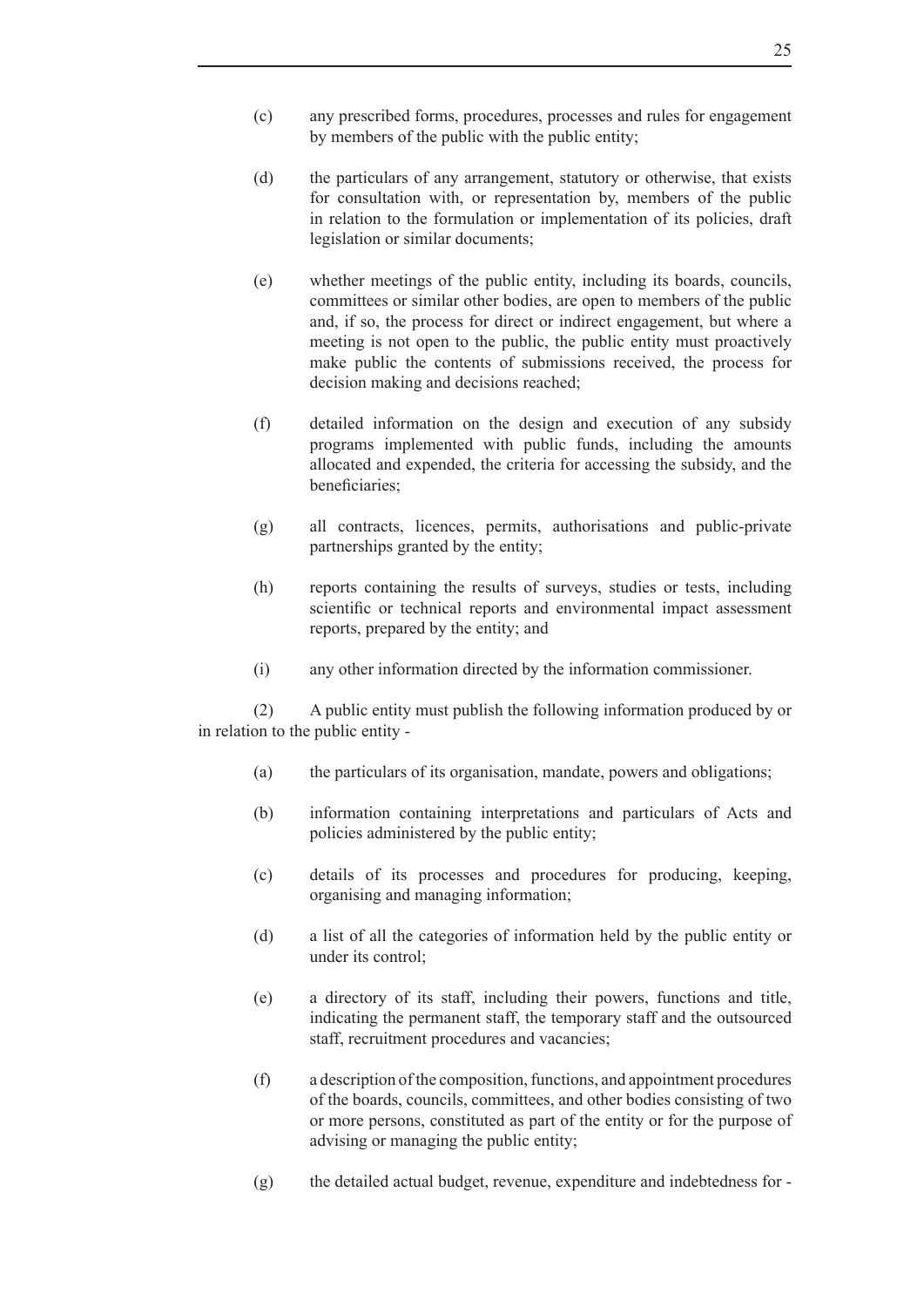(c) any prescribed forms, procedures, processes and rules for engagement by members of the public with the public entity;

(d) the particulars of any arrangement, statutory or otherwise, that exists for consultation with, or representation by, members of the public in relation to the formulation or implementation of its policies, draft legislation or similar documents;

(e) whether meetings of the public entity, including its boards, councils, committees or similar other bodies, are open to members of the public and, if so, the process for direct or indirect engagement, but where a meeting is not open to the public, the public entity must proactively make public the contents of submissions received, the process for decision making and decisions reached;

(f) detailed information on the design and execution of any subsidy programs implemented with public funds, including the amounts allocated and expended, the criteria for accessing the subsidy, and the beneficiaries;

(g) all contracts, licences, permits, authorisations and public-private partnerships granted by the entity;

(h) reports containing the results of surveys, studies or tests, including scientific or technical reports and environmental impact assessment reports, prepared by the entity; and

(i) any other information directed by the information commissioner.

(2) A public entity must publish the following information produced by or in relation to the public entity -

(a) the particulars of its organisation, mandate, powers and obligations;

(b) information containing interpretations and particulars of Acts and policies administered by the public entity;

(c) details of its processes and procedures for producing, keeping, organising and managing information;

(d) a list of all the categories of information held by the public entity or under its control;

(e) a directory of its staff, including their powers, functions and title, indicating the permanent staff, the temporary staff and the outsourced staff, recruitment procedures and vacancies;

(f) a description of the composition, functions, and appointment procedures of the boards, councils, committees, and other bodies consisting of two or more persons, constituted as part of the entity or for the purpose of advising or managing the public entity;

(g) the detailed actual budget, revenue, expenditure and indebtedness for -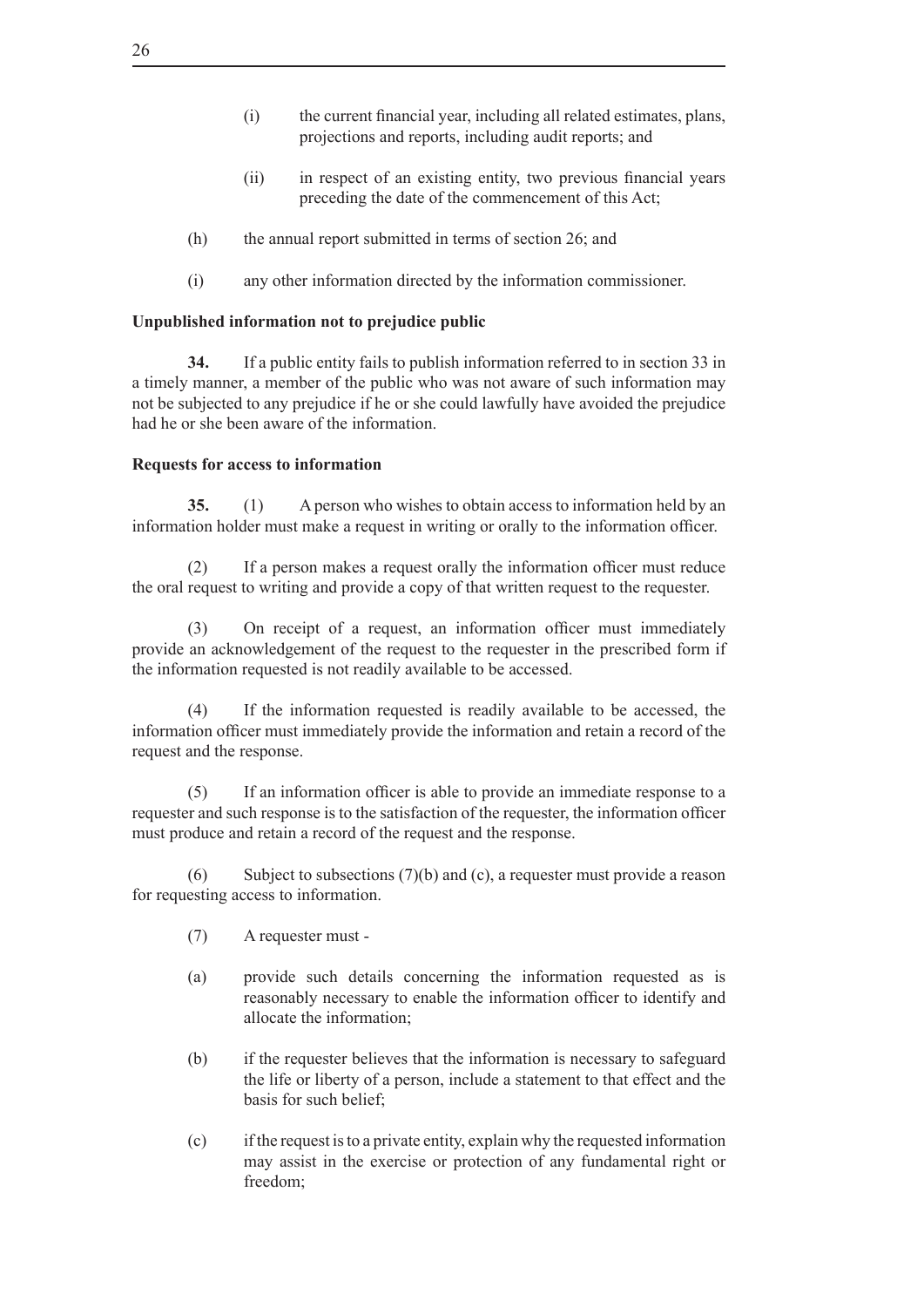(i) the current financial year, including all related estimates, plans, projections and reports, including audit reports; and

(ii) in respect of an existing entity, two previous financial years preceding the date of the commencement of this Act;

(h) the annual report submitted in terms of section 26; and

(i) any other information directed by the information commissioner.

**Unpublished information not to prejudice public**

**34.** If a public entity fails to publish information referred to in section 33 in a timely manner, a member of the public who was not aware of such information may not be subjected to any prejudice if he or she could lawfully have avoided the prejudice had he or she been aware of the information.

**Requests for access to information**

**35.** (1) A person who wishes to obtain access to information held by an information holder must make a request in writing or orally to the information officer.

(2) If a person makes a request orally the information officer must reduce the oral request to writing and provide a copy of that written request to the requester.

(3) On receipt of a request, an information officer must immediately provide an acknowledgement of the request to the requester in the prescribed form if the information requested is not readily available to be accessed.

(4) If the information requested is readily available to be accessed, the information officer must immediately provide the information and retain a record of the request and the response.

(5) If an information officer is able to provide an immediate response to a requester and such response is to the satisfaction of the requester, the information officer must produce and retain a record of the request and the response.

(6) Subject to subsections (7)(b) and (c), a requester must provide a reason for requesting access to information.

(7) A requester must -

(a) provide such details concerning the information requested as is reasonably necessary to enable the information officer to identify and allocate the information;

(b) if the requester believes that the information is necessary to safeguard the life or liberty of a person, include a statement to that effect and the basis for such belief;

(c) if the request is to a private entity, explain why the requested information may assist in the exercise or protection of any fundamental right or freedom;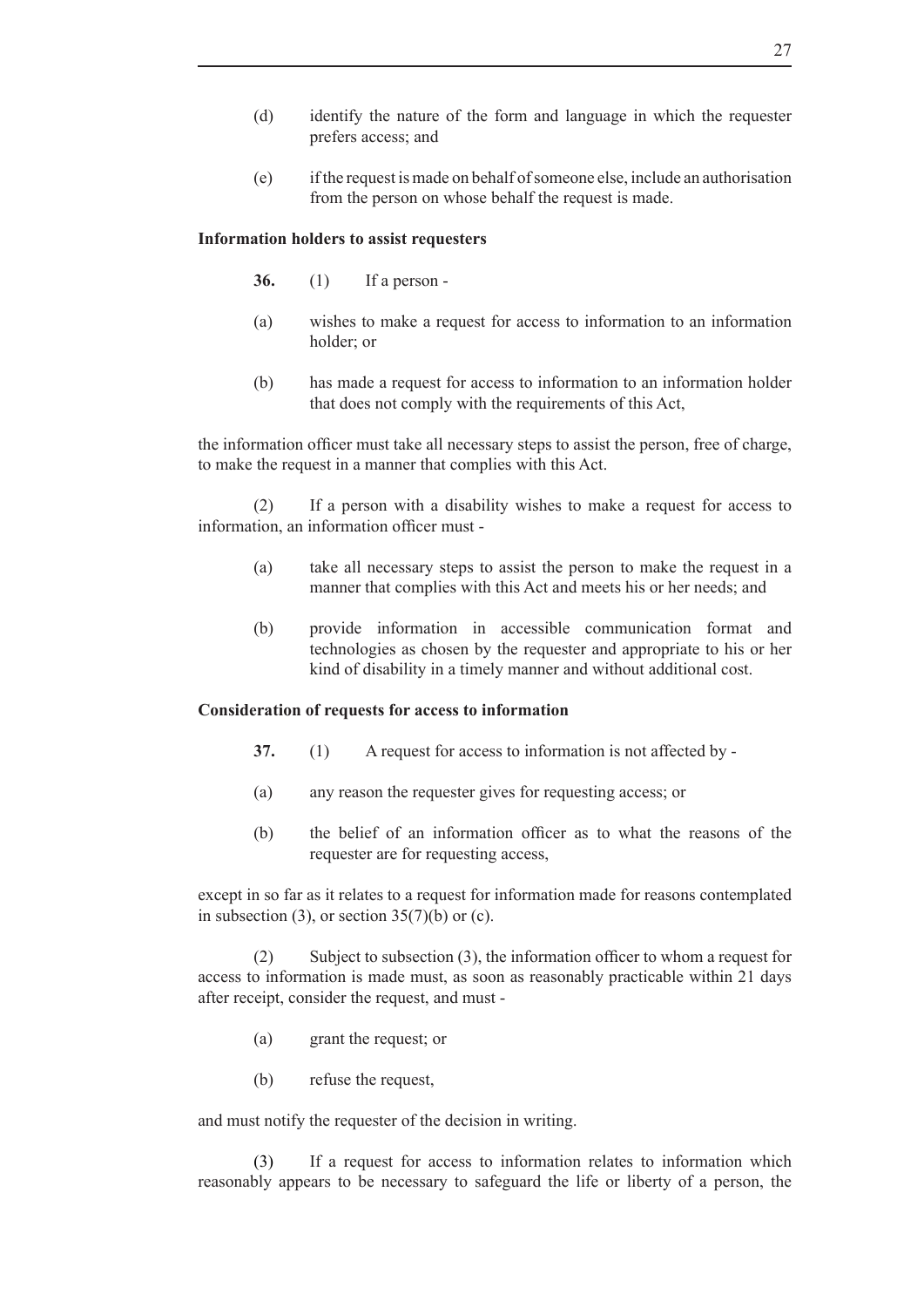(d) identify the nature of the form and language in which the requester prefers access; and

(e) if the request is made on behalf of someone else, include an authorisation from the person on whose behalf the request is made.

**Information holders to assist requesters**

**36.** (1) If a person -

(a) wishes to make a request for access to information to an information holder; or

(b) has made a request for access to information to an information holder that does not comply with the requirements of this Act,

the information officer must take all necessary steps to assist the person, free of charge, to make the request in a manner that complies with this Act.

(2) If a person with a disability wishes to make a request for access to information, an information officer must -

(a) take all necessary steps to assist the person to make the request in a manner that complies with this Act and meets his or her needs; and

(b) provide information in accessible communication format and technologies as chosen by the requester and appropriate to his or her kind of disability in a timely manner and without additional cost.

**Consideration of requests for access to information**

**37.** (1) A request for access to information is not affected by -

(a) any reason the requester gives for requesting access; or

(b) the belief of an information officer as to what the reasons of the requester are for requesting access,

except in so far as it relates to a request for information made for reasons contemplated in subsection (3), or section 35(7)(b) or (c).

(2) Subject to subsection (3), the information officer to whom a request for access to information is made must, as soon as reasonably practicable within 21 days after receipt, consider the request, and must -

(a) grant the request; or

(b) refuse the request,

and must notify the requester of the decision in writing.

(3) If a request for access to information relates to information which reasonably appears to be necessary to safeguard the life or liberty of a person, the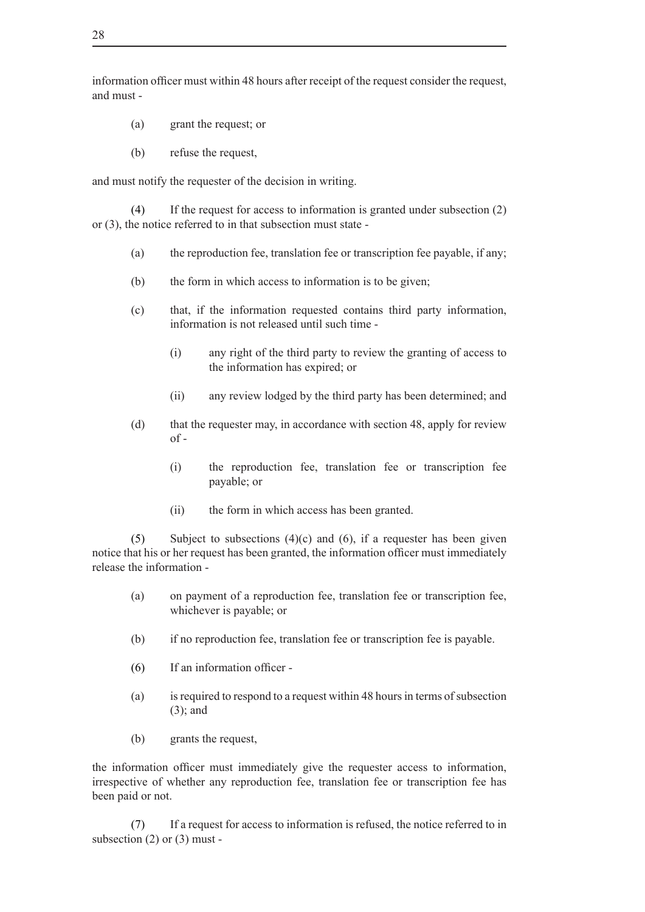information officer must within 48 hours after receipt of the request consider the request, and must -

(a) grant the request; or

(b) refuse the request,

and must notify the requester of the decision in writing.

(4) If the request for access to information is granted under subsection (2) or (3), the notice referred to in that subsection must state -

(a) the reproduction fee, translation fee or transcription fee payable, if any;

(b) the form in which access to information is to be given;

(c) that, if the information requested contains third party information, information is not released until such time -

(i) any right of the third party to review the granting of access to the information has expired; or

(ii) any review lodged by the third party has been determined; and

(d) that the requester may, in accordance with section 48, apply for review of -

(i) the reproduction fee, translation fee or transcription fee payable; or

(ii) the form in which access has been granted.

(5) Subject to subsections (4)(c) and (6), if a requester has been given notice that his or her request has been granted, the information officer must immediately release the information -

(a) on payment of a reproduction fee, translation fee or transcription fee, whichever is payable; or

(b) if no reproduction fee, translation fee or transcription fee is payable.

(6) If an information officer -

(a) is required to respond to a request within 48 hours in terms of subsection (3); and

(b) grants the request,

the information officer must immediately give the requester access to information, irrespective of whether any reproduction fee, translation fee or transcription fee has been paid or not.

(7) If a request for access to information is refused, the notice referred to in subsection (2) or (3) must -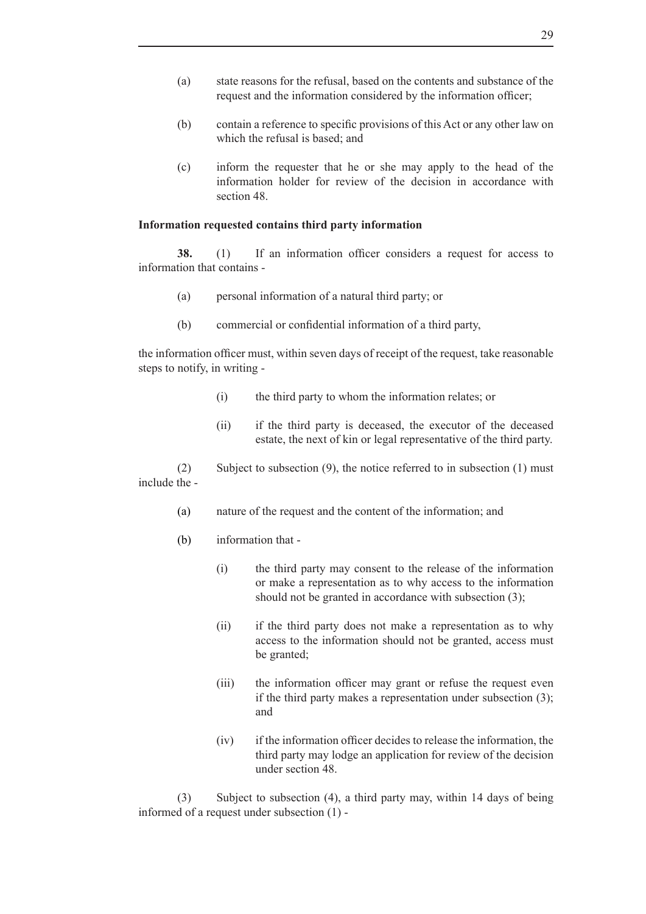(a) state reasons for the refusal, based on the contents and substance of the request and the information considered by the information officer;

(b) contain a reference to specific provisions of this Act or any other law on which the refusal is based; and

(c) inform the requester that he or she may apply to the head of the information holder for review of the decision in accordance with section 48.

**Information requested contains third party information**

**38.** (1) If an information officer considers a request for access to information that contains -

(a) personal information of a natural third party; or

(b) commercial or confidential information of a third party,

the information officer must, within seven days of receipt of the request, take reasonable steps to notify, in writing -

(i) the third party to whom the information relates; or

(ii) if the third party is deceased, the executor of the deceased estate, the next of kin or legal representative of the third party.

(2) Subject to subsection (9), the notice referred to in subsection (1) must include the -

(a) nature of the request and the content of the information; and

(b) information that -

(i) the third party may consent to the release of the information or make a representation as to why access to the information should not be granted in accordance with subsection (3);

(ii) if the third party does not make a representation as to why access to the information should not be granted, access must be granted;

(iii) the information officer may grant or refuse the request even if the third party makes a representation under subsection (3); and

(iv) if the information officer decides to release the information, the third party may lodge an application for review of the decision under section 48.

(3) Subject to subsection (4), a third party may, within 14 days of being informed of a request under subsection (1) -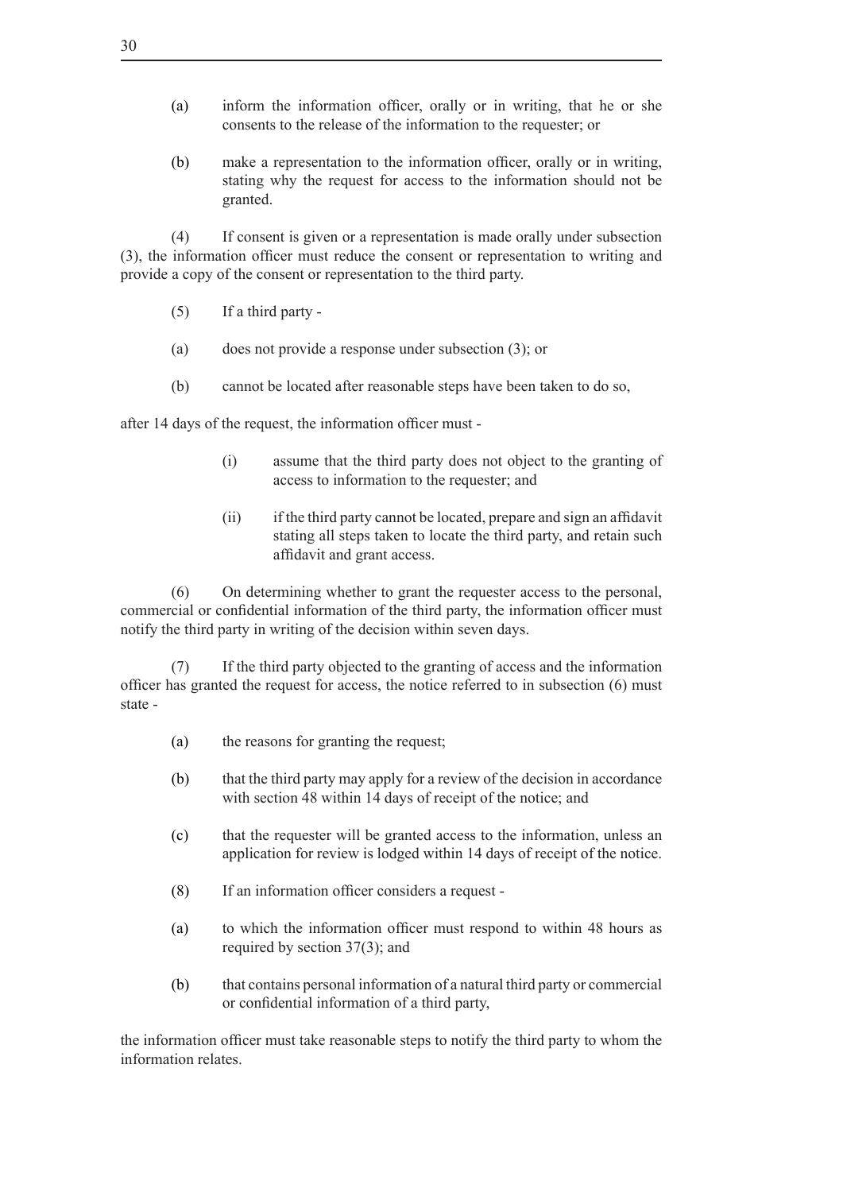(a) inform the information officer, orally or in writing, that he or she consents to the release of the information to the requester; or

(b) make a representation to the information officer, orally or in writing, stating why the request for access to the information should not be granted.

(4) If consent is given or a representation is made orally under subsection (3), the information officer must reduce the consent or representation to writing and provide a copy of the consent or representation to the third party.

(5) If a third party -

(a) does not provide a response under subsection (3); or

(b) cannot be located after reasonable steps have been taken to do so,

after 14 days of the request, the information officer must -

(i) assume that the third party does not object to the granting of access to information to the requester; and

(ii) if the third party cannot be located, prepare and sign an affidavit stating all steps taken to locate the third party, and retain such affidavit and grant access.

(6) On determining whether to grant the requester access to the personal, commercial or confidential information of the third party, the information officer must notify the third party in writing of the decision within seven days.

(7) If the third party objected to the granting of access and the information officer has granted the request for access, the notice referred to in subsection (6) must state -

(a) the reasons for granting the request;

(b) that the third party may apply for a review of the decision in accordance with section 48 within 14 days of receipt of the notice; and

(c) that the requester will be granted access to the information, unless an application for review is lodged within 14 days of receipt of the notice.

(8) If an information officer considers a request -

(a) to which the information officer must respond to within 48 hours as required by section 37(3); and

(b) that contains personal information of a natural third party or commercial or confidential information of a third party,

the information officer must take reasonable steps to notify the third party to whom the information relates.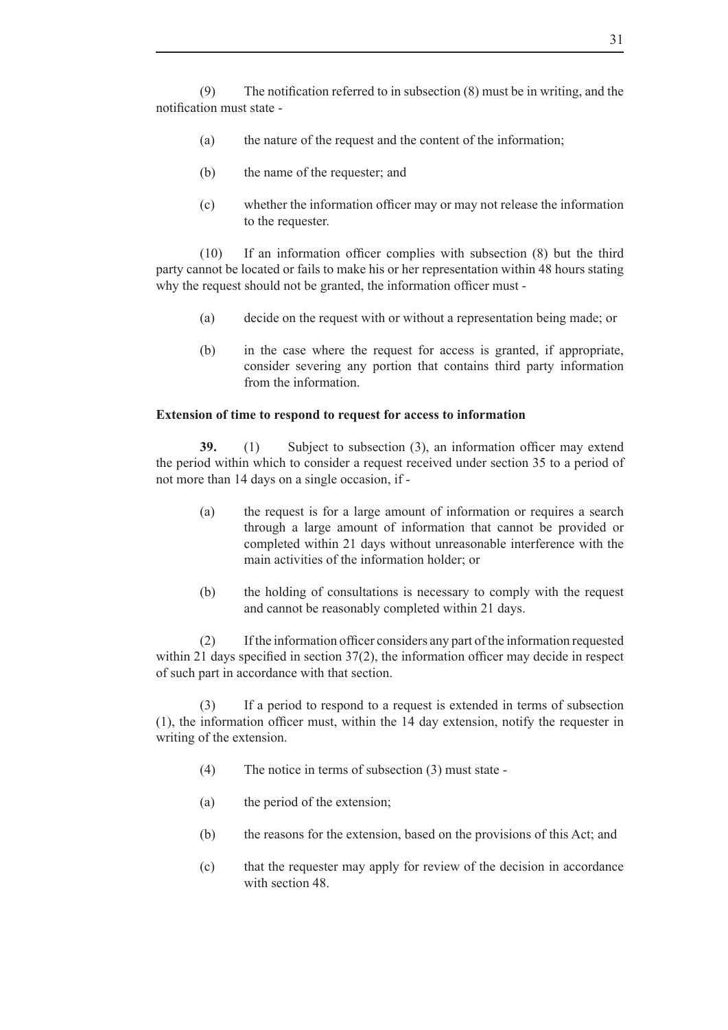(9) The notification referred to in subsection (8) must be in writing, and the notification must state -

(a) the nature of the request and the content of the information;

(b) the name of the requester; and

(c) whether the information officer may or may not release the information to the requester.

(10) If an information officer complies with subsection (8) but the third party cannot be located or fails to make his or her representation within 48 hours stating why the request should not be granted, the information officer must -

(a) decide on the request with or without a representation being made; or

(b) in the case where the request for access is granted, if appropriate, consider severing any portion that contains third party information from the information.

**Extension of time to respond to request for access to information**

**39.** (1) Subject to subsection (3), an information officer may extend the period within which to consider a request received under section 35 to a period of not more than 14 days on a single occasion, if -

(a) the request is for a large amount of information or requires a search through a large amount of information that cannot be provided or completed within 21 days without unreasonable interference with the main activities of the information holder; or

(b) the holding of consultations is necessary to comply with the request and cannot be reasonably completed within 21 days.

(2) If the information officer considers any part of the information requested within 21 days specified in section 37(2), the information officer may decide in respect of such part in accordance with that section.

(3) If a period to respond to a request is extended in terms of subsection (1), the information officer must, within the 14 day extension, notify the requester in writing of the extension.

(4) The notice in terms of subsection (3) must state -

(a) the period of the extension;

(b) the reasons for the extension, based on the provisions of this Act; and

(c) that the requester may apply for review of the decision in accordance with section 48.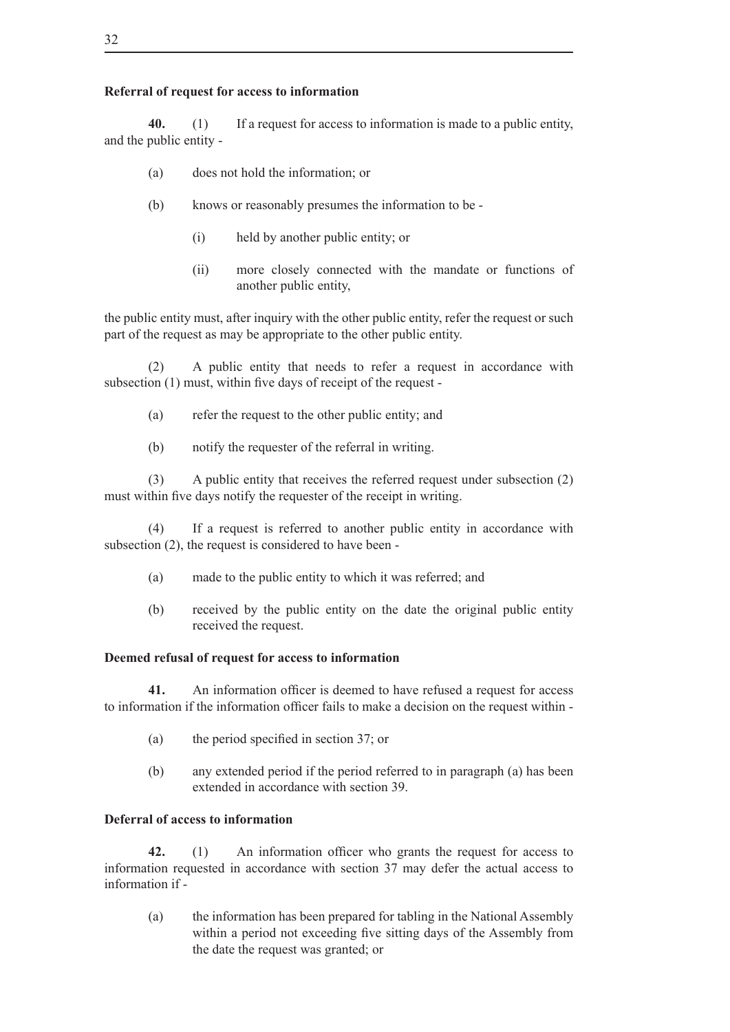**Referral of request for access to information**

**40.** (1) If a request for access to information is made to a public entity, and the public entity -

(a) does not hold the information; or

(b) knows or reasonably presumes the information to be -

(i) held by another public entity; or

(ii) more closely connected with the mandate or functions of another public entity,

the public entity must, after inquiry with the other public entity, refer the request or such part of the request as may be appropriate to the other public entity.

(2) A public entity that needs to refer a request in accordance with subsection (1) must, within five days of receipt of the request -

(a) refer the request to the other public entity; and

(b) notify the requester of the referral in writing.

(3) A public entity that receives the referred request under subsection (2) must within five days notify the requester of the receipt in writing.

(4) If a request is referred to another public entity in accordance with subsection (2), the request is considered to have been -

(a) made to the public entity to which it was referred; and

(b) received by the public entity on the date the original public entity received the request.

**Deemed refusal of request for access to information**

**41.** An information officer is deemed to have refused a request for access to information if the information officer fails to make a decision on the request within -

(a) the period specified in section 37; or

(b) any extended period if the period referred to in paragraph (a) has been extended in accordance with section 39.

**Deferral of access to information**

**42.** (1) An information officer who grants the request for access to information requested in accordance with section 37 may defer the actual access to information if -

(a) the information has been prepared for tabling in the National Assembly within a period not exceeding five sitting days of the Assembly from the date the request was granted; or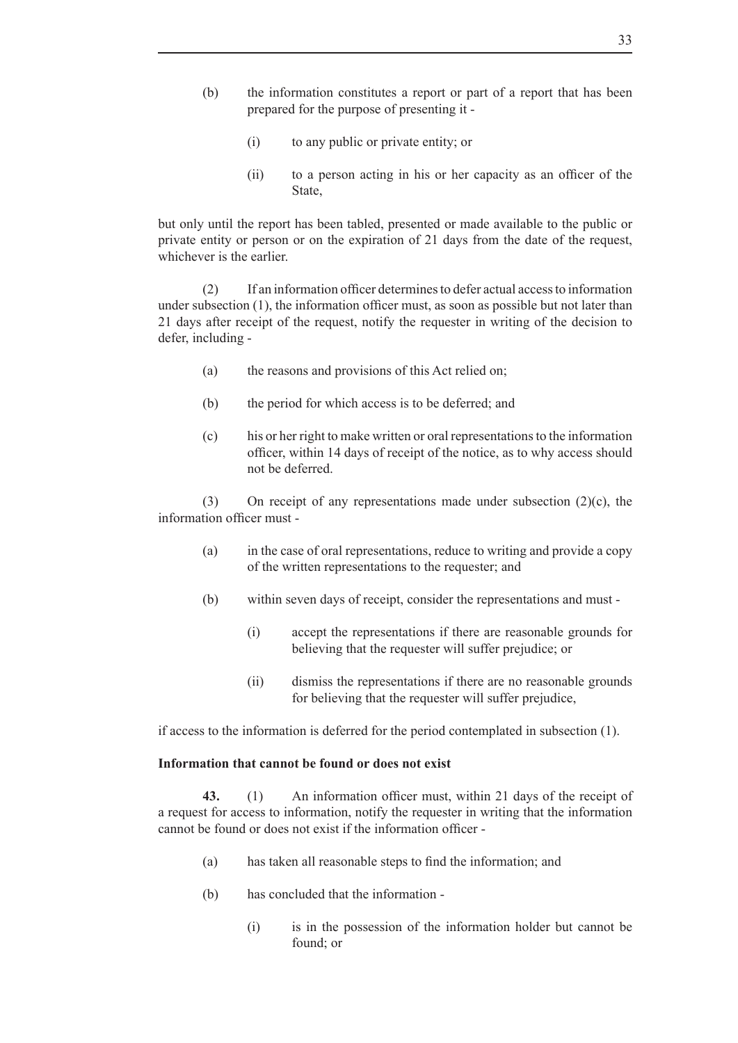(b) the information constitutes a report or part of a report that has been prepared for the purpose of presenting it -

(i) to any public or private entity; or

(ii) to a person acting in his or her capacity as an officer of the State,

but only until the report has been tabled, presented or made available to the public or private entity or person or on the expiration of 21 days from the date of the request, whichever is the earlier.

(2) If an information officer determines to defer actual access to information under subsection (1), the information officer must, as soon as possible but not later than 21 days after receipt of the request, notify the requester in writing of the decision to defer, including -

(a) the reasons and provisions of this Act relied on;

(b) the period for which access is to be deferred; and

(c) his or her right to make written or oral representations to the information officer, within 14 days of receipt of the notice, as to why access should not be deferred.

(3) On receipt of any representations made under subsection (2)(c), the information officer must -

(a) in the case of oral representations, reduce to writing and provide a copy of the written representations to the requester; and

(b) within seven days of receipt, consider the representations and must -

(i) accept the representations if there are reasonable grounds for believing that the requester will suffer prejudice; or

(ii) dismiss the representations if there are no reasonable grounds for believing that the requester will suffer prejudice,

if access to the information is deferred for the period contemplated in subsection (1).

**Information that cannot be found or does not exist**

**43.** (1) An information officer must, within 21 days of the receipt of a request for access to information, notify the requester in writing that the information cannot be found or does not exist if the information officer -

(a) has taken all reasonable steps to find the information; and

(b) has concluded that the information -

(i) is in the possession of the information holder but cannot be found; or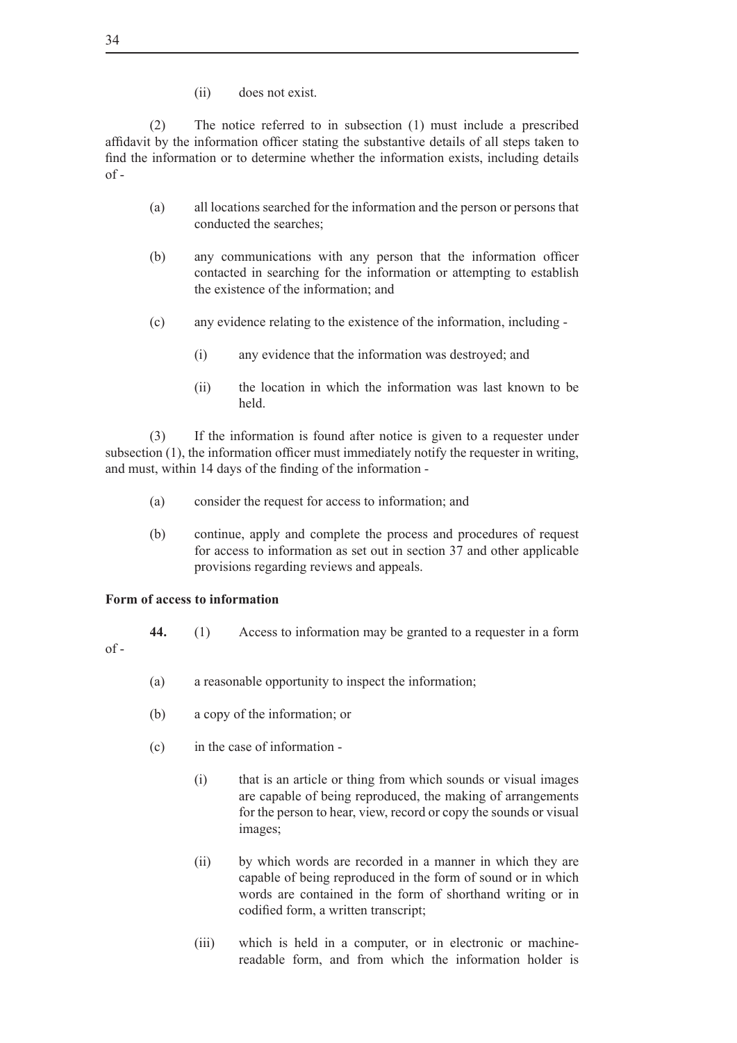(ii) does not exist.

(2) The notice referred to in subsection (1) must include a prescribed affidavit by the information officer stating the substantive details of all steps taken to find the information or to determine whether the information exists, including details of -

(a) all locations searched for the information and the person or persons that conducted the searches;

(b) any communications with any person that the information officer contacted in searching for the information or attempting to establish the existence of the information; and

(c) any evidence relating to the existence of the information, including -

(i) any evidence that the information was destroyed; and

(ii) the location in which the information was last known to be held.

(3) If the information is found after notice is given to a requester under subsection (1), the information officer must immediately notify the requester in writing, and must, within 14 days of the finding of the information -

(a) consider the request for access to information; and

(b) continue, apply and complete the process and procedures of request for access to information as set out in section 37 and other applicable provisions regarding reviews and appeals.

**Form of access to information**

**44.** (1) Access to information may be granted to a requester in a form of -

(a) a reasonable opportunity to inspect the information;

(b) a copy of the information; or

(c) in the case of information -

(i) that is an article or thing from which sounds or visual images are capable of being reproduced, the making of arrangements for the person to hear, view, record or copy the sounds or visual images;

(ii) by which words are recorded in a manner in which they are capable of being reproduced in the form of sound or in which words are contained in the form of shorthand writing or in codified form, a written transcript;

(iii) which is held in a computer, or in electronic or machine-readable form, and from which the information holder is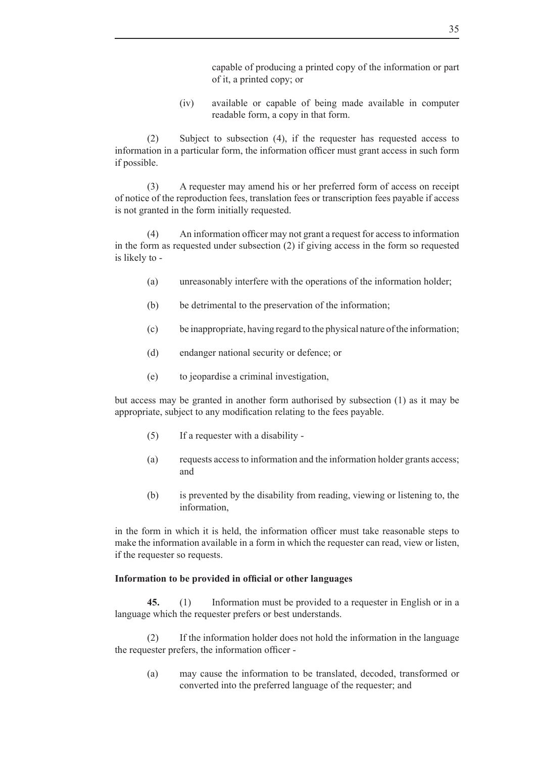capable of producing a printed copy of the information or part of it, a printed copy; or

(iv) available or capable of being made available in computer readable form, a copy in that form.

(2) Subject to subsection (4), if the requester has requested access to information in a particular form, the information officer must grant access in such form if possible.

(3) A requester may amend his or her preferred form of access on receipt of notice of the reproduction fees, translation fees or transcription fees payable if access is not granted in the form initially requested.

(4) An information officer may not grant a request for access to information in the form as requested under subsection (2) if giving access in the form so requested is likely to -

(a) unreasonably interfere with the operations of the information holder;

(b) be detrimental to the preservation of the information;

(c) be inappropriate, having regard to the physical nature of the information;

(d) endanger national security or defence; or

(e) to jeopardise a criminal investigation,

but access may be granted in another form authorised by subsection (1) as it may be appropriate, subject to any modification relating to the fees payable.

(5) If a requester with a disability -

(a) requests access to information and the information holder grants access; and

(b) is prevented by the disability from reading, viewing or listening to, the information,

in the form in which it is held, the information officer must take reasonable steps to make the information available in a form in which the requester can read, view or listen, if the requester so requests.

**Information to be provided in official or other languages**

**45.** (1) Information must be provided to a requester in English or in a language which the requester prefers or best understands.

(2) If the information holder does not hold the information in the language the requester prefers, the information officer -

(a) may cause the information to be translated, decoded, transformed or converted into the preferred language of the requester; and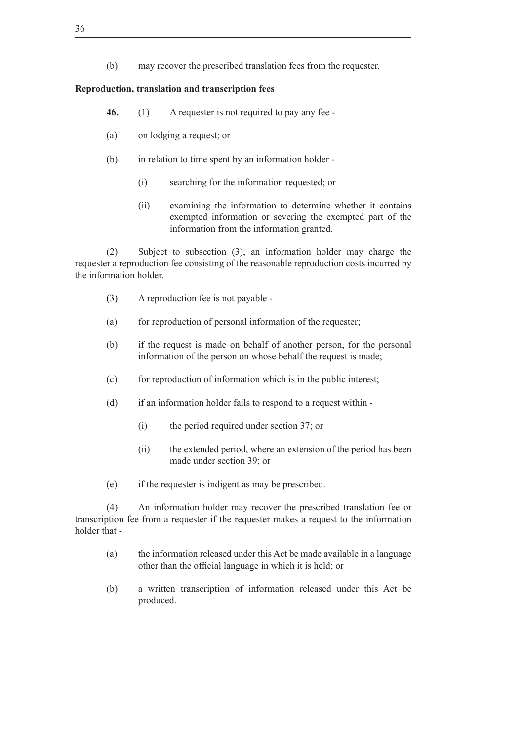(b) may recover the prescribed translation fees from the requester.

**Reproduction, translation and transcription fees**

**46.** (1) A requester is not required to pay any fee -

(a) on lodging a request; or

(b) in relation to time spent by an information holder -

(i) searching for the information requested; or

(ii) examining the information to determine whether it contains exempted information or severing the exempted part of the information from the information granted.

(2) Subject to subsection (3), an information holder may charge the requester a reproduction fee consisting of the reasonable reproduction costs incurred by the information holder.

(3) A reproduction fee is not payable -

(a) for reproduction of personal information of the requester;

(b) if the request is made on behalf of another person, for the personal information of the person on whose behalf the request is made;

(c) for reproduction of information which is in the public interest;

(d) if an information holder fails to respond to a request within -

(i) the period required under section 37; or

(ii) the extended period, where an extension of the period has been made under section 39; or

(e) if the requester is indigent as may be prescribed.

(4) An information holder may recover the prescribed translation fee or transcription fee from a requester if the requester makes a request to the information holder that -

(a) the information released under this Act be made available in a language other than the official language in which it is held; or

(b) a written transcription of information released under this Act be produced.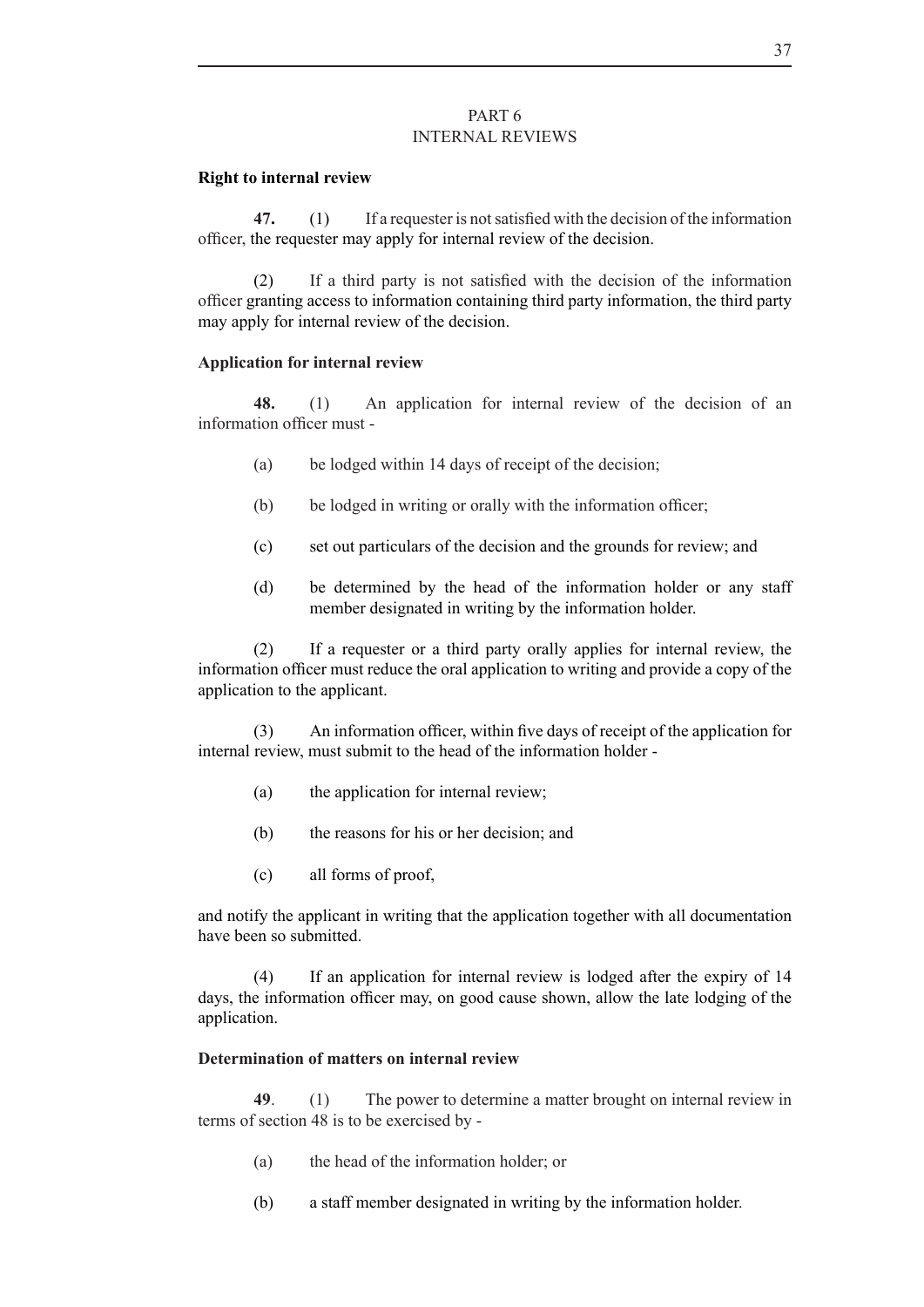## PART 6
## INTERNAL REVIEWS

**Right to internal review**

**47.** (1) If a requester is not satisfied with the decision of the information officer, the requester may apply for internal review of the decision.

(2) If a third party is not satisfied with the decision of the information officer granting access to information containing third party information, the third party may apply for internal review of the decision.

**Application for internal review**

**48.** (1) An application for internal review of the decision of an information officer must -

(a) be lodged within 14 days of receipt of the decision;

(b) be lodged in writing or orally with the information officer;

(c) set out particulars of the decision and the grounds for review; and

(d) be determined by the head of the information holder or any staff member designated in writing by the information holder.

(2) If a requester or a third party orally applies for internal review, the information officer must reduce the oral application to writing and provide a copy of the application to the applicant.

(3) An information officer, within five days of receipt of the application for internal review, must submit to the head of the information holder -

(a) the application for internal review;

(b) the reasons for his or her decision; and

(c) all forms of proof,

and notify the applicant in writing that the application together with all documentation have been so submitted.

(4) If an application for internal review is lodged after the expiry of 14 days, the information officer may, on good cause shown, allow the late lodging of the application.

**Determination of matters on internal review**

**49**. (1) The power to determine a matter brought on internal review in terms of section 48 is to be exercised by -

(a) the head of the information holder; or

(b) a staff member designated in writing by the information holder.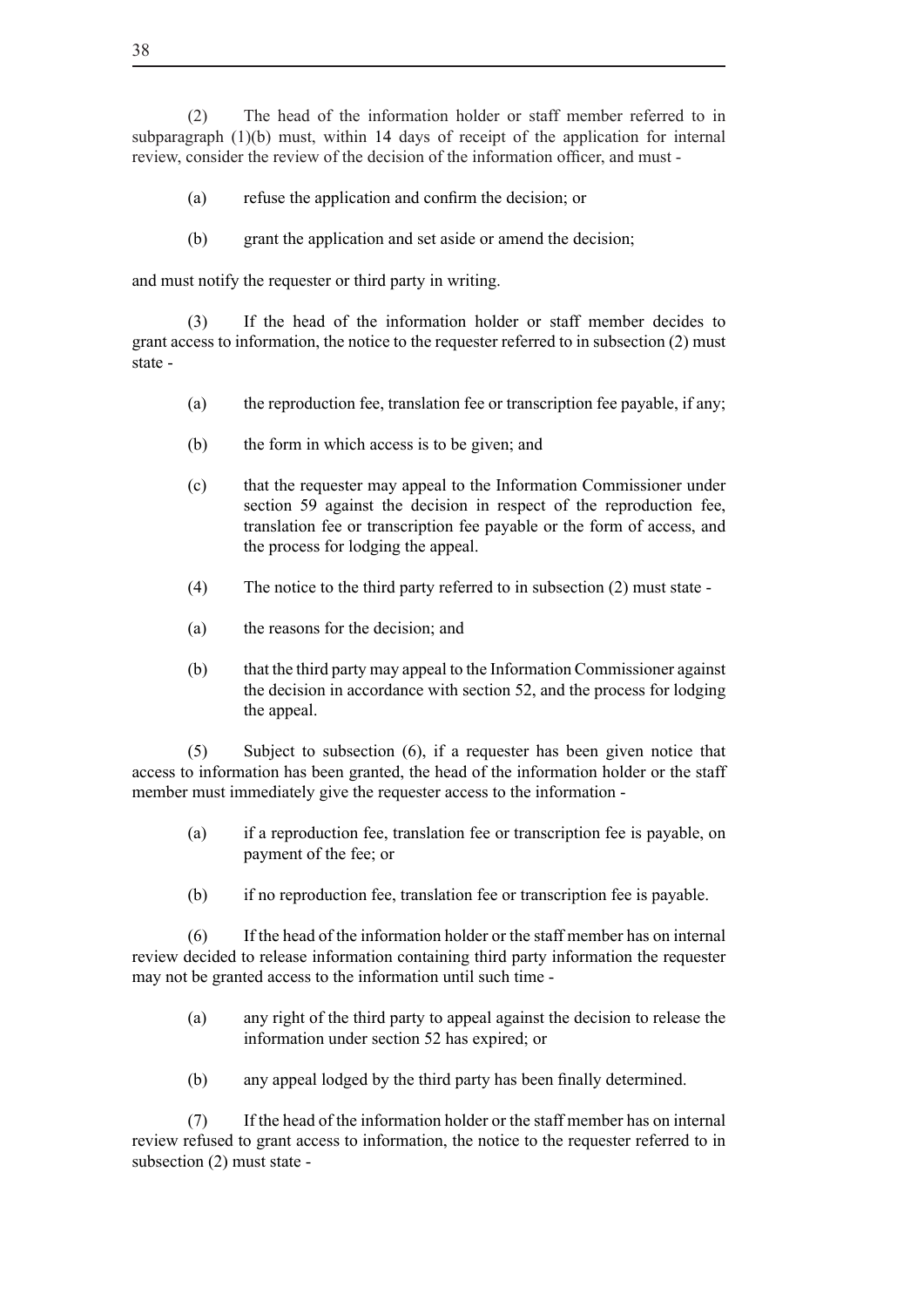(2) The head of the information holder or staff member referred to in subparagraph (1)(b) must, within 14 days of receipt of the application for internal review, consider the review of the decision of the information officer, and must -

(a) refuse the application and confirm the decision; or

(b) grant the application and set aside or amend the decision;

and must notify the requester or third party in writing.

(3) If the head of the information holder or staff member decides to grant access to information, the notice to the requester referred to in subsection (2) must state -

(a) the reproduction fee, translation fee or transcription fee payable, if any;

(b) the form in which access is to be given; and

(c) that the requester may appeal to the Information Commissioner under section 59 against the decision in respect of the reproduction fee, translation fee or transcription fee payable or the form of access, and the process for lodging the appeal.

(4) The notice to the third party referred to in subsection (2) must state -

(a) the reasons for the decision; and

(b) that the third party may appeal to the Information Commissioner against the decision in accordance with section 52, and the process for lodging the appeal.

(5) Subject to subsection (6), if a requester has been given notice that access to information has been granted, the head of the information holder or the staff member must immediately give the requester access to the information -

(a) if a reproduction fee, translation fee or transcription fee is payable, on payment of the fee; or

(b) if no reproduction fee, translation fee or transcription fee is payable.

(6) If the head of the information holder or the staff member has on internal review decided to release information containing third party information the requester may not be granted access to the information until such time -

(a) any right of the third party to appeal against the decision to release the information under section 52 has expired; or

(b) any appeal lodged by the third party has been finally determined.

(7) If the head of the information holder or the staff member has on internal review refused to grant access to information, the notice to the requester referred to in subsection (2) must state -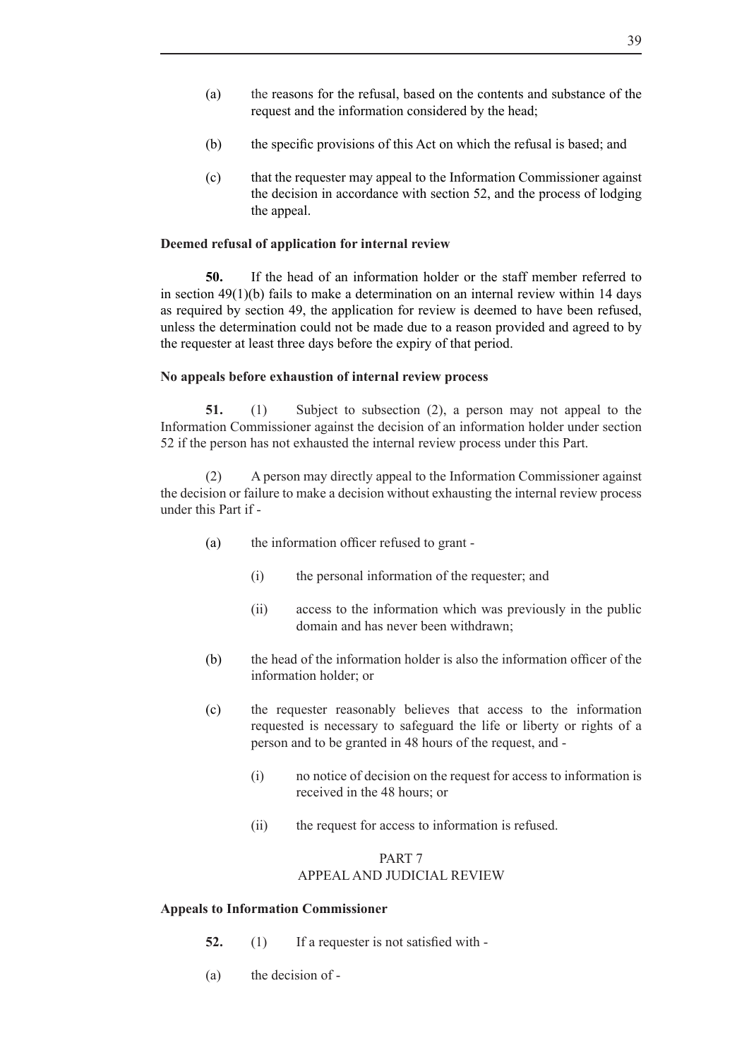(a) the reasons for the refusal, based on the contents and substance of the request and the information considered by the head;

(b) the specific provisions of this Act on which the refusal is based; and

(c) that the requester may appeal to the Information Commissioner against the decision in accordance with section 52, and the process of lodging the appeal.

**Deemed refusal of application for internal review**

**50.** If the head of an information holder or the staff member referred to in section 49(1)(b) fails to make a determination on an internal review within 14 days as required by section 49, the application for review is deemed to have been refused, unless the determination could not be made due to a reason provided and agreed to by the requester at least three days before the expiry of that period.

**No appeals before exhaustion of internal review process**

**51.** (1) Subject to subsection (2), a person may not appeal to the Information Commissioner against the decision of an information holder under section 52 if the person has not exhausted the internal review process under this Part.

(2) A person may directly appeal to the Information Commissioner against the decision or failure to make a decision without exhausting the internal review process under this Part if -

(a) the information officer refused to grant -

(i) the personal information of the requester; and

(ii) access to the information which was previously in the public domain and has never been withdrawn;

(b) the head of the information holder is also the information officer of the information holder; or

(c) the requester reasonably believes that access to the information requested is necessary to safeguard the life or liberty or rights of a person and to be granted in 48 hours of the request, and -

(i) no notice of decision on the request for access to information is received in the 48 hours; or

(ii) the request for access to information is refused.

PART 7
APPEAL AND JUDICIAL REVIEW

**Appeals to Information Commissioner**

**52.** (1) If a requester is not satisfied with -

(a) the decision of -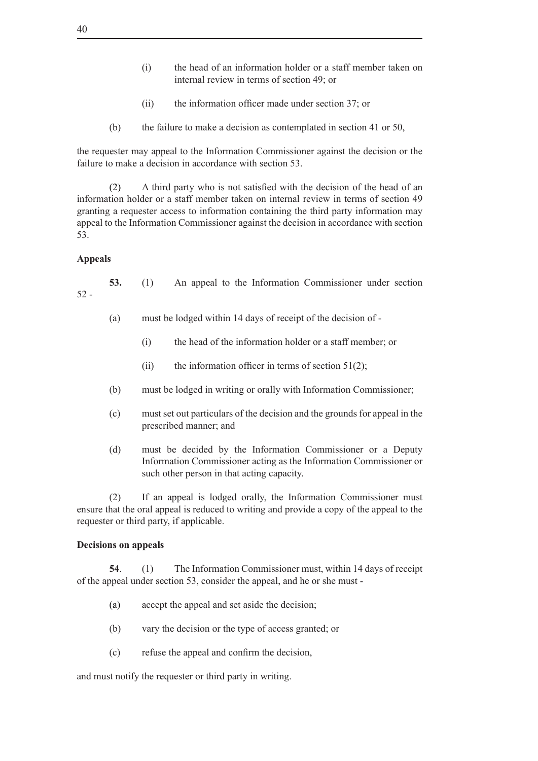(i) the head of an information holder or a staff member taken on internal review in terms of section 49; or

(ii) the information officer made under section 37; or

(b) the failure to make a decision as contemplated in section 41 or 50,

the requester may appeal to the Information Commissioner against the decision or the failure to make a decision in accordance with section 53.

(2) A third party who is not satisfied with the decision of the head of an information holder or a staff member taken on internal review in terms of section 49 granting a requester access to information containing the third party information may appeal to the Information Commissioner against the decision in accordance with section 53.

**Appeals**

**53.** (1) An appeal to the Information Commissioner under section 52 -

(a) must be lodged within 14 days of receipt of the decision of -

(i) the head of the information holder or a staff member; or

(ii) the information officer in terms of section 51(2);

(b) must be lodged in writing or orally with Information Commissioner;

(c) must set out particulars of the decision and the grounds for appeal in the prescribed manner; and

(d) must be decided by the Information Commissioner or a Deputy Information Commissioner acting as the Information Commissioner or such other person in that acting capacity.

(2) If an appeal is lodged orally, the Information Commissioner must ensure that the oral appeal is reduced to writing and provide a copy of the appeal to the requester or third party, if applicable.

**Decisions on appeals**

**54**. (1) The Information Commissioner must, within 14 days of receipt of the appeal under section 53, consider the appeal, and he or she must -

(a) accept the appeal and set aside the decision;

(b) vary the decision or the type of access granted; or

(c) refuse the appeal and confirm the decision,

and must notify the requester or third party in writing.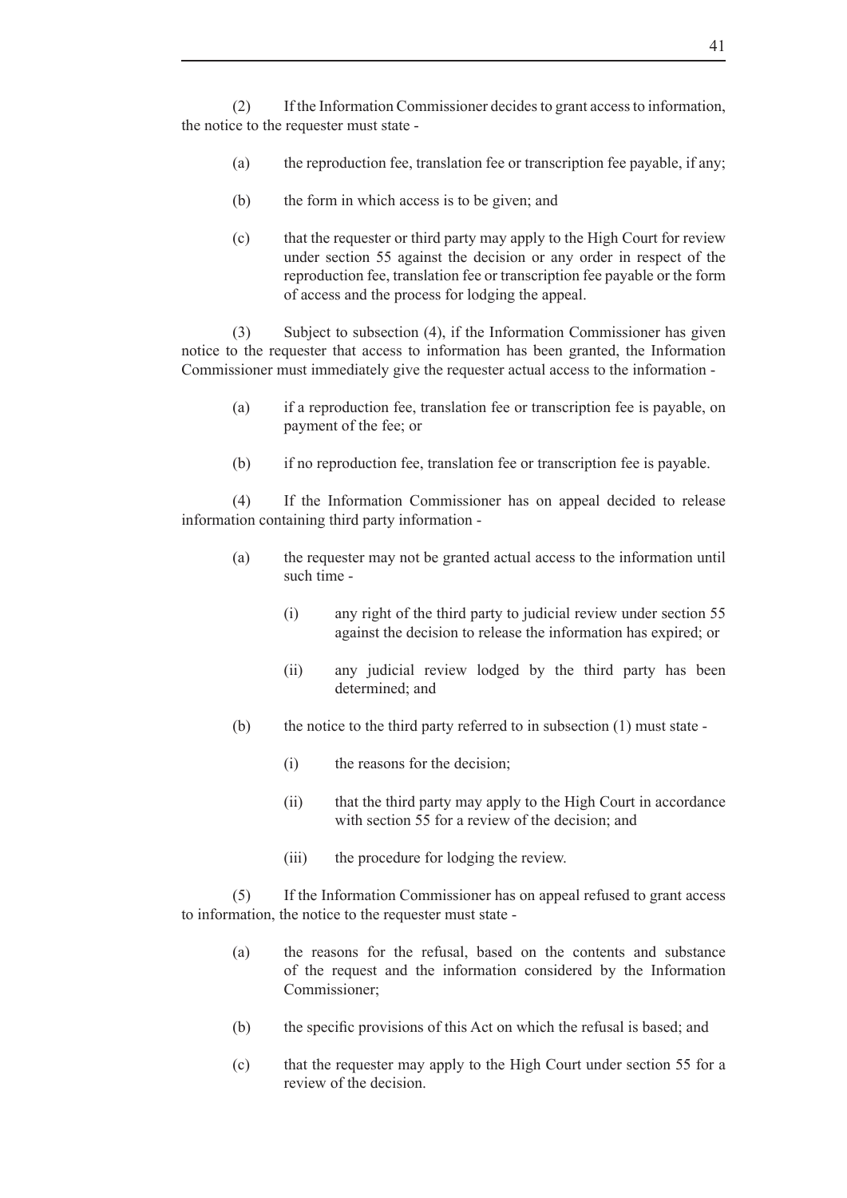(2) If the Information Commissioner decides to grant access to information, the notice to the requester must state -

(a) the reproduction fee, translation fee or transcription fee payable, if any;

(b) the form in which access is to be given; and

(c) that the requester or third party may apply to the High Court for review under section 55 against the decision or any order in respect of the reproduction fee, translation fee or transcription fee payable or the form of access and the process for lodging the appeal.

(3) Subject to subsection (4), if the Information Commissioner has given notice to the requester that access to information has been granted, the Information Commissioner must immediately give the requester actual access to the information -

(a) if a reproduction fee, translation fee or transcription fee is payable, on payment of the fee; or

(b) if no reproduction fee, translation fee or transcription fee is payable.

(4) If the Information Commissioner has on appeal decided to release information containing third party information -

(a) the requester may not be granted actual access to the information until such time -

(i) any right of the third party to judicial review under section 55 against the decision to release the information has expired; or

(ii) any judicial review lodged by the third party has been determined; and

(b) the notice to the third party referred to in subsection (1) must state -

(i) the reasons for the decision;

(ii) that the third party may apply to the High Court in accordance with section 55 for a review of the decision; and

(iii) the procedure for lodging the review.

(5) If the Information Commissioner has on appeal refused to grant access to information, the notice to the requester must state -

(a) the reasons for the refusal, based on the contents and substance of the request and the information considered by the Information Commissioner;

(b) the specific provisions of this Act on which the refusal is based; and

(c) that the requester may apply to the High Court under section 55 for a review of the decision.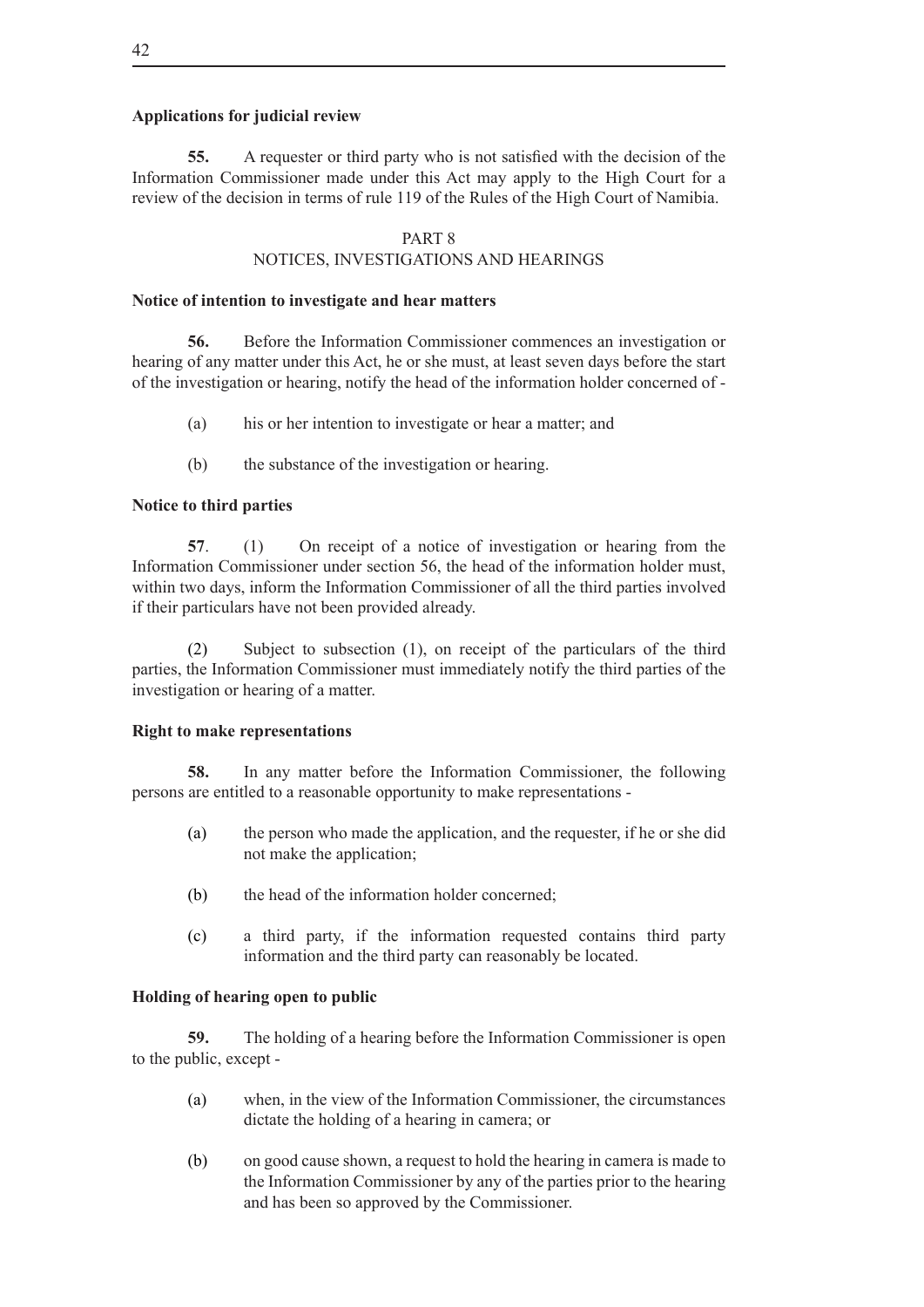**Applications for judicial review**

**55.** A requester or third party who is not satisfied with the decision of the Information Commissioner made under this Act may apply to the High Court for a review of the decision in terms of rule 119 of the Rules of the High Court of Namibia.

PART 8
NOTICES, INVESTIGATIONS AND HEARINGS

**Notice of intention to investigate and hear matters**

**56.** Before the Information Commissioner commences an investigation or hearing of any matter under this Act, he or she must, at least seven days before the start of the investigation or hearing, notify the head of the information holder concerned of -

(a) his or her intention to investigate or hear a matter; and

(b) the substance of the investigation or hearing.

**Notice to third parties**

**57**. (1) On receipt of a notice of investigation or hearing from the Information Commissioner under section 56, the head of the information holder must, within two days, inform the Information Commissioner of all the third parties involved if their particulars have not been provided already.

(2) Subject to subsection (1), on receipt of the particulars of the third parties, the Information Commissioner must immediately notify the third parties of the investigation or hearing of a matter.

**Right to make representations**

**58.** In any matter before the Information Commissioner, the following persons are entitled to a reasonable opportunity to make representations -

(a) the person who made the application, and the requester, if he or she did not make the application;

(b) the head of the information holder concerned;

(c) a third party, if the information requested contains third party information and the third party can reasonably be located.

**Holding of hearing open to public**

**59.** The holding of a hearing before the Information Commissioner is open to the public, except -

(a) when, in the view of the Information Commissioner, the circumstances dictate the holding of a hearing in camera; or

(b) on good cause shown, a request to hold the hearing in camera is made to the Information Commissioner by any of the parties prior to the hearing and has been so approved by the Commissioner.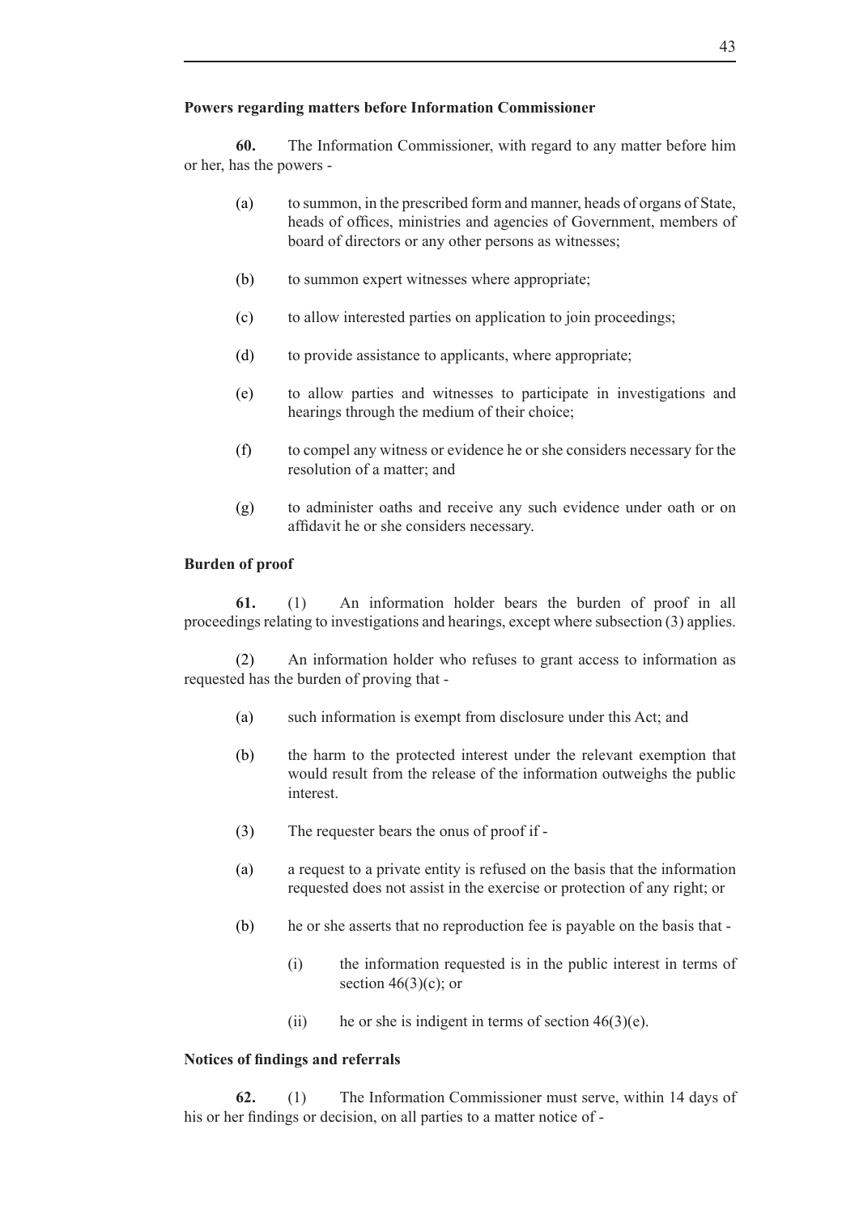**Powers regarding matters before Information Commissioner**

**60.** The Information Commissioner, with regard to any matter before him or her, has the powers -

(a) to summon, in the prescribed form and manner, heads of organs of State, heads of offices, ministries and agencies of Government, members of board of directors or any other persons as witnesses;

(b) to summon expert witnesses where appropriate;

(c) to allow interested parties on application to join proceedings;

(d) to provide assistance to applicants, where appropriate;

(e) to allow parties and witnesses to participate in investigations and hearings through the medium of their choice;

(f) to compel any witness or evidence he or she considers necessary for the resolution of a matter; and

(g) to administer oaths and receive any such evidence under oath or on affidavit he or she considers necessary.

**Burden of proof**

**61.** (1) An information holder bears the burden of proof in all proceedings relating to investigations and hearings, except where subsection (3) applies.

(2) An information holder who refuses to grant access to information as requested has the burden of proving that -

(a) such information is exempt from disclosure under this Act; and

(b) the harm to the protected interest under the relevant exemption that would result from the release of the information outweighs the public interest.

(3) The requester bears the onus of proof if -

(a) a request to a private entity is refused on the basis that the information requested does not assist in the exercise or protection of any right; or

(b) he or she asserts that no reproduction fee is payable on the basis that -

(i) the information requested is in the public interest in terms of section 46(3)(c); or

(ii) he or she is indigent in terms of section 46(3)(e).

**Notices of findings and referrals**

**62.** (1) The Information Commissioner must serve, within 14 days of his or her findings or decision, on all parties to a matter notice of -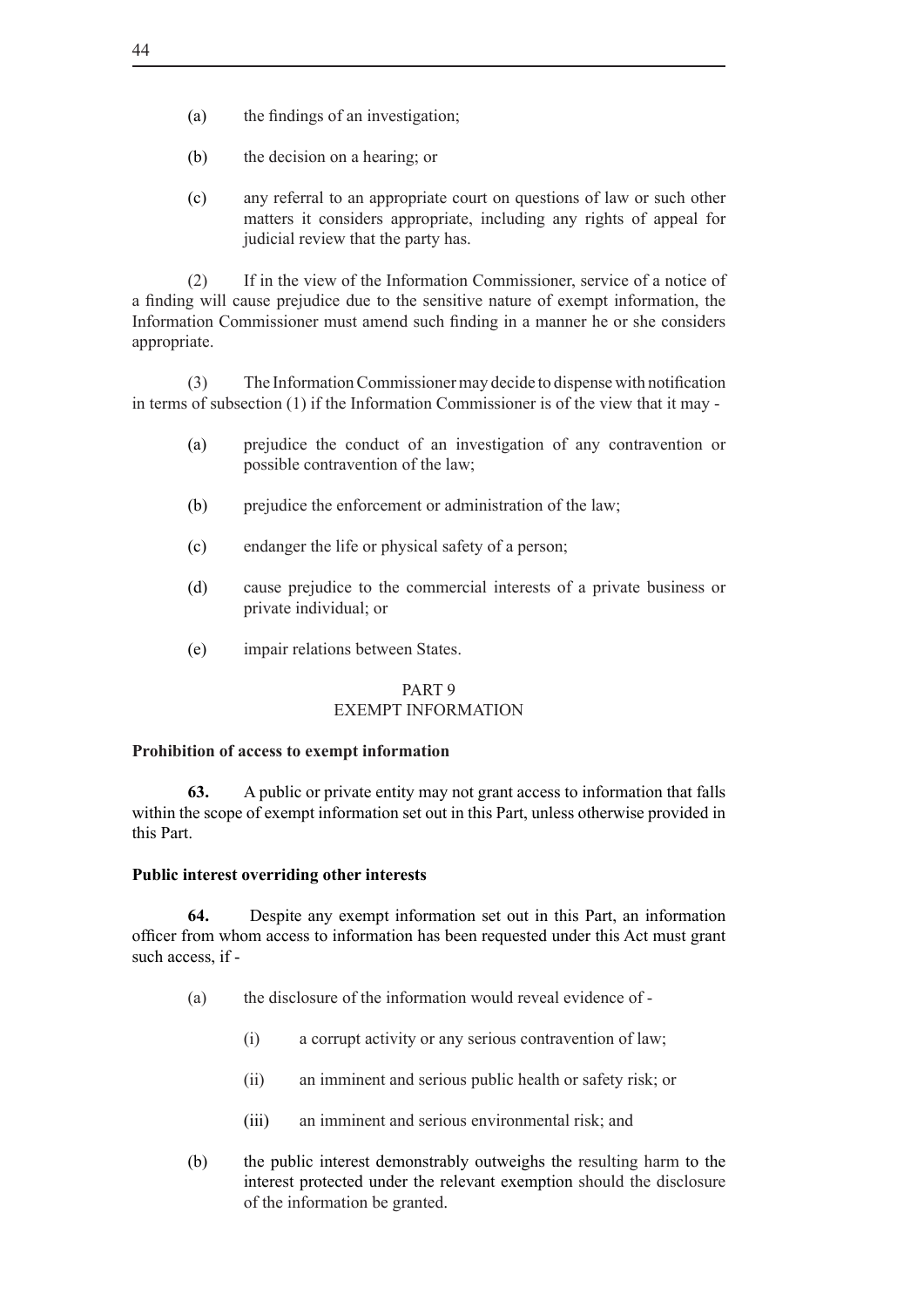(a) the findings of an investigation;

(b) the decision on a hearing; or

(c) any referral to an appropriate court on questions of law or such other matters it considers appropriate, including any rights of appeal for judicial review that the party has.

(2) If in the view of the Information Commissioner, service of a notice of a finding will cause prejudice due to the sensitive nature of exempt information, the Information Commissioner must amend such finding in a manner he or she considers appropriate.

(3) The Information Commissioner may decide to dispense with notification in terms of subsection (1) if the Information Commissioner is of the view that it may -

(a) prejudice the conduct of an investigation of any contravention or possible contravention of the law;

(b) prejudice the enforcement or administration of the law;

(c) endanger the life or physical safety of a person;

(d) cause prejudice to the commercial interests of a private business or private individual; or

(e) impair relations between States.

## PART 9
## EXEMPT INFORMATION

**Prohibition of access to exempt information**

**63.** A public or private entity may not grant access to information that falls within the scope of exempt information set out in this Part, unless otherwise provided in this Part.

**Public interest overriding other interests**

**64.** Despite any exempt information set out in this Part, an information officer from whom access to information has been requested under this Act must grant such access, if -

(a) the disclosure of the information would reveal evidence of -

  (i) a corrupt activity or any serious contravention of law;

  (ii) an imminent and serious public health or safety risk; or

  (iii) an imminent and serious environmental risk; and

(b) the public interest demonstrably outweighs the resulting harm to the interest protected under the relevant exemption should the disclosure of the information be granted.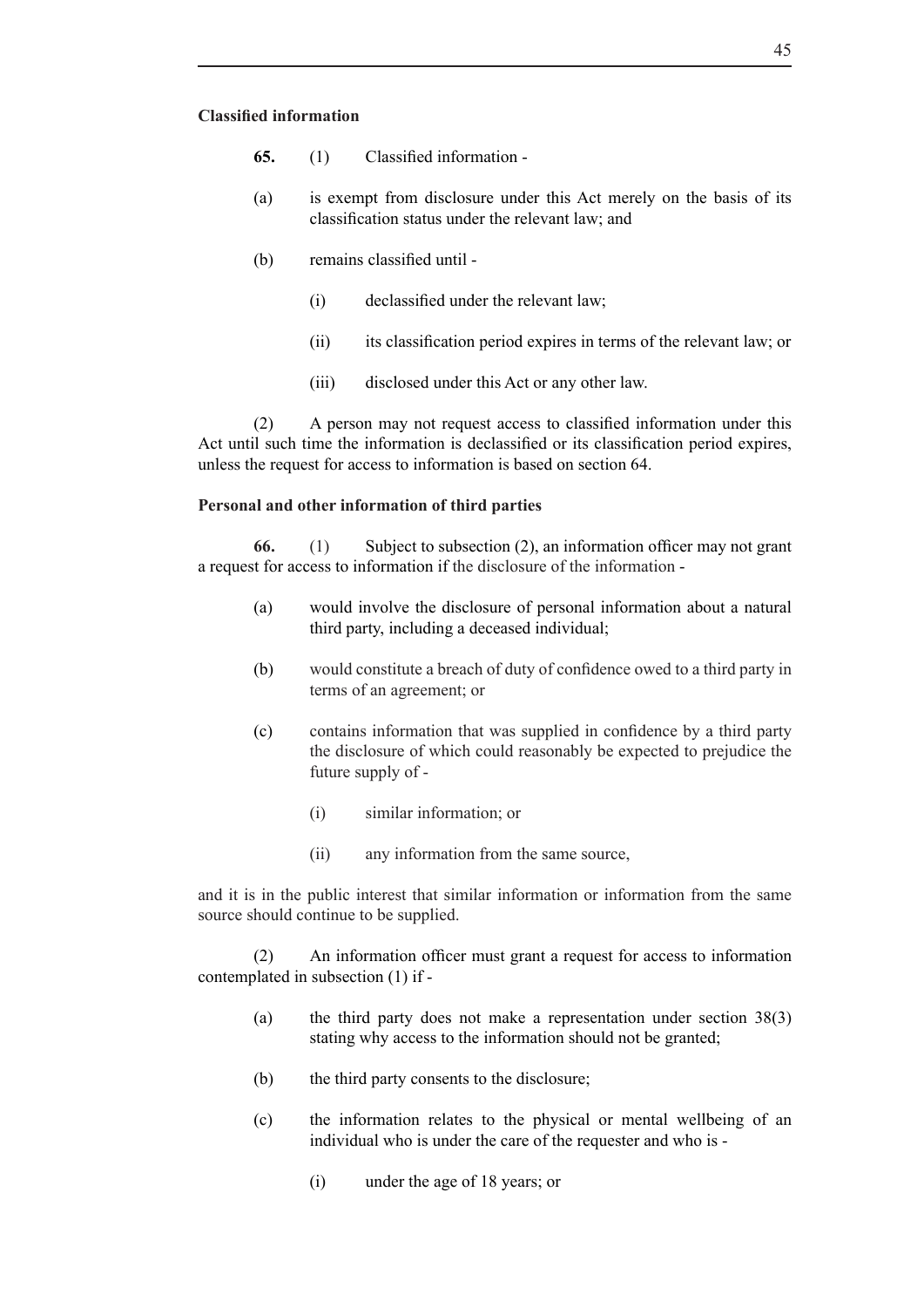**Classified information**

**65.** (1) Classified information -

(a) is exempt from disclosure under this Act merely on the basis of its classification status under the relevant law; and

(b) remains classified until -

(i) declassified under the relevant law;

(ii) its classification period expires in terms of the relevant law; or

(iii) disclosed under this Act or any other law.

(2) A person may not request access to classified information under this Act until such time the information is declassified or its classification period expires, unless the request for access to information is based on section 64.

**Personal and other information of third parties**

**66.** (1) Subject to subsection (2), an information officer may not grant a request for access to information if the disclosure of the information -

(a) would involve the disclosure of personal information about a natural third party, including a deceased individual;

(b) would constitute a breach of duty of confidence owed to a third party in terms of an agreement; or

(c) contains information that was supplied in confidence by a third party the disclosure of which could reasonably be expected to prejudice the future supply of -

(i) similar information; or

(ii) any information from the same source,

and it is in the public interest that similar information or information from the same source should continue to be supplied.

(2) An information officer must grant a request for access to information contemplated in subsection (1) if -

(a) the third party does not make a representation under section 38(3) stating why access to the information should not be granted;

(b) the third party consents to the disclosure;

(c) the information relates to the physical or mental wellbeing of an individual who is under the care of the requester and who is -

(i) under the age of 18 years; or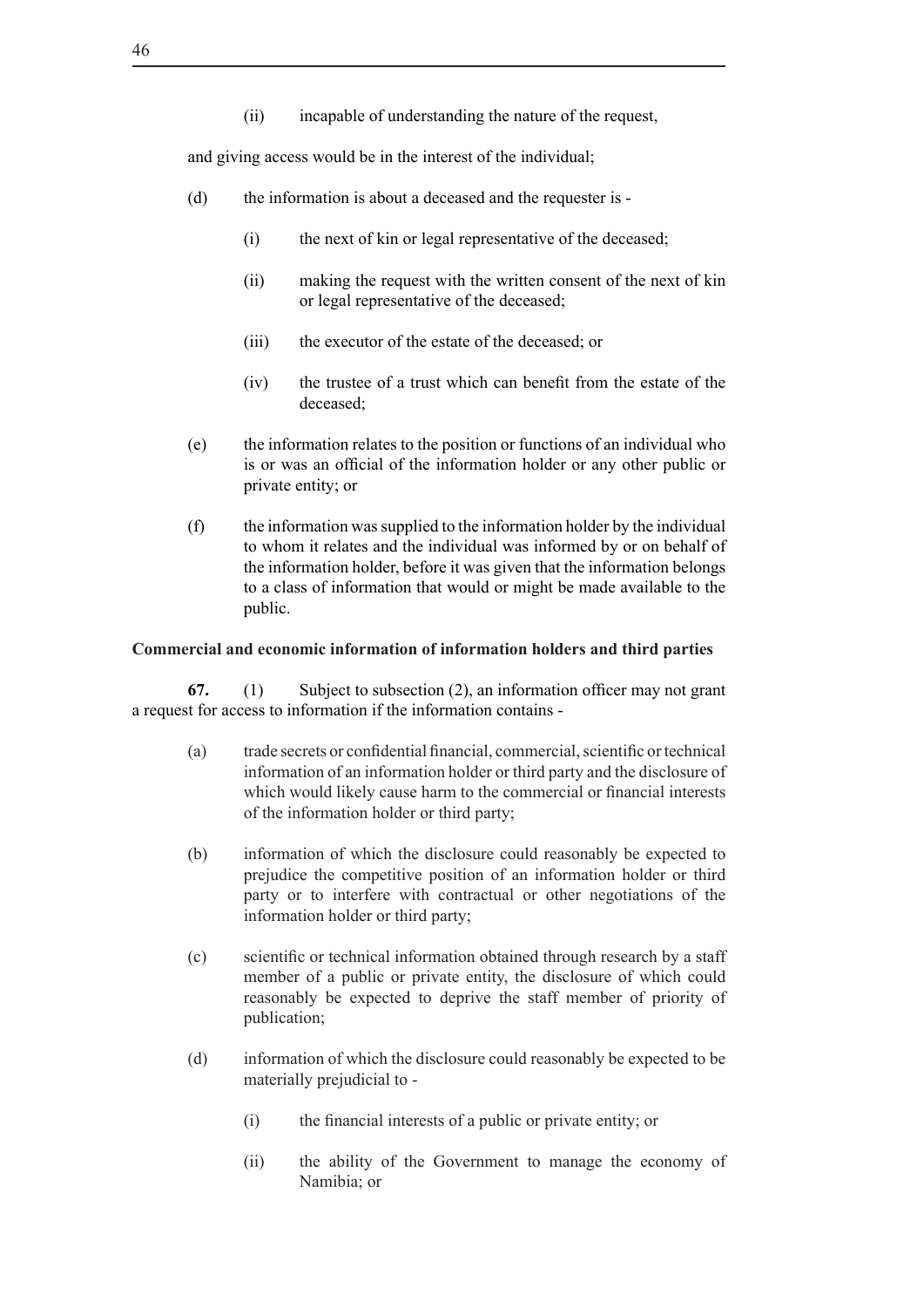(ii) incapable of understanding the nature of the request,

and giving access would be in the interest of the individual;

(d) the information is about a deceased and the requester is -

(i) the next of kin or legal representative of the deceased;

(ii) making the request with the written consent of the next of kin or legal representative of the deceased;

(iii) the executor of the estate of the deceased; or

(iv) the trustee of a trust which can benefit from the estate of the deceased;

(e) the information relates to the position or functions of an individual who is or was an official of the information holder or any other public or private entity; or

(f) the information was supplied to the information holder by the individual to whom it relates and the individual was informed by or on behalf of the information holder, before it was given that the information belongs to a class of information that would or might be made available to the public.

**Commercial and economic information of information holders and third parties**

**67.** (1) Subject to subsection (2), an information officer may not grant a request for access to information if the information contains -

(a) trade secrets or confidential financial, commercial, scientific or technical information of an information holder or third party and the disclosure of which would likely cause harm to the commercial or financial interests of the information holder or third party;

(b) information of which the disclosure could reasonably be expected to prejudice the competitive position of an information holder or third party or to interfere with contractual or other negotiations of the information holder or third party;

(c) scientific or technical information obtained through research by a staff member of a public or private entity, the disclosure of which could reasonably be expected to deprive the staff member of priority of publication;

(d) information of which the disclosure could reasonably be expected to be materially prejudicial to -

(i) the financial interests of a public or private entity; or

(ii) the ability of the Government to manage the economy of Namibia; or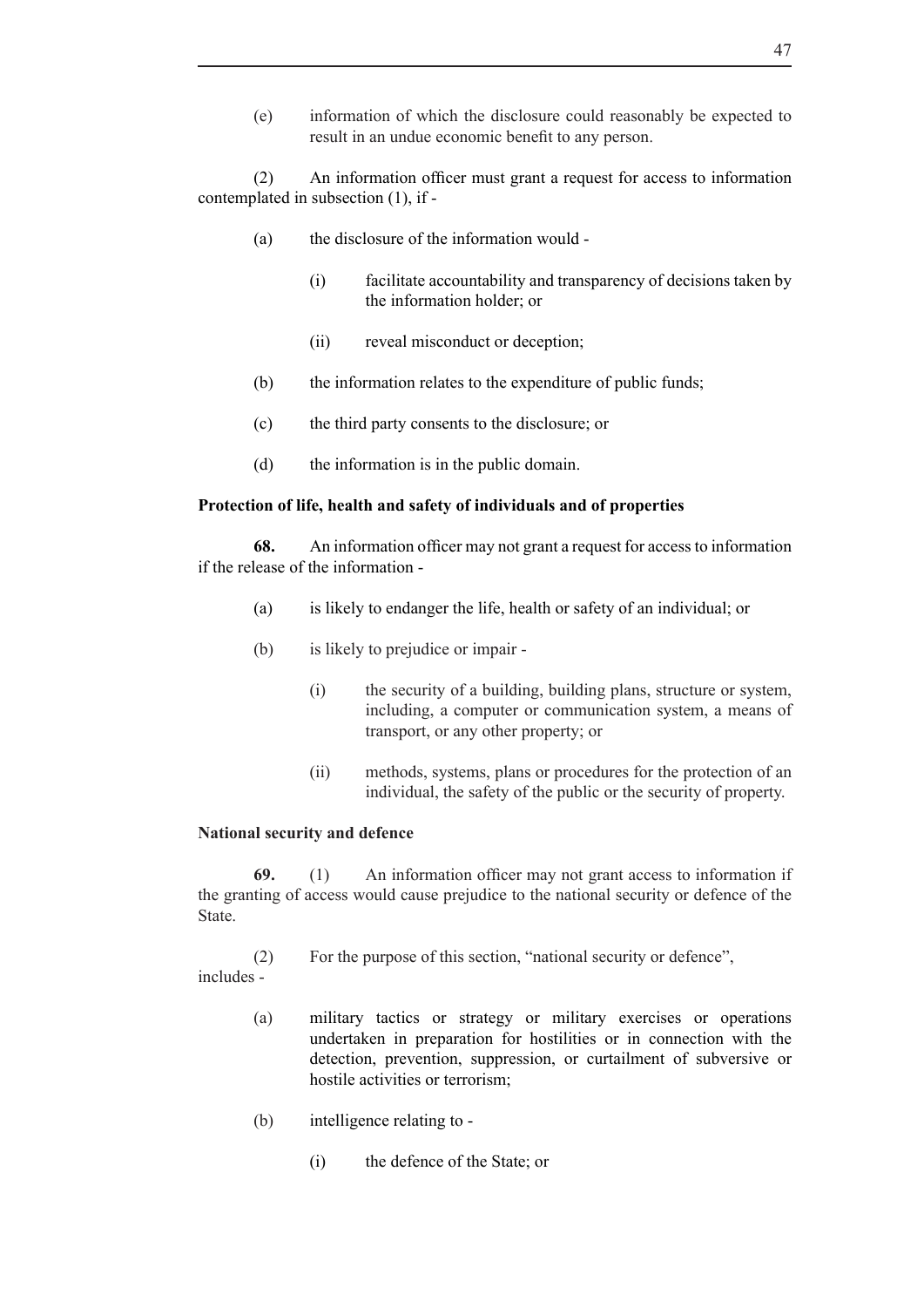(e) information of which the disclosure could reasonably be expected to result in an undue economic benefit to any person.

(2) An information officer must grant a request for access to information contemplated in subsection (1), if -

(a) the disclosure of the information would -

(i) facilitate accountability and transparency of decisions taken by the information holder; or

(ii) reveal misconduct or deception;

(b) the information relates to the expenditure of public funds;

(c) the third party consents to the disclosure; or

(d) the information is in the public domain.

**Protection of life, health and safety of individuals and of properties**

**68.** An information officer may not grant a request for access to information if the release of the information -

(a) is likely to endanger the life, health or safety of an individual; or

(b) is likely to prejudice or impair -

(i) the security of a building, building plans, structure or system, including, a computer or communication system, a means of transport, or any other property; or

(ii) methods, systems, plans or procedures for the protection of an individual, the safety of the public or the security of property.

**National security and defence**

**69.** (1) An information officer may not grant access to information if the granting of access would cause prejudice to the national security or defence of the State.

(2) For the purpose of this section, "national security or defence", includes -

(a) military tactics or strategy or military exercises or operations undertaken in preparation for hostilities or in connection with the detection, prevention, suppression, or curtailment of subversive or hostile activities or terrorism;

(b) intelligence relating to -

(i) the defence of the State; or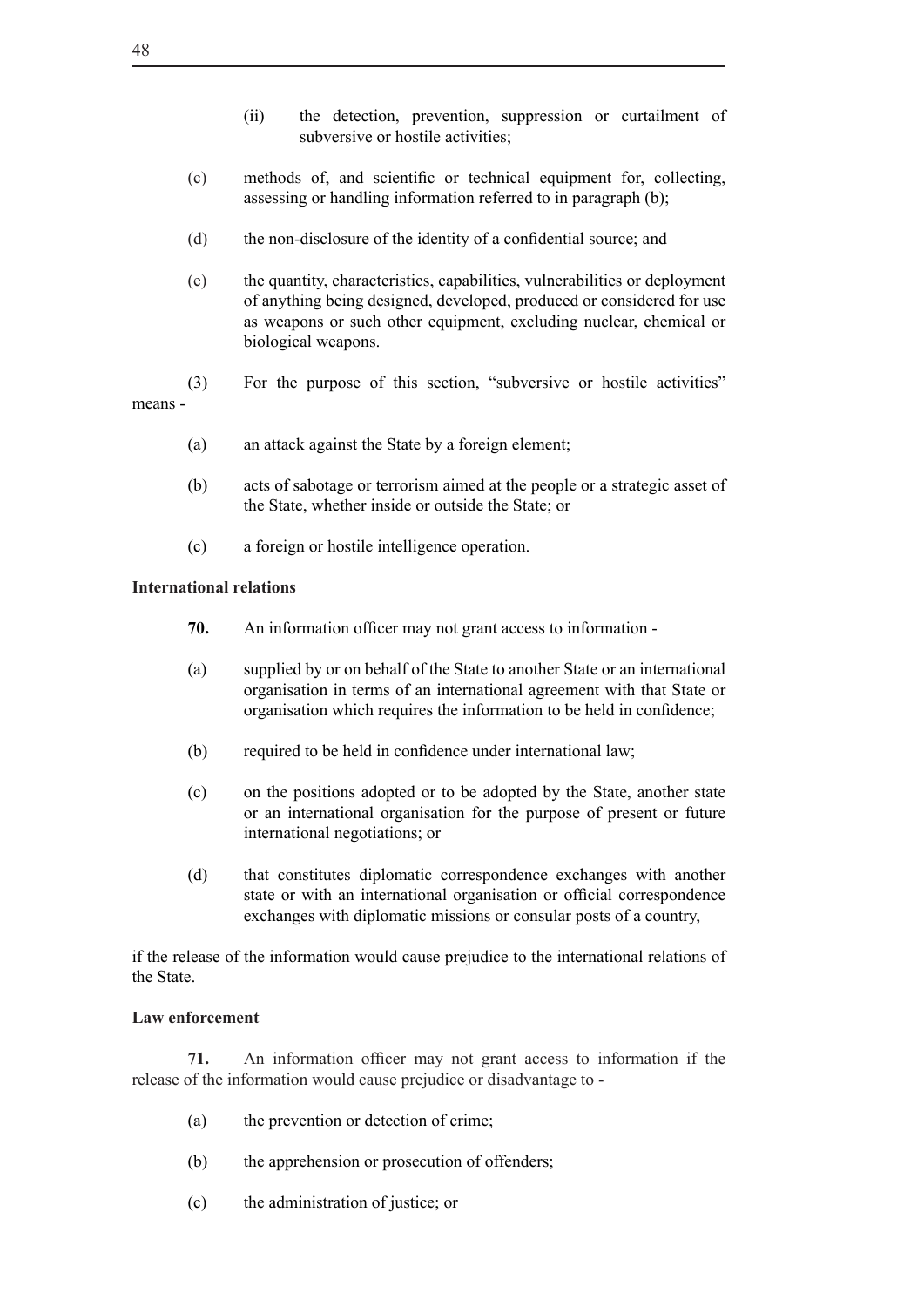(ii) the detection, prevention, suppression or curtailment of subversive or hostile activities;

(c) methods of, and scientific or technical equipment for, collecting, assessing or handling information referred to in paragraph (b);

(d) the non-disclosure of the identity of a confidential source; and

(e) the quantity, characteristics, capabilities, vulnerabilities or deployment of anything being designed, developed, produced or considered for use as weapons or such other equipment, excluding nuclear, chemical or biological weapons.

(3) For the purpose of this section, "subversive or hostile activities" means -

(a) an attack against the State by a foreign element;

(b) acts of sabotage or terrorism aimed at the people or a strategic asset of the State, whether inside or outside the State; or

(c) a foreign or hostile intelligence operation.

**International relations**

**70.** An information officer may not grant access to information -

(a) supplied by or on behalf of the State to another State or an international organisation in terms of an international agreement with that State or organisation which requires the information to be held in confidence;

(b) required to be held in confidence under international law;

(c) on the positions adopted or to be adopted by the State, another state or an international organisation for the purpose of present or future international negotiations; or

(d) that constitutes diplomatic correspondence exchanges with another state or with an international organisation or official correspondence exchanges with diplomatic missions or consular posts of a country,

if the release of the information would cause prejudice to the international relations of the State.

**Law enforcement**

**71.** An information officer may not grant access to information if the release of the information would cause prejudice or disadvantage to -

(a) the prevention or detection of crime;

(b) the apprehension or prosecution of offenders;

(c) the administration of justice; or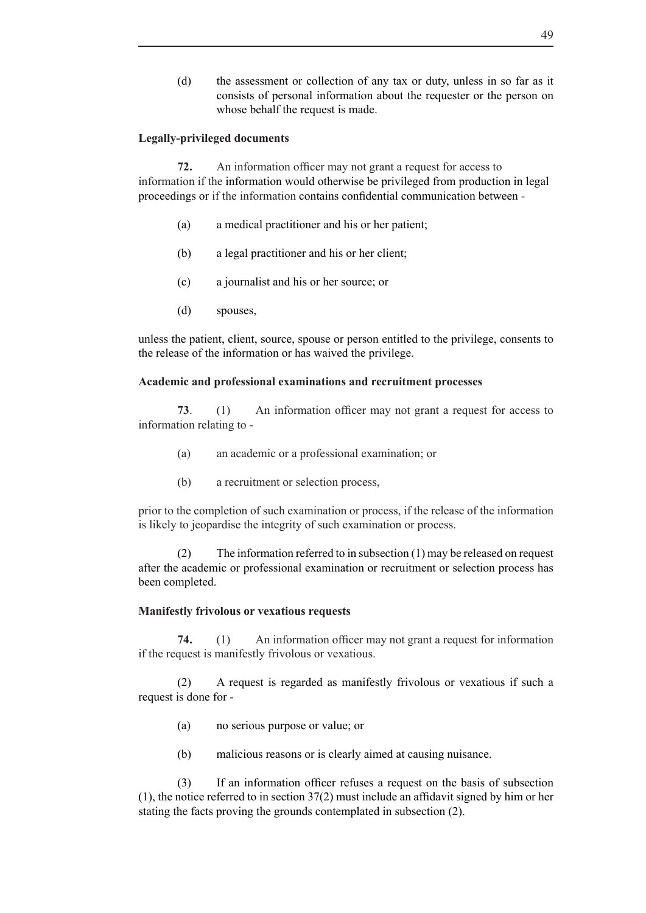(d) the assessment or collection of any tax or duty, unless in so far as it consists of personal information about the requester or the person on whose behalf the request is made.

**Legally-privileged documents**

**72.** An information officer may not grant a request for access to information if the information would otherwise be privileged from production in legal proceedings or if the information contains confidential communication between -

(a) a medical practitioner and his or her patient;

(b) a legal practitioner and his or her client;

(c) a journalist and his or her source; or

(d) spouses,

unless the patient, client, source, spouse or person entitled to the privilege, consents to the release of the information or has waived the privilege.

**Academic and professional examinations and recruitment processes**

**73**. (1) An information officer may not grant a request for access to information relating to -

(a) an academic or a professional examination; or

(b) a recruitment or selection process,

prior to the completion of such examination or process, if the release of the information is likely to jeopardise the integrity of such examination or process.

(2) The information referred to in subsection (1) may be released on request after the academic or professional examination or recruitment or selection process has been completed.

**Manifestly frivolous or vexatious requests**

**74.** (1) An information officer may not grant a request for information if the request is manifestly frivolous or vexatious.

(2) A request is regarded as manifestly frivolous or vexatious if such a request is done for -

(a) no serious purpose or value; or

(b) malicious reasons or is clearly aimed at causing nuisance.

(3) If an information officer refuses a request on the basis of subsection (1), the notice referred to in section 37(2) must include an affidavit signed by him or her stating the facts proving the grounds contemplated in subsection (2).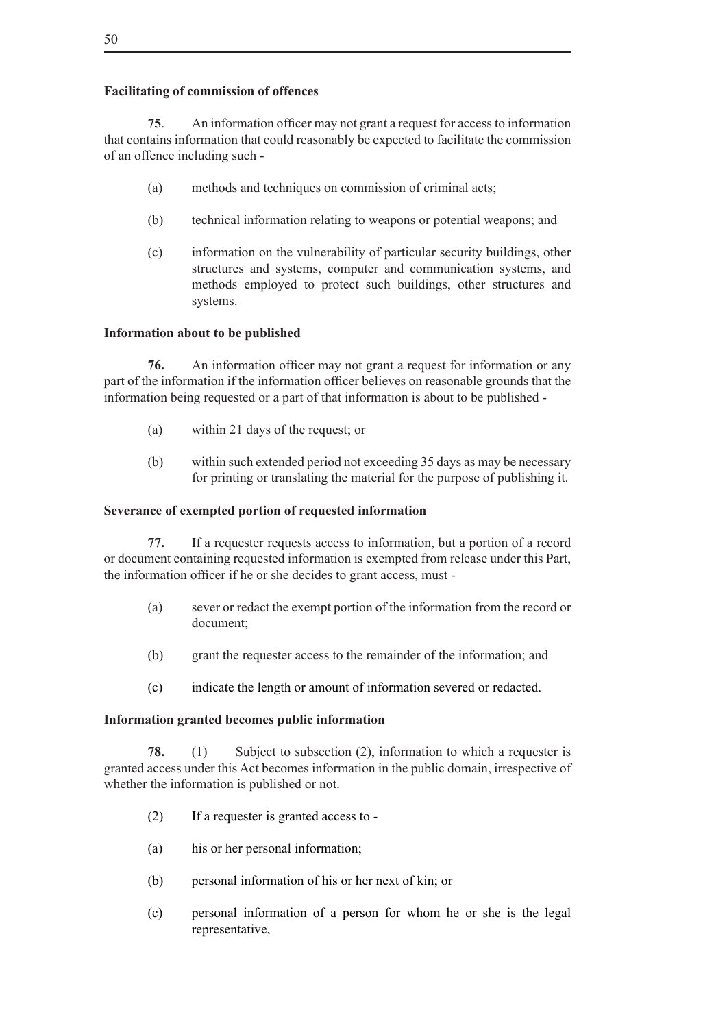**Facilitating of commission of offences**

**75**. An information officer may not grant a request for access to information that contains information that could reasonably be expected to facilitate the commission of an offence including such -

(a) methods and techniques on commission of criminal acts;

(b) technical information relating to weapons or potential weapons; and

(c) information on the vulnerability of particular security buildings, other structures and systems, computer and communication systems, and methods employed to protect such buildings, other structures and systems.

**Information about to be published**

**76.** An information officer may not grant a request for information or any part of the information if the information officer believes on reasonable grounds that the information being requested or a part of that information is about to be published -

(a) within 21 days of the request; or

(b) within such extended period not exceeding 35 days as may be necessary for printing or translating the material for the purpose of publishing it.

**Severance of exempted portion of requested information**

**77.** If a requester requests access to information, but a portion of a record or document containing requested information is exempted from release under this Part, the information officer if he or she decides to grant access, must -

(a) sever or redact the exempt portion of the information from the record or document;

(b) grant the requester access to the remainder of the information; and

(c) indicate the length or amount of information severed or redacted.

**Information granted becomes public information**

**78.** (1) Subject to subsection (2), information to which a requester is granted access under this Act becomes information in the public domain, irrespective of whether the information is published or not.

(2) If a requester is granted access to -

(a) his or her personal information;

(b) personal information of his or her next of kin; or

(c) personal information of a person for whom he or she is the legal representative,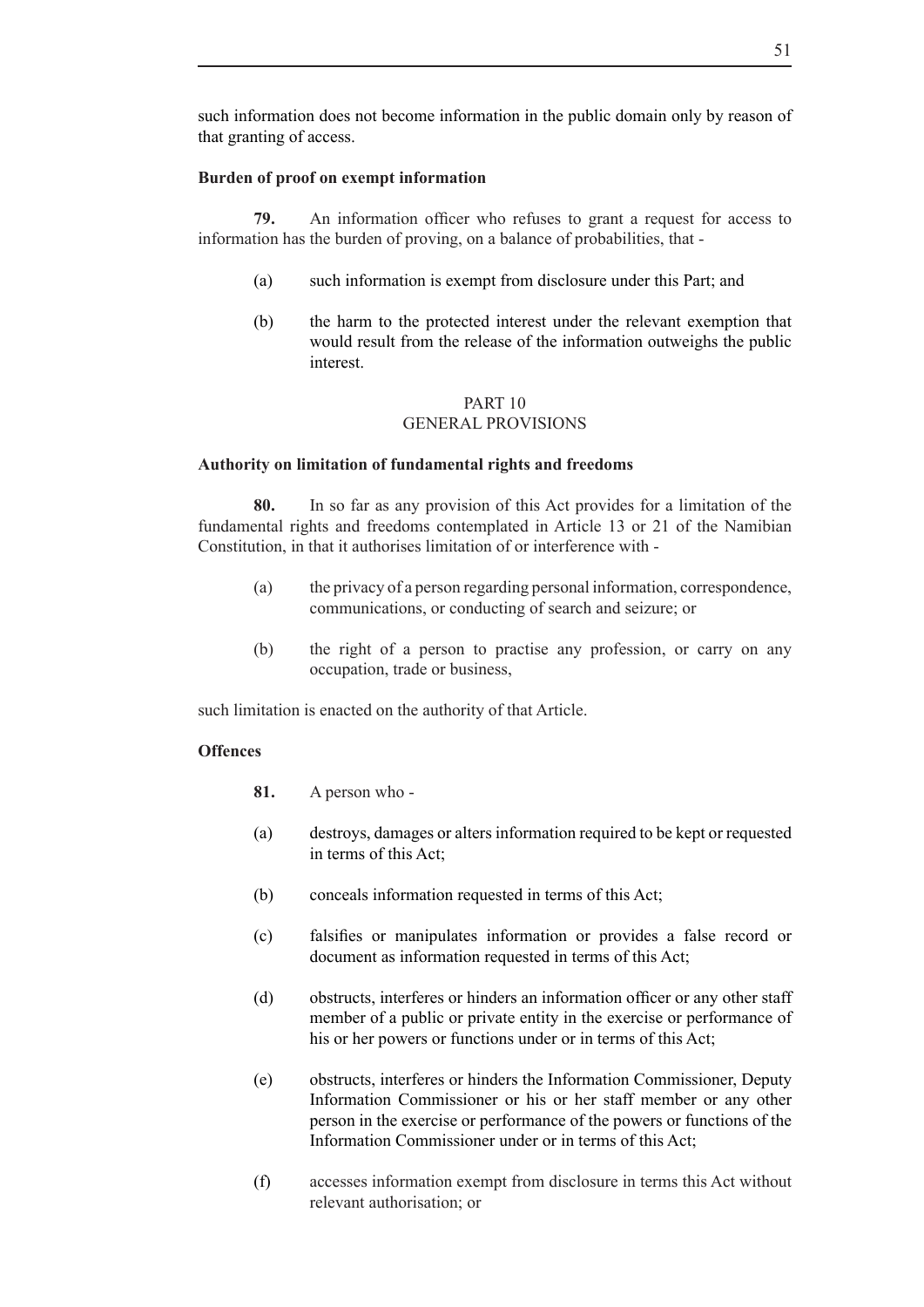such information does not become information in the public domain only by reason of that granting of access.

**Burden of proof on exempt information**

**79.** An information officer who refuses to grant a request for access to information has the burden of proving, on a balance of probabilities, that -

(a) such information is exempt from disclosure under this Part; and

(b) the harm to the protected interest under the relevant exemption that would result from the release of the information outweighs the public interest.

PART 10
GENERAL PROVISIONS

**Authority on limitation of fundamental rights and freedoms**

**80.** In so far as any provision of this Act provides for a limitation of the fundamental rights and freedoms contemplated in Article 13 or 21 of the Namibian Constitution, in that it authorises limitation of or interference with -

(a) the privacy of a person regarding personal information, correspondence, communications, or conducting of search and seizure; or

(b) the right of a person to practise any profession, or carry on any occupation, trade or business,

such limitation is enacted on the authority of that Article.

**Offences**

**81.** A person who -

(a) destroys, damages or alters information required to be kept or requested in terms of this Act;

(b) conceals information requested in terms of this Act;

(c) falsifies or manipulates information or provides a false record or document as information requested in terms of this Act;

(d) obstructs, interferes or hinders an information officer or any other staff member of a public or private entity in the exercise or performance of his or her powers or functions under or in terms of this Act;

(e) obstructs, interferes or hinders the Information Commissioner, Deputy Information Commissioner or his or her staff member or any other person in the exercise or performance of the powers or functions of the Information Commissioner under or in terms of this Act;

(f) accesses information exempt from disclosure in terms this Act without relevant authorisation; or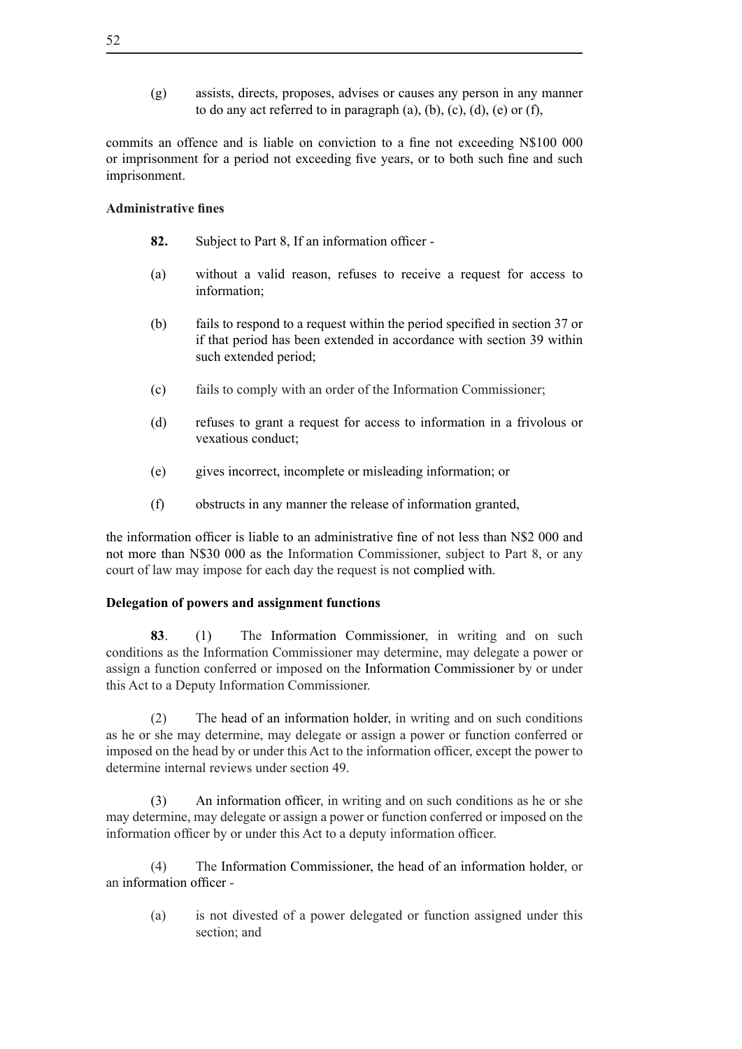(g) assists, directs, proposes, advises or causes any person in any manner to do any act referred to in paragraph (a), (b), (c), (d), (e) or (f),

commits an offence and is liable on conviction to a fine not exceeding N$100 000 or imprisonment for a period not exceeding five years, or to both such fine and such imprisonment.

**Administrative fines**

**82.** Subject to Part 8, If an information officer -

(a) without a valid reason, refuses to receive a request for access to information;

(b) fails to respond to a request within the period specified in section 37 or if that period has been extended in accordance with section 39 within such extended period;

(c) fails to comply with an order of the Information Commissioner;

(d) refuses to grant a request for access to information in a frivolous or vexatious conduct;

(e) gives incorrect, incomplete or misleading information; or

(f) obstructs in any manner the release of information granted,

the information officer is liable to an administrative fine of not less than N$2 000 and not more than N$30 000 as the Information Commissioner, subject to Part 8, or any court of law may impose for each day the request is not complied with.

**Delegation of powers and assignment functions**

**83**. (1) The Information Commissioner, in writing and on such conditions as the Information Commissioner may determine, may delegate a power or assign a function conferred or imposed on the Information Commissioner by or under this Act to a Deputy Information Commissioner.

(2) The head of an information holder, in writing and on such conditions as he or she may determine, may delegate or assign a power or function conferred or imposed on the head by or under this Act to the information officer, except the power to determine internal reviews under section 49.

(3) An information officer, in writing and on such conditions as he or she may determine, may delegate or assign a power or function conferred or imposed on the information officer by or under this Act to a deputy information officer.

(4) The Information Commissioner, the head of an information holder, or an information officer -

(a) is not divested of a power delegated or function assigned under this section; and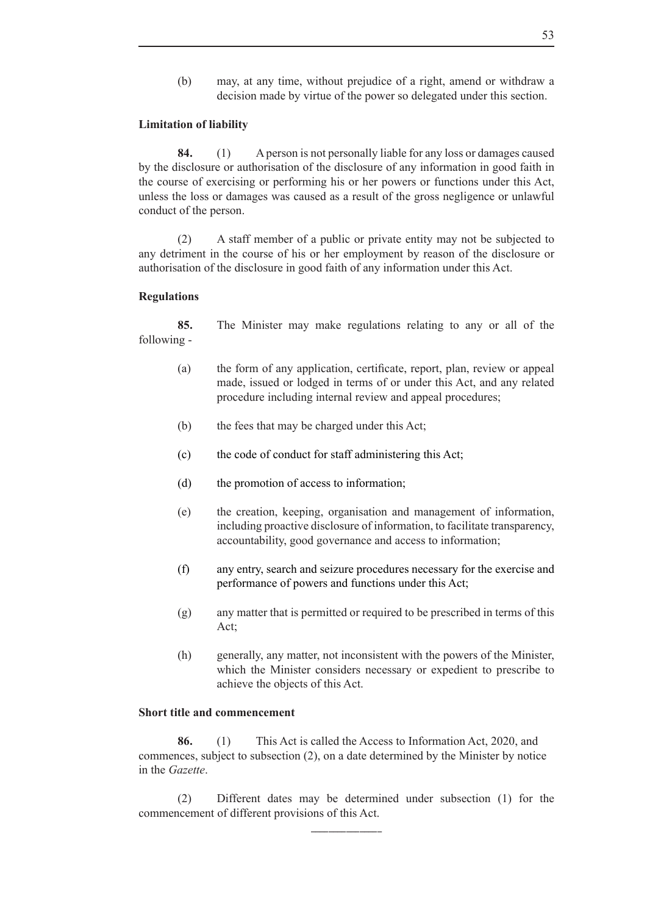(b) may, at any time, without prejudice of a right, amend or withdraw a decision made by virtue of the power so delegated under this section.

**Limitation of liability**

**84.** (1) A person is not personally liable for any loss or damages caused by the disclosure or authorisation of the disclosure of any information in good faith in the course of exercising or performing his or her powers or functions under this Act, unless the loss or damages was caused as a result of the gross negligence or unlawful conduct of the person.

(2) A staff member of a public or private entity may not be subjected to any detriment in the course of his or her employment by reason of the disclosure or authorisation of the disclosure in good faith of any information under this Act.

**Regulations**

**85.** The Minister may make regulations relating to any or all of the following -

(a) the form of any application, certificate, report, plan, review or appeal made, issued or lodged in terms of or under this Act, and any related procedure including internal review and appeal procedures;

(b) the fees that may be charged under this Act;

(c) the code of conduct for staff administering this Act;

(d) the promotion of access to information;

(e) the creation, keeping, organisation and management of information, including proactive disclosure of information, to facilitate transparency, accountability, good governance and access to information;

(f) any entry, search and seizure procedures necessary for the exercise and performance of powers and functions under this Act;

(g) any matter that is permitted or required to be prescribed in terms of this Act;

(h) generally, any matter, not inconsistent with the powers of the Minister, which the Minister considers necessary or expedient to prescribe to achieve the objects of this Act.

**Short title and commencement**

**86.** (1) This Act is called the Access to Information Act, 2020, and commences, subject to subsection (2), on a date determined by the Minister by notice in the *Gazette*.

(2) Different dates may be determined under subsection (1) for the commencement of different provisions of this Act.

————————